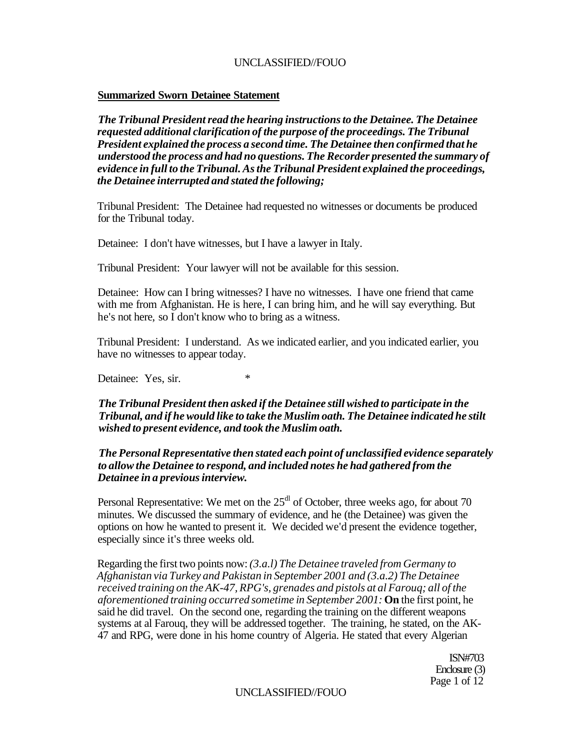**Summarized Sworn Detainee Statement**

***The Tribunal President read the hearing instructions to the Detainee. The Detainee requested additional clarification of the purpose of the proceedings. The Tribunal President explained the process a second time. The Detainee then confirmed that he understood the process and had no questions. The Recorder presented the summary of evidence in full to the Tribunal. As the Tribunal President explained the proceedings, the Detainee interrupted and stated the following;***

Tribunal President: The Detainee had requested no witnesses or documents be produced for the Tribunal today.

Detainee: I don't have witnesses, but I have a lawyer in Italy.

Tribunal President: Your lawyer will not be available for this session.

Detainee: How can I bring witnesses? I have no witnesses. I have one friend that came with me from Afghanistan. He is here, I can bring him, and he will say everything. But he's not here, so I don't know who to bring as a witness.

Tribunal President: I understand. As we indicated earlier, and you indicated earlier, you have no witnesses to appear today.

Detainee: Yes, sir. *

***The Tribunal President then asked if the Detainee still wished to participate in the Tribunal, and if he would like to take the Muslim oath. The Detainee indicated he stilt wished to present evidence, and took the Muslim oath.***

***The Personal Representative then stated each point of unclassified evidence separately to allow the Detainee to respond, and included notes he had gathered from the Detainee in a previous interview.***

Personal Representative: We met on the 25[dl] of October, three weeks ago, for about 70 minutes. We discussed the summary of evidence, and he (the Detainee) was given the options on how he wanted to present it. We decided we'd present the evidence together, especially since it's three weeks old.

Regarding the first two points now: *(3.a.l) The Detainee traveled from Germany to Afghanistan via Turkey and Pakistan in September 2001 and (3.a.2) The Detainee received training on the AK-47, RPG's, grenades and pistols at al Farouq; all of the aforementioned training occurred sometime in September 2001:* **On** the first point, he said he did travel. On the second one, regarding the training on the different weapons systems at al Farouq, they will be addressed together. The training, he stated, on the AK-47 and RPG, were done in his home country of Algeria. He stated that every Algerian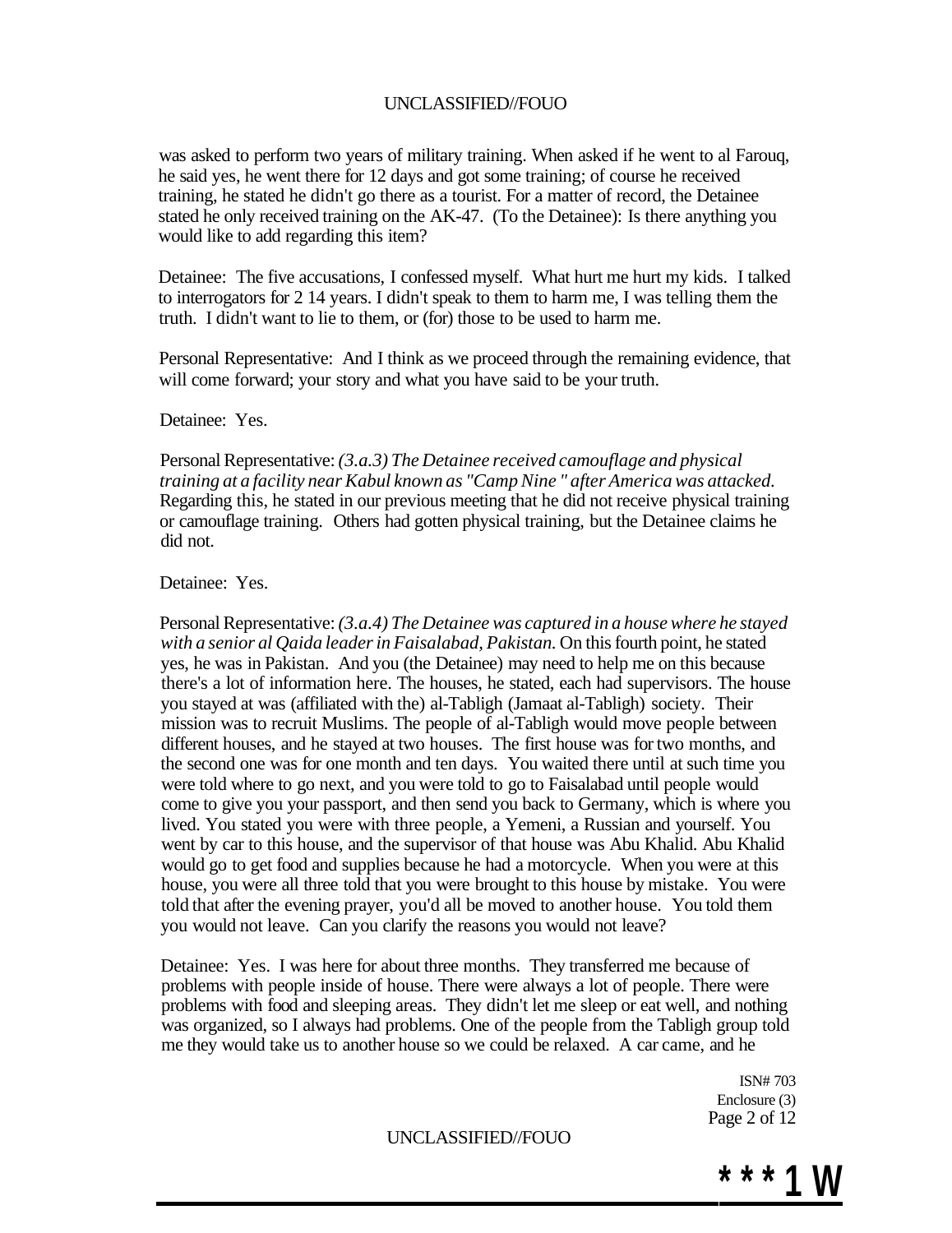was asked to perform two years of military training. When asked if he went to al Farouq, he said yes, he went there for 12 days and got some training; of course he received training, he stated he didn't go there as a tourist. For a matter of record, the Detainee stated he only received training on the AK-47. (To the Detainee): Is there anything you would like to add regarding this item?

Detainee: The five accusations, I confessed myself. What hurt me hurt my kids. I talked to interrogators for 2 14 years. I didn't speak to them to harm me, I was telling them the truth. I didn't want to lie to them, or (for) those to be used to harm me.

Personal Representative: And I think as we proceed through the remaining evidence, that will come forward; your story and what you have said to be your truth.

Detainee: Yes.

Personal Representative: *(3.a.3) The Detainee received camouflage and physical training at a facility near Kabul known as "Camp Nine " after America was attacked.* Regarding this, he stated in our previous meeting that he did not receive physical training or camouflage training. Others had gotten physical training, but the Detainee claims he did not.

Detainee: Yes.

Personal Representative: *(3.a.4) The Detainee was captured in a house where he stayed with a senior al Qaida leader in Faisalabad, Pakistan.* On this fourth point, he stated yes, he was in Pakistan. And you (the Detainee) may need to help me on this because there's a lot of information here. The houses, he stated, each had supervisors. The house you stayed at was (affiliated with the) al-Tabligh (Jamaat al-Tabligh) society. Their mission was to recruit Muslims. The people of al-Tabligh would move people between different houses, and he stayed at two houses. The first house was for two months, and the second one was for one month and ten days. You waited there until at such time you were told where to go next, and you were told to go to Faisalabad until people would come to give you your passport, and then send you back to Germany, which is where you lived. You stated you were with three people, a Yemeni, a Russian and yourself. You went by car to this house, and the supervisor of that house was Abu Khalid. Abu Khalid would go to get food and supplies because he had a motorcycle. When you were at this house, you were all three told that you were brought to this house by mistake. You were told that after the evening prayer, you'd all be moved to another house. You told them you would not leave. Can you clarify the reasons you would not leave?

Detainee: Yes. I was here for about three months. They transferred me because of problems with people inside of house. There were always a lot of people. There were problems with food and sleeping areas. They didn't let me sleep or eat well, and nothing was organized, so I always had problems. One of the people from the Tabligh group told me they would take us to another house so we could be relaxed. A car came, and he

ISN# 703
Enclosure (3)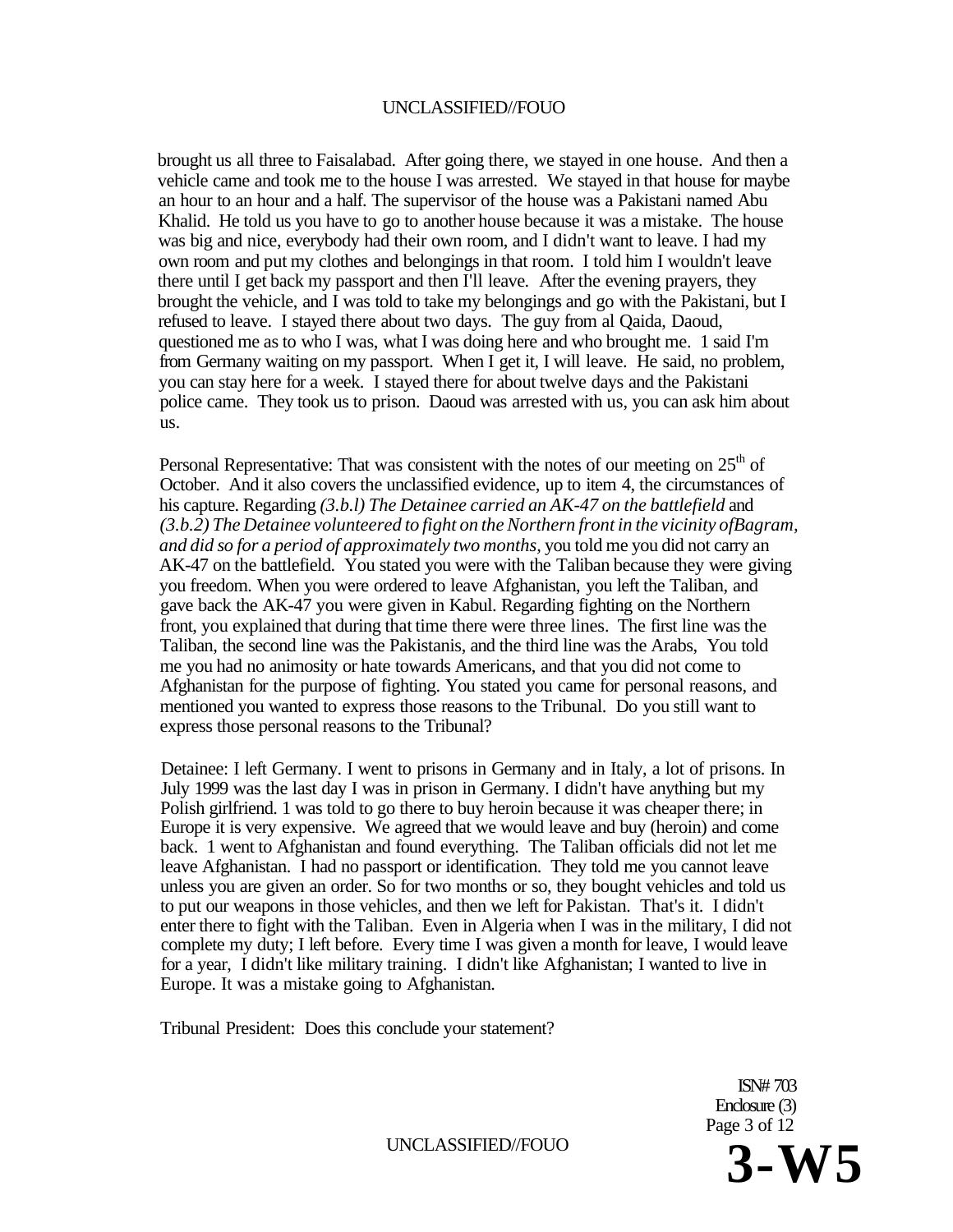brought us all three to Faisalabad. After going there, we stayed in one house. And then a vehicle came and took me to the house I was arrested. We stayed in that house for maybe an hour to an hour and a half. The supervisor of the house was a Pakistani named Abu Khalid. He told us you have to go to another house because it was a mistake. The house was big and nice, everybody had their own room, and I didn't want to leave. I had my own room and put my clothes and belongings in that room. I told him I wouldn't leave there until I get back my passport and then I'll leave. After the evening prayers, they brought the vehicle, and I was told to take my belongings and go with the Pakistani, but I refused to leave. I stayed there about two days. The guy from al Qaida, Daoud, questioned me as to who I was, what I was doing here and who brought me. 1 said I'm from Germany waiting on my passport. When I get it, I will leave. He said, no problem, you can stay here for a week. I stayed there for about twelve days and the Pakistani police came. They took us to prison. Daoud was arrested with us, you can ask him about us.

Personal Representative: That was consistent with the notes of our meeting on 25th of October. And it also covers the unclassified evidence, up to item 4, the circumstances of his capture. Regarding *(3.b.l) The Detainee carried an AK-47 on the battlefield* and *(3.b.2) The Detainee volunteered to fight on the Northern front in the vicinity ofBagram, and did so for a period of approximately two months,* you told me you did not carry an AK-47 on the battlefield. You stated you were with the Taliban because they were giving you freedom. When you were ordered to leave Afghanistan, you left the Taliban, and gave back the AK-47 you were given in Kabul. Regarding fighting on the Northern front, you explained that during that time there were three lines. The first line was the Taliban, the second line was the Pakistanis, and the third line was the Arabs, You told me you had no animosity or hate towards Americans, and that you did not come to Afghanistan for the purpose of fighting. You stated you came for personal reasons, and mentioned you wanted to express those reasons to the Tribunal. Do you still want to express those personal reasons to the Tribunal?

Detainee: I left Germany. I went to prisons in Germany and in Italy, a lot of prisons. In July 1999 was the last day I was in prison in Germany. I didn't have anything but my Polish girlfriend. 1 was told to go there to buy heroin because it was cheaper there; in Europe it is very expensive. We agreed that we would leave and buy (heroin) and come back. 1 went to Afghanistan and found everything. The Taliban officials did not let me leave Afghanistan. I had no passport or identification. They told me you cannot leave unless you are given an order. So for two months or so, they bought vehicles and told us to put our weapons in those vehicles, and then we left for Pakistan. That's it. I didn't enter there to fight with the Taliban. Even in Algeria when I was in the military, I did not complete my duty; I left before. Every time I was given a month for leave, I would leave for a year, I didn't like military training. I didn't like Afghanistan; I wanted to live in Europe. It was a mistake going to Afghanistan.

Tribunal President: Does this conclude your statement?

ISN# 703
Enclosure (3)

3-W5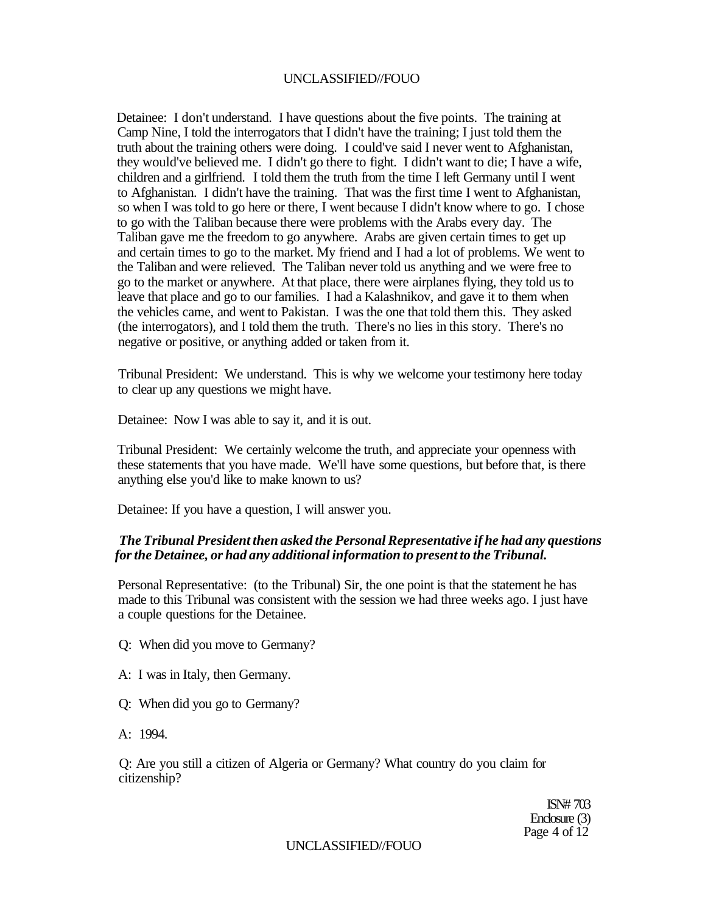Detainee: I don't understand. I have questions about the five points. The training at Camp Nine, I told the interrogators that I didn't have the training; I just told them the truth about the training others were doing. I could've said I never went to Afghanistan, they would've believed me. I didn't go there to fight. I didn't want to die; I have a wife, children and a girlfriend. I told them the truth from the time I left Germany until I went to Afghanistan. I didn't have the training. That was the first time I went to Afghanistan, so when I was told to go here or there, I went because I didn't know where to go. I chose to go with the Taliban because there were problems with the Arabs every day. The Taliban gave me the freedom to go anywhere. Arabs are given certain times to get up and certain times to go to the market. My friend and I had a lot of problems. We went to the Taliban and were relieved. The Taliban never told us anything and we were free to go to the market or anywhere. At that place, there were airplanes flying, they told us to leave that place and go to our families. I had a Kalashnikov, and gave it to them when the vehicles came, and went to Pakistan. I was the one that told them this. They asked (the interrogators), and I told them the truth. There's no lies in this story. There's no negative or positive, or anything added or taken from it.

Tribunal President: We understand. This is why we welcome your testimony here today to clear up any questions we might have.

Detainee: Now I was able to say it, and it is out.

Tribunal President: We certainly welcome the truth, and appreciate your openness with these statements that you have made. We'll have some questions, but before that, is there anything else you'd like to make known to us?

Detainee: If you have a question, I will answer you.

***The Tribunal President then asked the Personal Representative if he had any questions for the Detainee, or had any additional information to present to the Tribunal.***

Personal Representative: (to the Tribunal) Sir, the one point is that the statement he has made to this Tribunal was consistent with the session we had three weeks ago. I just have a couple questions for the Detainee.

Q: When did you move to Germany?

A: I was in Italy, then Germany.

Q: When did you go to Germany?

A: 1994.

Q: Are you still a citizen of Algeria or Germany? What country do you claim for citizenship?

ISN# 703
Enclosure (3)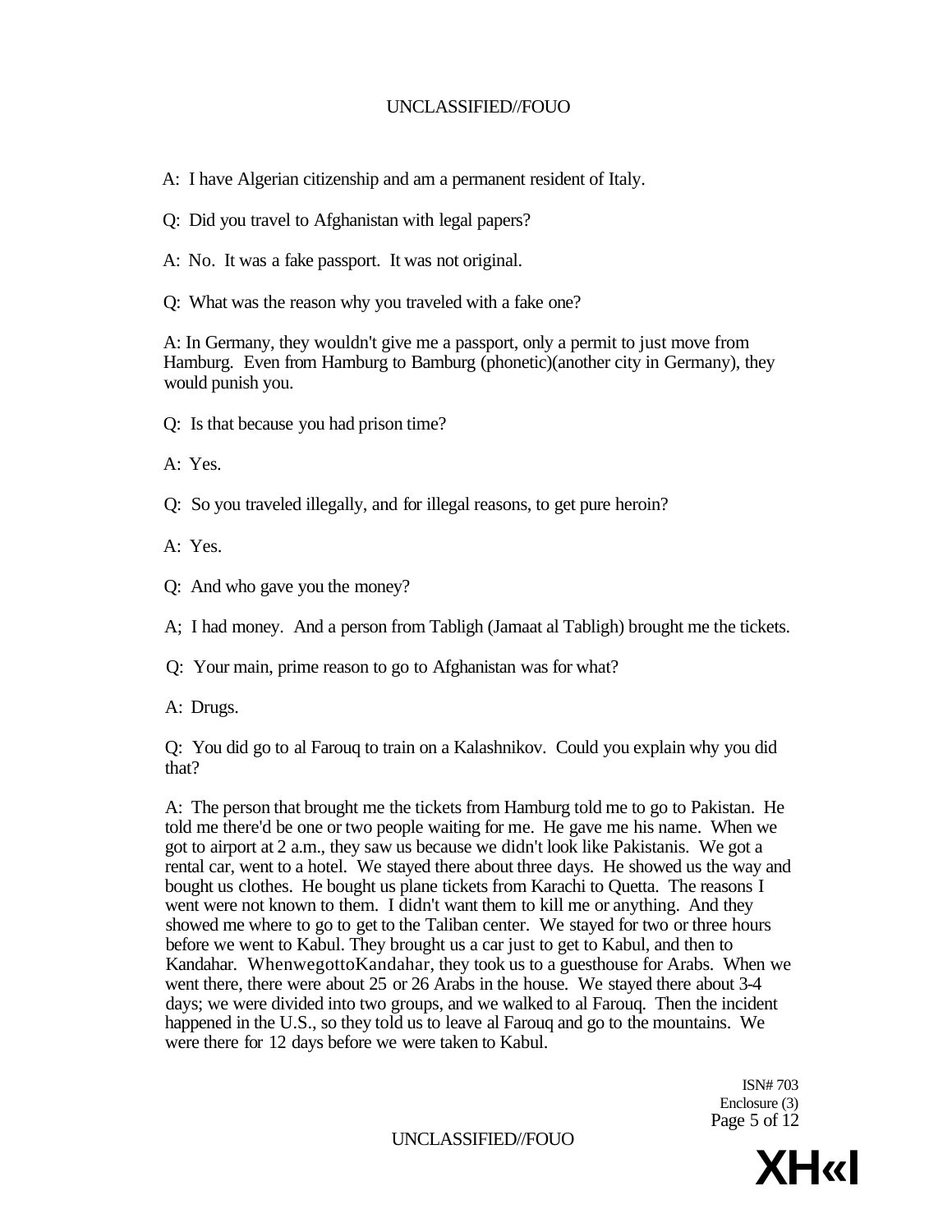A: I have Algerian citizenship and am a permanent resident of Italy.

Q: Did you travel to Afghanistan with legal papers?

A: No. It was a fake passport. It was not original.

Q: What was the reason why you traveled with a fake one?

A: In Germany, they wouldn't give me a passport, only a permit to just move from Hamburg. Even from Hamburg to Bamburg (phonetic)(another city in Germany), they would punish you.

Q: Is that because you had prison time?

A: Yes.

Q: So you traveled illegally, and for illegal reasons, to get pure heroin?

A: Yes.

Q: And who gave you the money?

A; I had money. And a person from Tabligh (Jamaat al Tabligh) brought me the tickets.

Q: Your main, prime reason to go to Afghanistan was for what?

A: Drugs.

Q: You did go to al Farouq to train on a Kalashnikov. Could you explain why you did that?

A: The person that brought me the tickets from Hamburg told me to go to Pakistan. He told me there'd be one or two people waiting for me. He gave me his name. When we got to airport at 2 a.m., they saw us because we didn't look like Pakistanis. We got a rental car, went to a hotel. We stayed there about three days. He showed us the way and bought us clothes. He bought us plane tickets from Karachi to Quetta. The reasons I went were not known to them. I didn't want them to kill me or anything. And they showed me where to go to get to the Taliban center. We stayed for two or three hours before we went to Kabul. They brought us a car just to get to Kabul, and then to Kandahar. WhenwegottoKandahar, they took us to a guesthouse for Arabs. When we went there, there were about 25 or 26 Arabs in the house. We stayed there about 3-4 days; we were divided into two groups, and we walked to al Farouq. Then the incident happened in the U.S., so they told us to leave al Farouq and go to the mountains. We were there for 12 days before we were taken to Kabul.

ISN# 703
Enclosure (3)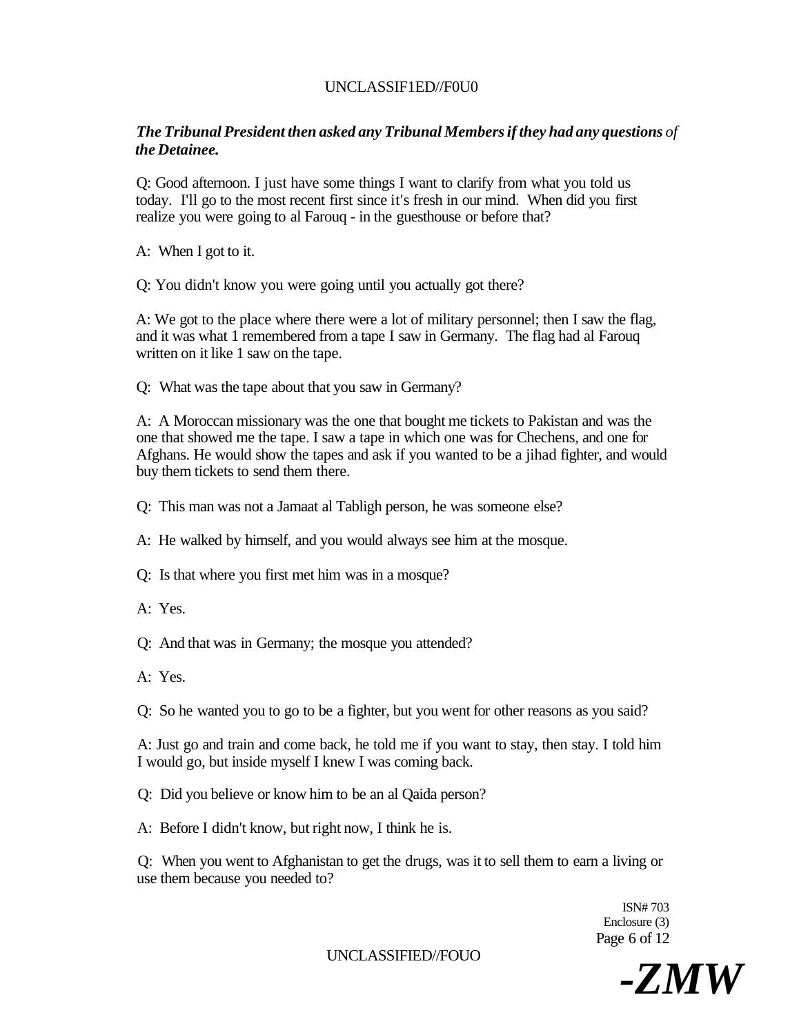***The Tribunal President then asked any Tribunal Members if they had any questions** of **the Detainee.***

Q: Good afternoon. I just have some things I want to clarify from what you told us today. I'll go to the most recent first since it's fresh in our mind. When did you first realize you were going to al Farouq - in the guesthouse or before that?

A: When I got to it.

Q: You didn't know you were going until you actually got there?

A: We got to the place where there were a lot of military personnel; then I saw the flag, and it was what 1 remembered from a tape I saw in Germany. The flag had al Farouq written on it like 1 saw on the tape.

Q: What was the tape about that you saw in Germany?

A: A Moroccan missionary was the one that bought me tickets to Pakistan and was the one that showed me the tape. I saw a tape in which one was for Chechens, and one for Afghans. He would show the tapes and ask if you wanted to be a jihad fighter, and would buy them tickets to send them there.

Q: This man was not a Jamaat al Tabligh person, he was someone else?

A: He walked by himself, and you would always see him at the mosque.

Q: Is that where you first met him was in a mosque?

A: Yes.

Q: And that was in Germany; the mosque you attended?

A: Yes.

Q: So he wanted you to go to be a fighter, but you went for other reasons as you said?

A: Just go and train and come back, he told me if you want to stay, then stay. I told him I would go, but inside myself I knew I was coming back.

Q: Did you believe or know him to be an al Qaida person?

A: Before I didn't know, but right now, I think he is.

Q: When you went to Afghanistan to get the drugs, was it to sell them to earn a living or use them because you needed to?

ISN# 703
Enclosure (3)

*-ZMW*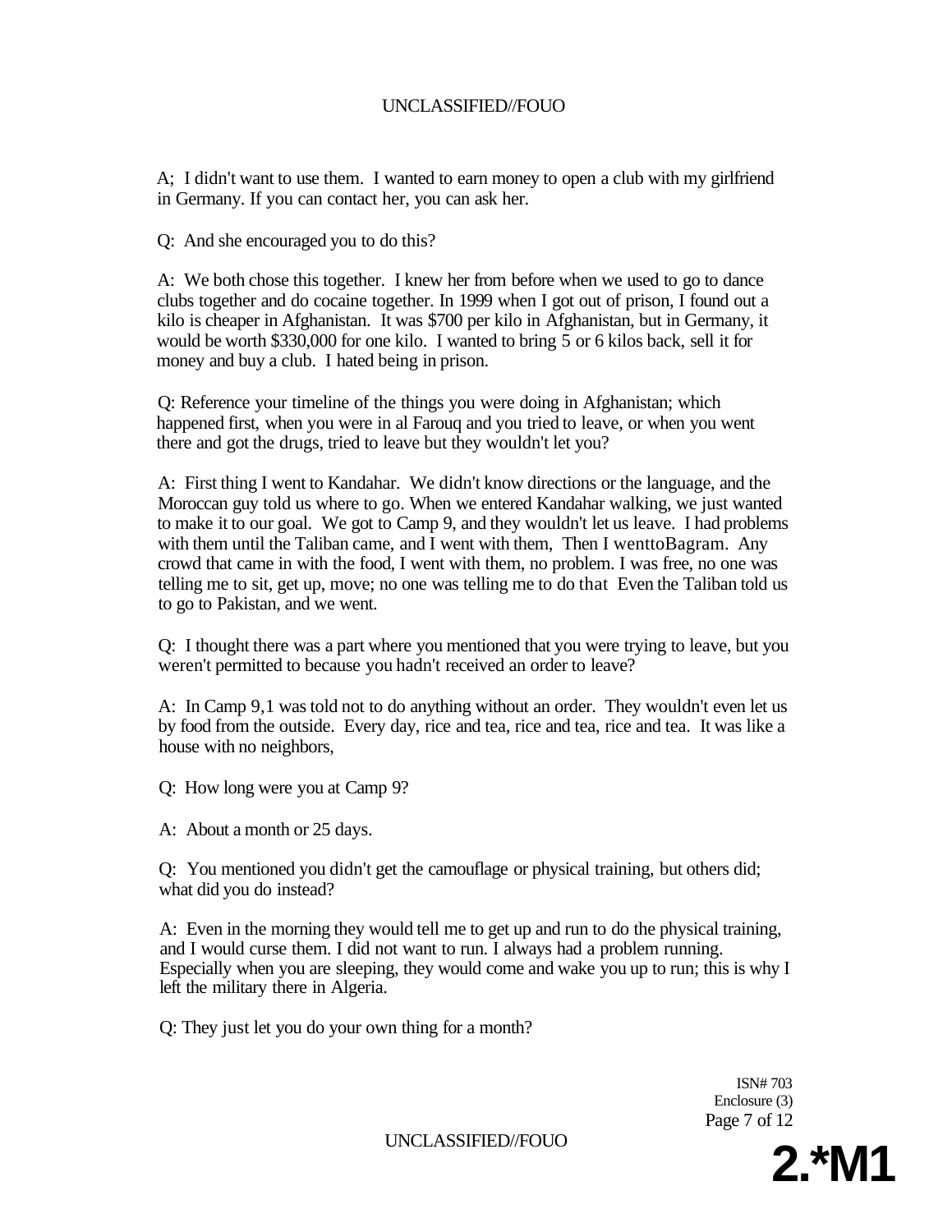A; I didn't want to use them. I wanted to earn money to open a club with my girlfriend in Germany. If you can contact her, you can ask her.

Q: And she encouraged you to do this?

A: We both chose this together. I knew her from before when we used to go to dance clubs together and do cocaine together. In 1999 when I got out of prison, I found out a kilo is cheaper in Afghanistan. It was $700 per kilo in Afghanistan, but in Germany, it would be worth $330,000 for one kilo. I wanted to bring 5 or 6 kilos back, sell it for money and buy a club. I hated being in prison.

Q: Reference your timeline of the things you were doing in Afghanistan; which happened first, when you were in al Farouq and you tried to leave, or when you went there and got the drugs, tried to leave but they wouldn't let you?

A: First thing I went to Kandahar. We didn't know directions or the language, and the Moroccan guy told us where to go. When we entered Kandahar walking, we just wanted to make it to our goal. We got to Camp 9, and they wouldn't let us leave. I had problems with them until the Taliban came, and I went with them, Then I wenttoBagram. Any crowd that came in with the food, I went with them, no problem. I was free, no one was telling me to sit, get up, move; no one was telling me to do that Even the Taliban told us to go to Pakistan, and we went.

Q: I thought there was a part where you mentioned that you were trying to leave, but you weren't permitted to because you hadn't received an order to leave?

A: In Camp 9,1 was told not to do anything without an order. They wouldn't even let us by food from the outside. Every day, rice and tea, rice and tea, rice and tea. It was like a house with no neighbors,

Q: How long were you at Camp 9?

A: About a month or 25 days.

Q: You mentioned you didn't get the camouflage or physical training, but others did; what did you do instead?

A: Even in the morning they would tell me to get up and run to do the physical training, and I would curse them. I did not want to run. I always had a problem running. Especially when you are sleeping, they would come and wake you up to run; this is why I left the military there in Algeria.

Q: They just let you do your own thing for a month?

ISN# 703
Enclosure (3)

2.*M1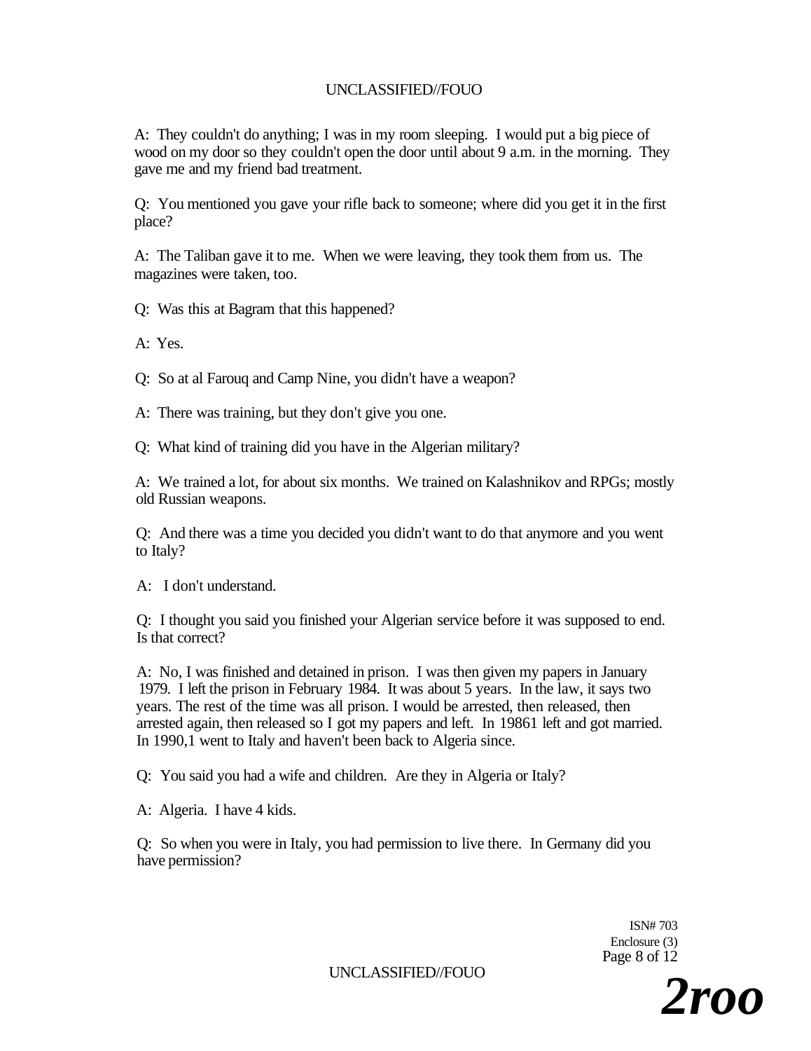A: They couldn't do anything; I was in my room sleeping. I would put a big piece of wood on my door so they couldn't open the door until about 9 a.m. in the morning. They gave me and my friend bad treatment.

Q: You mentioned you gave your rifle back to someone; where did you get it in the first place?

A: The Taliban gave it to me. When we were leaving, they took them from us. The magazines were taken, too.

Q: Was this at Bagram that this happened?

A: Yes.

Q: So at al Farouq and Camp Nine, you didn't have a weapon?

A: There was training, but they don't give you one.

Q: What kind of training did you have in the Algerian military?

A: We trained a lot, for about six months. We trained on Kalashnikov and RPGs; mostly old Russian weapons.

Q: And there was a time you decided you didn't want to do that anymore and you went to Italy?

A: I don't understand.

Q: I thought you said you finished your Algerian service before it was supposed to end. Is that correct?

A: No, I was finished and detained in prison. I was then given my papers in January 1979. I left the prison in February 1984. It was about 5 years. In the law, it says two years. The rest of the time was all prison. I would be arrested, then released, then arrested again, then released so I got my papers and left. In 19861 left and got married. In 1990,1 went to Italy and haven't been back to Algeria since.

Q: You said you had a wife and children. Are they in Algeria or Italy?

A: Algeria. I have 4 kids.

Q: So when you were in Italy, you had permission to live there. In Germany did you have permission?

ISN# 703
Enclosure (3)

2roo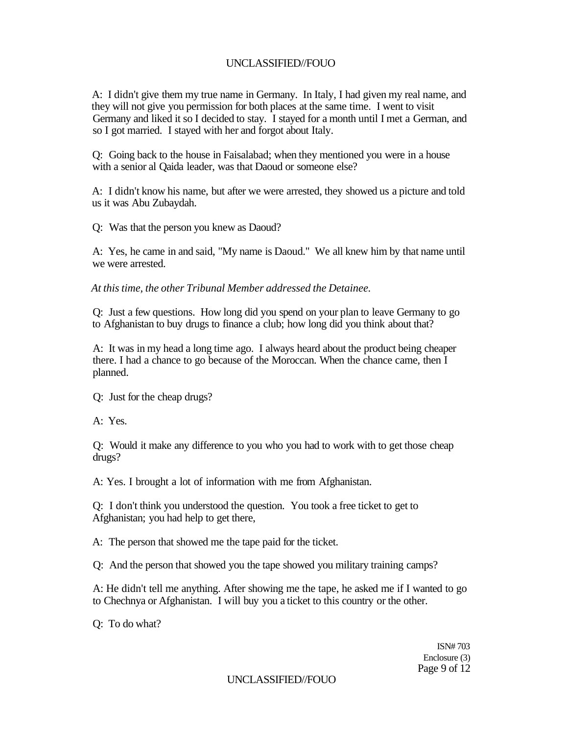A: I didn't give them my true name in Germany. In Italy, I had given my real name, and they will not give you permission for both places at the same time. I went to visit Germany and liked it so I decided to stay. I stayed for a month until I met a German, and so I got married. I stayed with her and forgot about Italy.

Q: Going back to the house in Faisalabad; when they mentioned you were in a house with a senior al Qaida leader, was that Daoud or someone else?

A: I didn't know his name, but after we were arrested, they showed us a picture and told us it was Abu Zubaydah.

Q: Was that the person you knew as Daoud?

A: Yes, he came in and said, "My name is Daoud." We all knew him by that name until we were arrested.

*At this time, the other Tribunal Member addressed the Detainee.*

Q: Just a few questions. How long did you spend on your plan to leave Germany to go to Afghanistan to buy drugs to finance a club; how long did you think about that?

A: It was in my head a long time ago. I always heard about the product being cheaper there. I had a chance to go because of the Moroccan. When the chance came, then I planned.

Q: Just for the cheap drugs?

A: Yes.

Q: Would it make any difference to you who you had to work with to get those cheap drugs?

A: Yes. I brought a lot of information with me from Afghanistan.

Q: I don't think you understood the question. You took a free ticket to get to Afghanistan; you had help to get there,

A: The person that showed me the tape paid for the ticket.

Q: And the person that showed you the tape showed you military training camps?

A: He didn't tell me anything. After showing me the tape, he asked me if I wanted to go to Chechnya or Afghanistan. I will buy you a ticket to this country or the other.

Q: To do what?

ISN# 703
Enclosure (3)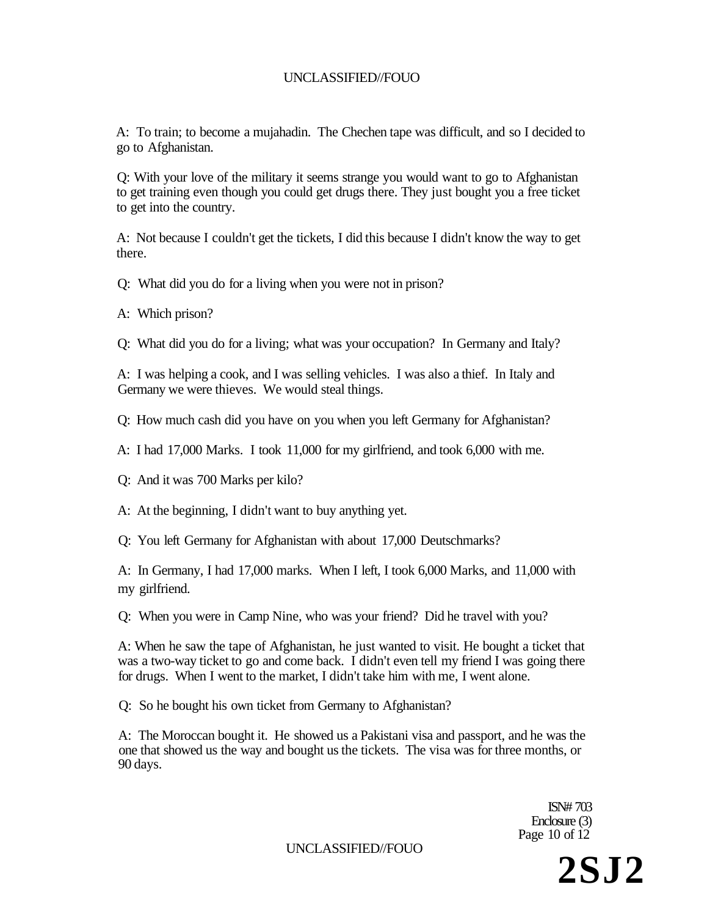A: To train; to become a mujahadin. The Chechen tape was difficult, and so I decided to go to Afghanistan.

Q: With your love of the military it seems strange you would want to go to Afghanistan to get training even though you could get drugs there. They just bought you a free ticket to get into the country.

A: Not because I couldn't get the tickets, I did this because I didn't know the way to get there.

Q: What did you do for a living when you were not in prison?

A: Which prison?

Q: What did you do for a living; what was your occupation? In Germany and Italy?

A: I was helping a cook, and I was selling vehicles. I was also a thief. In Italy and Germany we were thieves. We would steal things.

Q: How much cash did you have on you when you left Germany for Afghanistan?

A: I had 17,000 Marks. I took 11,000 for my girlfriend, and took 6,000 with me.

Q: And it was 700 Marks per kilo?

A: At the beginning, I didn't want to buy anything yet.

Q: You left Germany for Afghanistan with about 17,000 Deutschmarks?

A: In Germany, I had 17,000 marks. When I left, I took 6,000 Marks, and 11,000 with my girlfriend.

Q: When you were in Camp Nine, who was your friend? Did he travel with you?

A: When he saw the tape of Afghanistan, he just wanted to visit. He bought a ticket that was a two-way ticket to go and come back. I didn't even tell my friend I was going there for drugs. When I went to the market, I didn't take him with me, I went alone.

Q: So he bought his own ticket from Germany to Afghanistan?

A: The Moroccan bought it. He showed us a Pakistani visa and passport, and he was the one that showed us the way and bought us the tickets. The visa was for three months, or 90 days.

ISN# 703
Enclosure (3)

2SJ2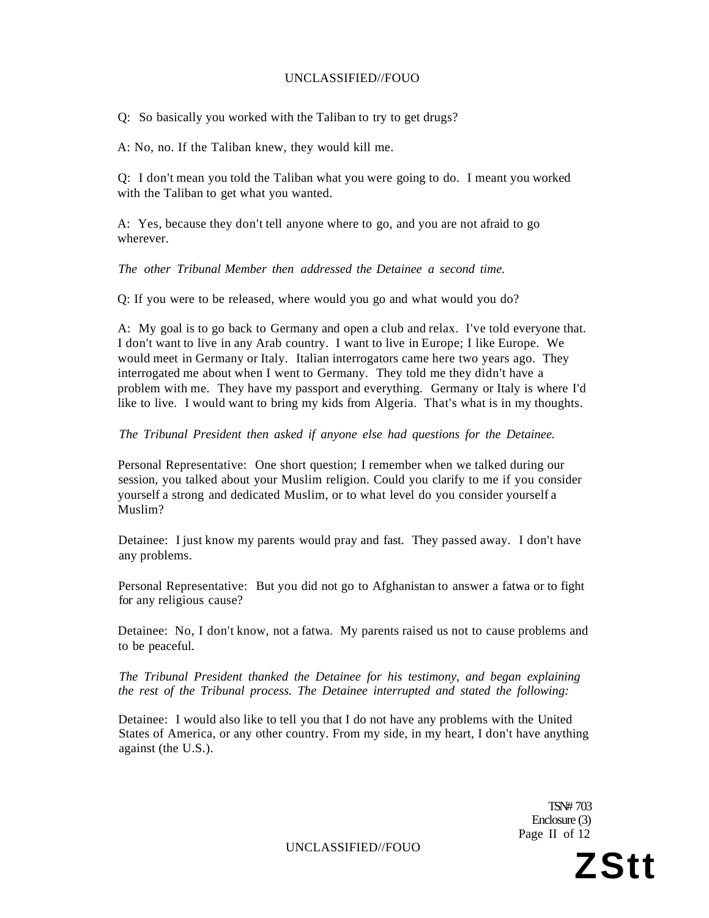Q: So basically you worked with the Taliban to try to get drugs?

A: No, no. If the Taliban knew, they would kill me.

Q: I don't mean you told the Taliban what you were going to do. I meant you worked with the Taliban to get what you wanted.

A: Yes, because they don't tell anyone where to go, and you are not afraid to go wherever.

*The other Tribunal Member then addressed the Detainee a second time.*

Q: If you were to be released, where would you go and what would you do?

A: My goal is to go back to Germany and open a club and relax. I've told everyone that. I don't want to live in any Arab country. I want to live in Europe; I like Europe. We would meet in Germany or Italy. Italian interrogators came here two years ago. They interrogated me about when I went to Germany. They told me they didn't have a problem with me. They have my passport and everything. Germany or Italy is where I'd like to live. I would want to bring my kids from Algeria. That's what is in my thoughts.

*The Tribunal President then asked if anyone else had questions for the Detainee.*

Personal Representative: One short question; I remember when we talked during our session, you talked about your Muslim religion. Could you clarify to me if you consider yourself a strong and dedicated Muslim, or to what level do you consider yourself a Muslim?

Detainee: I just know my parents would pray and fast. They passed away. I don't have any problems.

Personal Representative: But you did not go to Afghanistan to answer a fatwa or to fight for any religious cause?

Detainee: No, I don't know, not a fatwa. My parents raised us not to cause problems and to be peaceful.

*The Tribunal President thanked the Detainee for his testimony, and began explaining the rest of the Tribunal process. The Detainee interrupted and stated the following:*

Detainee: I would also like to tell you that I do not have any problems with the United States of America, or any other country. From my side, in my heart, I don't have anything against (the U.S.).

TSN# 703
Enclosure (3)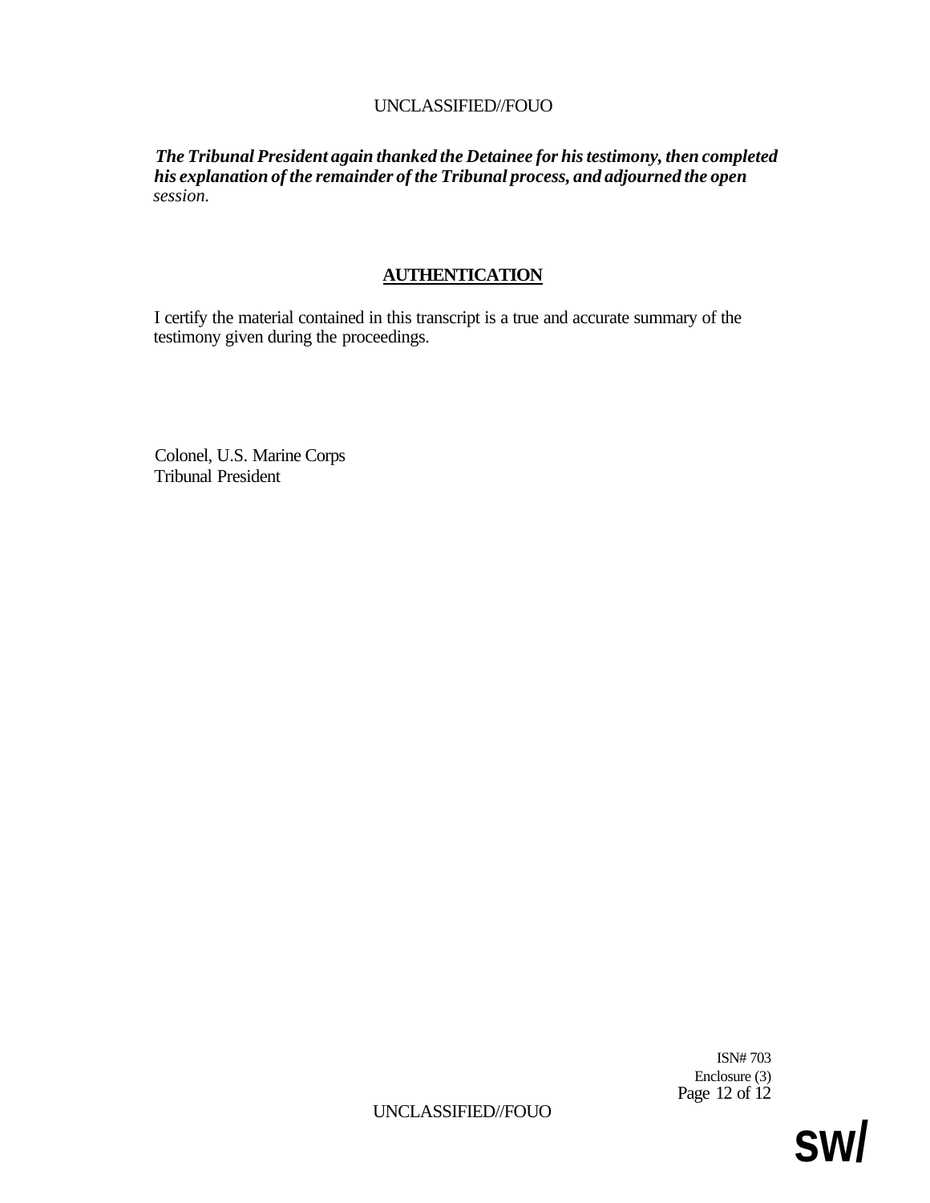*The Tribunal President again thanked the Detainee for his testimony, then completed his explanation of the remainder of the Tribunal process, and adjourned the open session.*

## **AUTHENTICATION**

I certify the material contained in this transcript is a true and accurate summary of the testimony given during the proceedings.

Colonel, U.S. Marine Corps
Tribunal President

ISN# 703
Enclosure (3)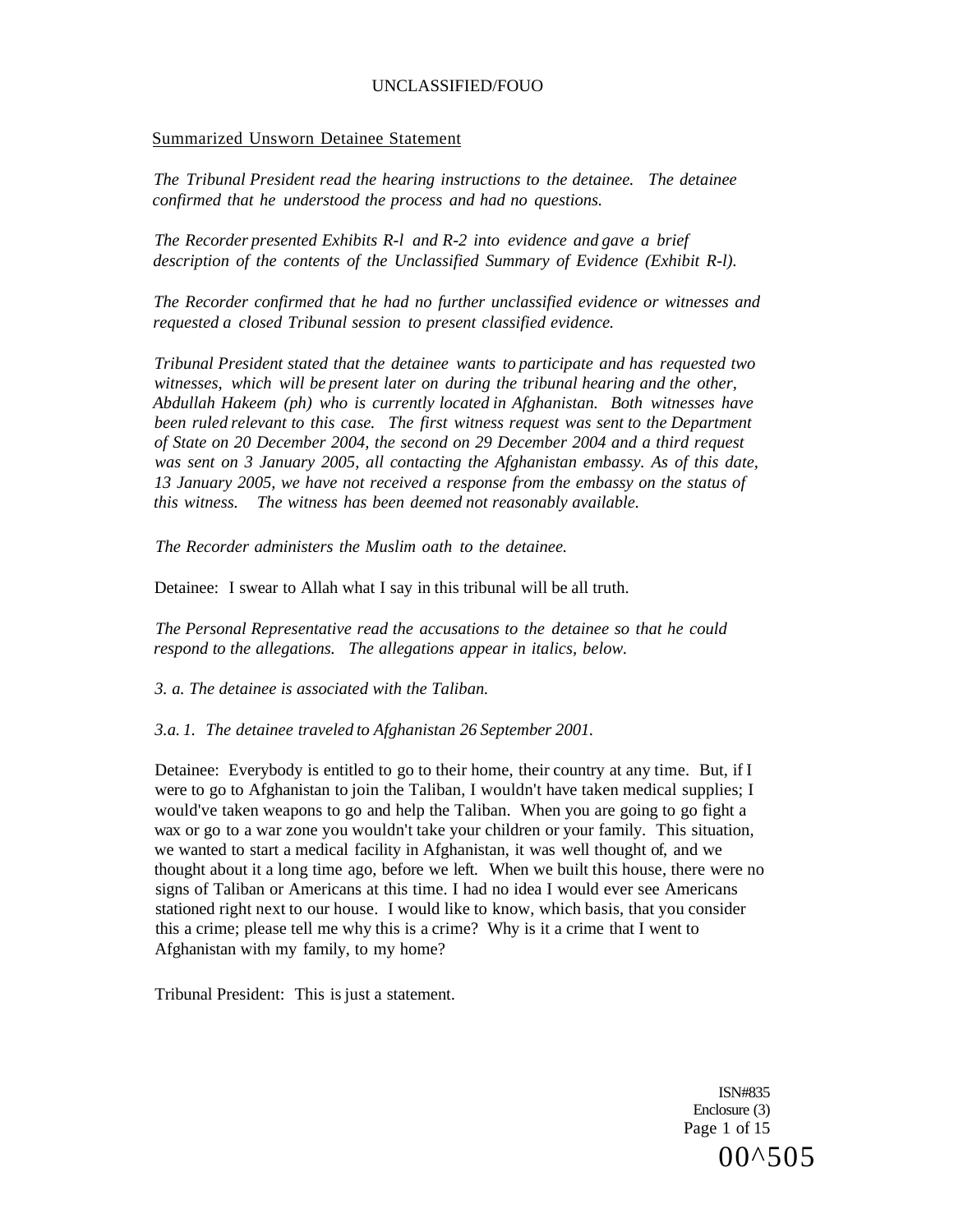Summarized Unsworn Detainee Statement

*The Tribunal President read the hearing instructions to the detainee. The detainee confirmed that he understood the process and had no questions.*

*The Recorder presented Exhibits R-l and R-2 into evidence and gave a brief description of the contents of the Unclassified Summary of Evidence (Exhibit R-l).*

*The Recorder confirmed that he had no further unclassified evidence or witnesses and requested a closed Tribunal session to present classified evidence.*

*Tribunal President stated that the detainee wants to participate and has requested two witnesses, which will be present later on during the tribunal hearing and the other, Abdullah Hakeem (ph) who is currently located in Afghanistan. Both witnesses have been ruled relevant to this case. The first witness request was sent to the Department of State on 20 December 2004, the second on 29 December 2004 and a third request was sent on 3 January 2005, all contacting the Afghanistan embassy. As of this date, 13 January 2005, we have not received a response from the embassy on the status of this witness. The witness has been deemed not reasonably available.*

*The Recorder administers the Muslim oath to the detainee.*

Detainee: I swear to Allah what I say in this tribunal will be all truth.

*The Personal Representative read the accusations to the detainee so that he could respond to the allegations. The allegations appear in italics, below.*

*3. a. The detainee is associated with the Taliban.*

*3.a. 1. The detainee traveled to Afghanistan 26 September 2001.*

Detainee: Everybody is entitled to go to their home, their country at any time. But, if I were to go to Afghanistan to join the Taliban, I wouldn't have taken medical supplies; I would've taken weapons to go and help the Taliban. When you are going to go fight a wax or go to a war zone you wouldn't take your children or your family. This situation, we wanted to start a medical facility in Afghanistan, it was well thought of, and we thought about it a long time ago, before we left. When we built this house, there were no signs of Taliban or Americans at this time. I had no idea I would ever see Americans stationed right next to our house. I would like to know, which basis, that you consider this a crime; please tell me why this is a crime? Why is it a crime that I went to Afghanistan with my family, to my home?

Tribunal President: This is just a statement.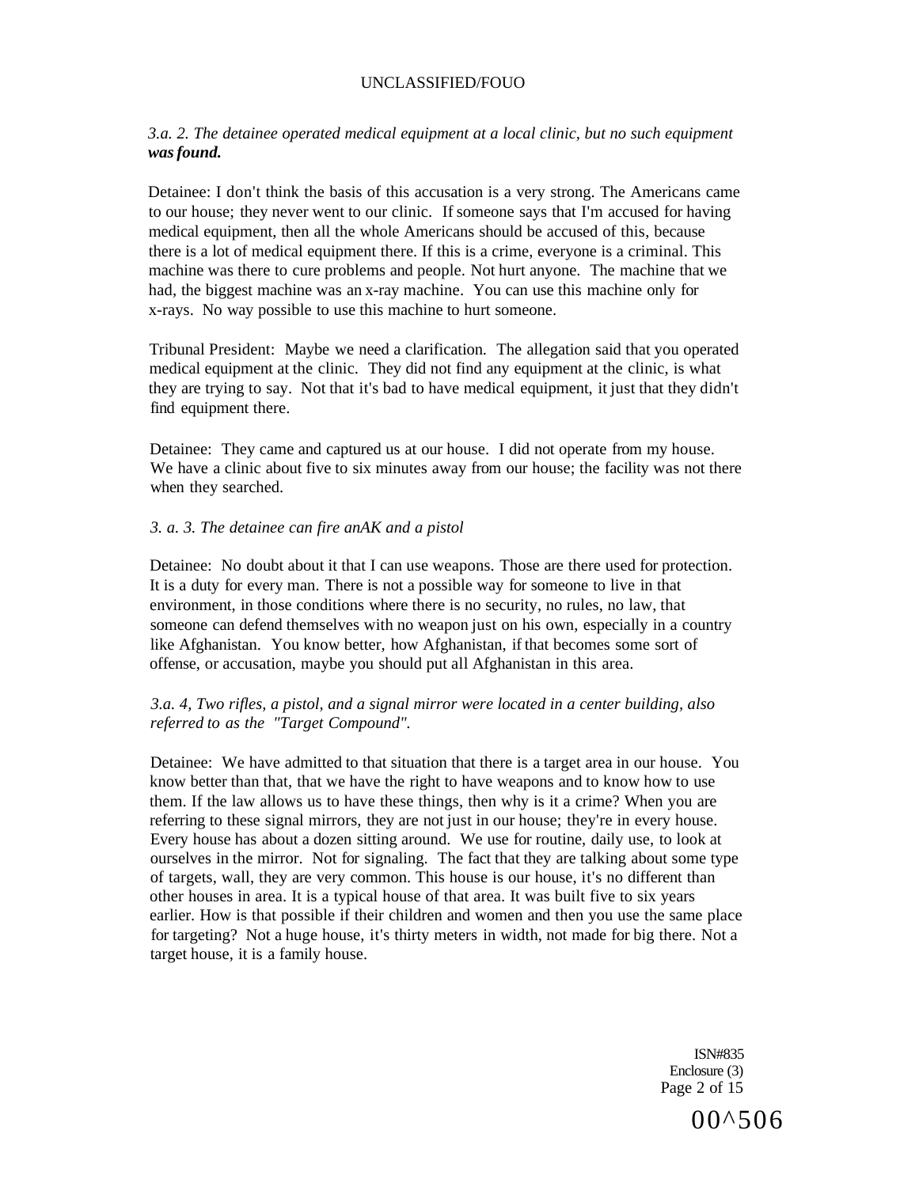*3.a. 2. The detainee operated medical equipment at a local clinic, but no such equipment* ***was found.***

Detainee: I don't think the basis of this accusation is a very strong. The Americans came to our house; they never went to our clinic. If someone says that I'm accused for having medical equipment, then all the whole Americans should be accused of this, because there is a lot of medical equipment there. If this is a crime, everyone is a criminal. This machine was there to cure problems and people. Not hurt anyone. The machine that we had, the biggest machine was an x-ray machine. You can use this machine only for x-rays. No way possible to use this machine to hurt someone.

Tribunal President: Maybe we need a clarification. The allegation said that you operated medical equipment at the clinic. They did not find any equipment at the clinic, is what they are trying to say. Not that it's bad to have medical equipment, it just that they didn't find equipment there.

Detainee: They came and captured us at our house. I did not operate from my house. We have a clinic about five to six minutes away from our house; the facility was not there when they searched.

*3. a. 3. The detainee can fire anAK and a pistol*

Detainee: No doubt about it that I can use weapons. Those are there used for protection. It is a duty for every man. There is not a possible way for someone to live in that environment, in those conditions where there is no security, no rules, no law, that someone can defend themselves with no weapon just on his own, especially in a country like Afghanistan. You know better, how Afghanistan, if that becomes some sort of offense, or accusation, maybe you should put all Afghanistan in this area.

*3.a. 4, Two rifles, a pistol, and a signal mirror were located in a center building, also referred to as the "Target Compound".*

Detainee: We have admitted to that situation that there is a target area in our house. You know better than that, that we have the right to have weapons and to know how to use them. If the law allows us to have these things, then why is it a crime? When you are referring to these signal mirrors, they are not just in our house; they're in every house. Every house has about a dozen sitting around. We use for routine, daily use, to look at ourselves in the mirror. Not for signaling. The fact that they are talking about some type of targets, wall, they are very common. This house is our house, it's no different than other houses in area. It is a typical house of that area. It was built five to six years earlier. How is that possible if their children and women and then you use the same place for targeting? Not a huge house, it's thirty meters in width, not made for big there. Not a target house, it is a family house.

ISN#835
Enclosure (3)

00^506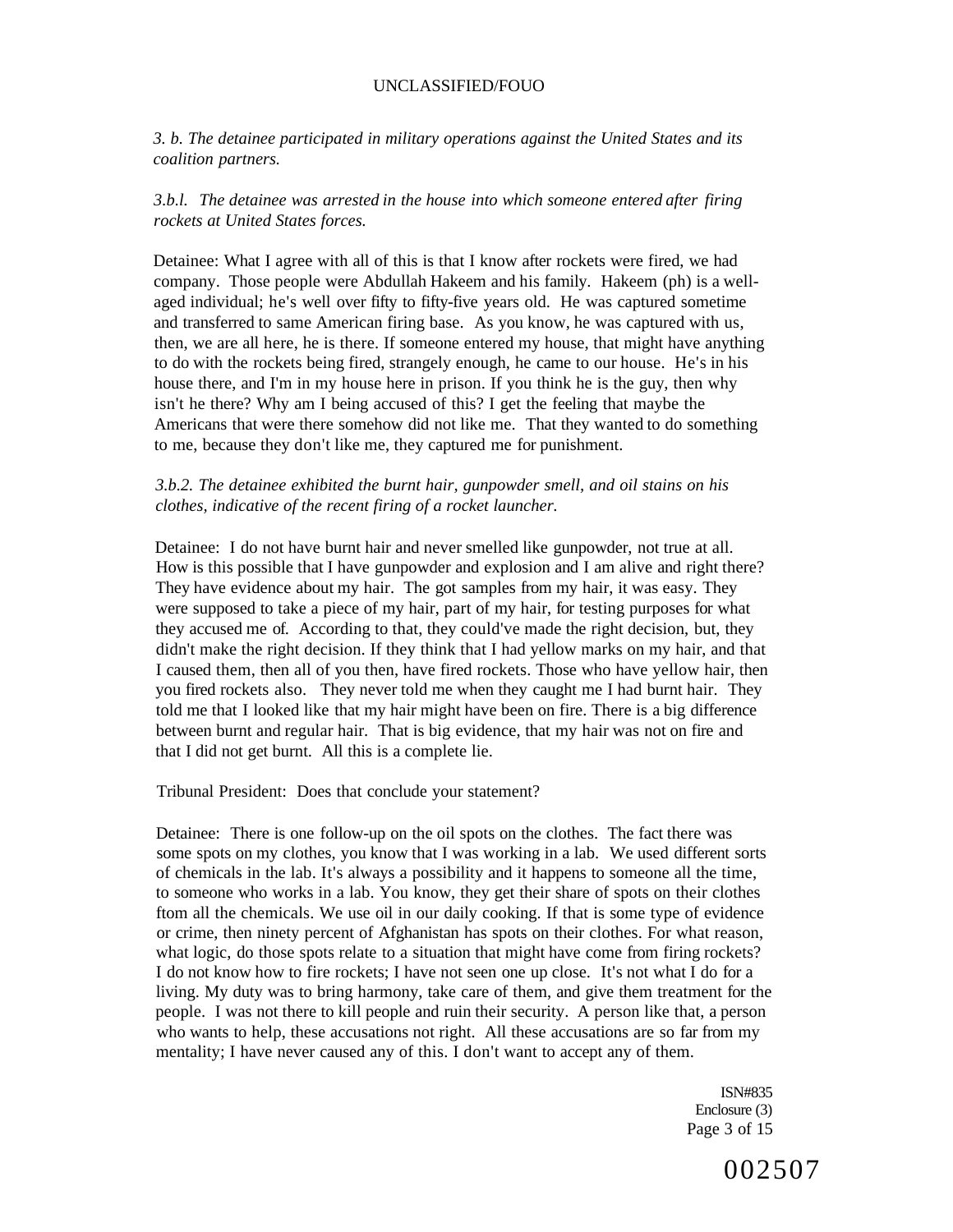*3. b. The detainee participated in military operations against the United States and its coalition partners.*

*3.b.l. The detainee was arrested in the house into which someone entered after firing rockets at United States forces.*

Detainee: What I agree with all of this is that I know after rockets were fired, we had company. Those people were Abdullah Hakeem and his family. Hakeem (ph) is a well-aged individual; he's well over fifty to fifty-five years old. He was captured sometime and transferred to same American firing base. As you know, he was captured with us, then, we are all here, he is there. If someone entered my house, that might have anything to do with the rockets being fired, strangely enough, he came to our house. He's in his house there, and I'm in my house here in prison. If you think he is the guy, then why isn't he there? Why am I being accused of this? I get the feeling that maybe the Americans that were there somehow did not like me. That they wanted to do something to me, because they don't like me, they captured me for punishment.

*3.b.2. The detainee exhibited the burnt hair, gunpowder smell, and oil stains on his clothes, indicative of the recent firing of a rocket launcher.*

Detainee: I do not have burnt hair and never smelled like gunpowder, not true at all. How is this possible that I have gunpowder and explosion and I am alive and right there? They have evidence about my hair. The got samples from my hair, it was easy. They were supposed to take a piece of my hair, part of my hair, for testing purposes for what they accused me of. According to that, they could've made the right decision, but, they didn't make the right decision. If they think that I had yellow marks on my hair, and that I caused them, then all of you then, have fired rockets. Those who have yellow hair, then you fired rockets also. They never told me when they caught me I had burnt hair. They told me that I looked like that my hair might have been on fire. There is a big difference between burnt and regular hair. That is big evidence, that my hair was not on fire and that I did not get burnt. All this is a complete lie.

Tribunal President: Does that conclude your statement?

Detainee: There is one follow-up on the oil spots on the clothes. The fact there was some spots on my clothes, you know that I was working in a lab. We used different sorts of chemicals in the lab. It's always a possibility and it happens to someone all the time, to someone who works in a lab. You know, they get their share of spots on their clothes ftom all the chemicals. We use oil in our daily cooking. If that is some type of evidence or crime, then ninety percent of Afghanistan has spots on their clothes. For what reason, what logic, do those spots relate to a situation that might have come from firing rockets? I do not know how to fire rockets; I have not seen one up close. It's not what I do for a living. My duty was to bring harmony, take care of them, and give them treatment for the people. I was not there to kill people and ruin their security. A person like that, a person who wants to help, these accusations not right. All these accusations are so far from my mentality; I have never caused any of this. I don't want to accept any of them.

ISN#835
Enclosure (3)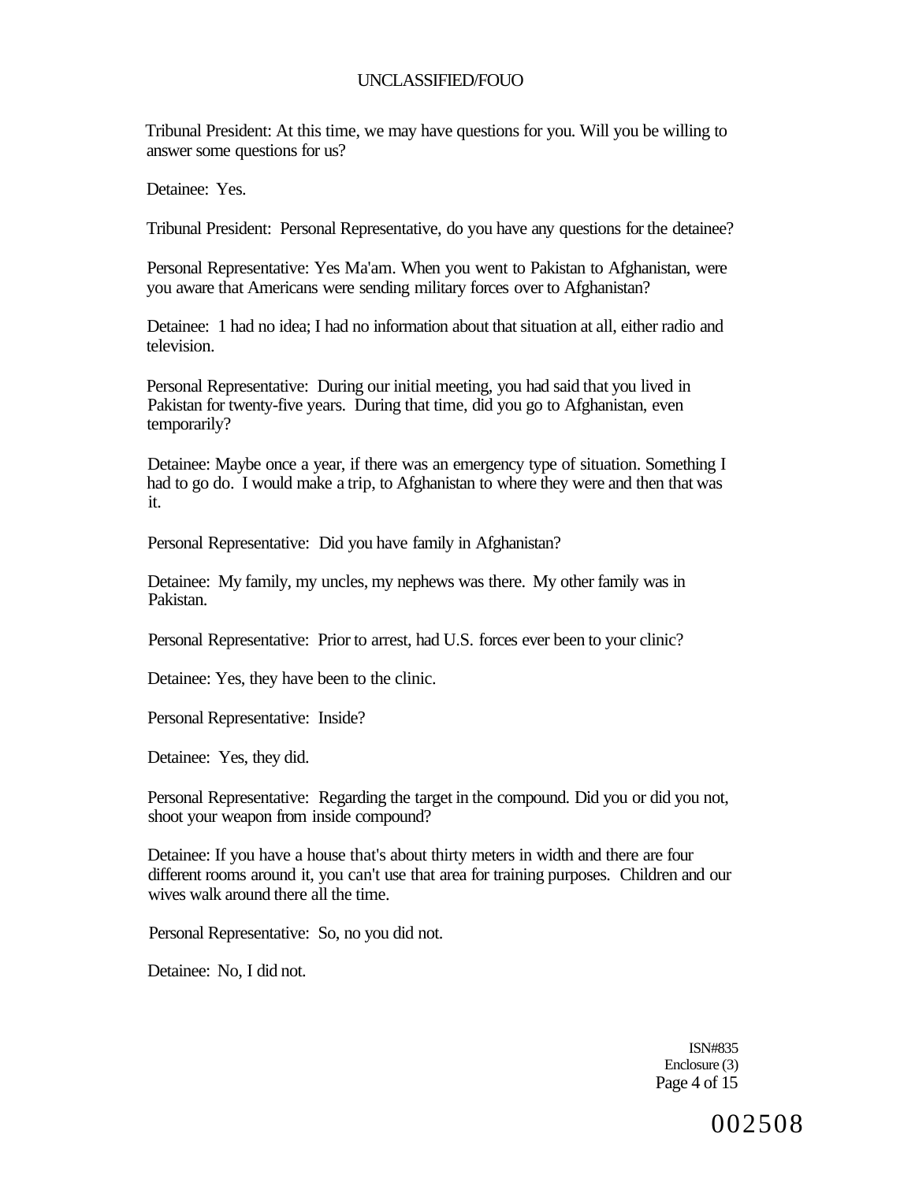Tribunal President: At this time, we may have questions for you. Will you be willing to answer some questions for us?

Detainee: Yes.

Tribunal President: Personal Representative, do you have any questions for the detainee?

Personal Representative: Yes Ma'am. When you went to Pakistan to Afghanistan, were you aware that Americans were sending military forces over to Afghanistan?

Detainee: 1 had no idea; I had no information about that situation at all, either radio and television.

Personal Representative: During our initial meeting, you had said that you lived in Pakistan for twenty-five years. During that time, did you go to Afghanistan, even temporarily?

Detainee: Maybe once a year, if there was an emergency type of situation. Something I had to go do. I would make a trip, to Afghanistan to where they were and then that was it.

Personal Representative: Did you have family in Afghanistan?

Detainee: My family, my uncles, my nephews was there. My other family was in Pakistan.

Personal Representative: Prior to arrest, had U.S. forces ever been to your clinic?

Detainee: Yes, they have been to the clinic.

Personal Representative: Inside?

Detainee: Yes, they did.

Personal Representative: Regarding the target in the compound. Did you or did you not, shoot your weapon from inside compound?

Detainee: If you have a house that's about thirty meters in width and there are four different rooms around it, you can't use that area for training purposes. Children and our wives walk around there all the time.

Personal Representative: So, no you did not.

Detainee: No, I did not.

ISN#835
Enclosure (3)

002508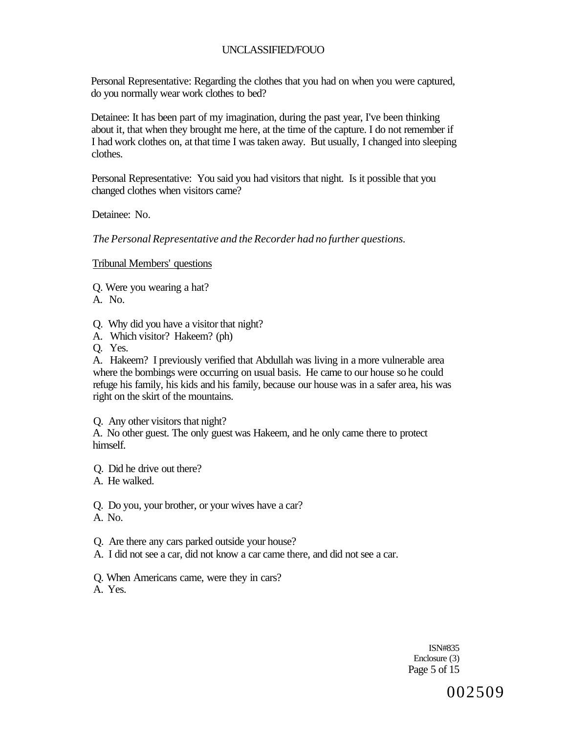Personal Representative: Regarding the clothes that you had on when you were captured, do you normally wear work clothes to bed?

Detainee: It has been part of my imagination, during the past year, I've been thinking about it, that when they brought me here, at the time of the capture. I do not remember if I had work clothes on, at that time I was taken away. But usually, I changed into sleeping clothes.

Personal Representative: You said you had visitors that night. Is it possible that you changed clothes when visitors came?

Detainee: No.

*The Personal Representative and the Recorder had no further questions.*

Tribunal Members' questions

Q. Were you wearing a hat?
A. No.

Q. Why did you have a visitor that night?
A. Which visitor? Hakeem? (ph)
Q. Yes.
A. Hakeem? I previously verified that Abdullah was living in a more vulnerable area where the bombings were occurring on usual basis. He came to our house so he could refuge his family, his kids and his family, because our house was in a safer area, his was right on the skirt of the mountains.

Q. Any other visitors that night?
A. No other guest. The only guest was Hakeem, and he only came there to protect himself.

Q. Did he drive out there?
A. He walked.

Q. Do you, your brother, or your wives have a car?
A. No.

Q. Are there any cars parked outside your house?
A. I did not see a car, did not know a car came there, and did not see a car.

Q. When Americans came, were they in cars?
A. Yes.

ISN#835
Enclosure (3)

002509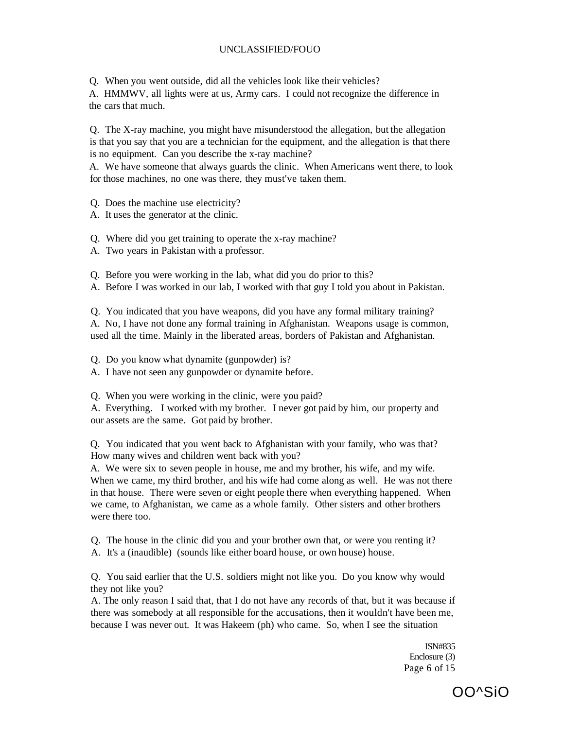Q. When you went outside, did all the vehicles look like their vehicles?
A. HMMWV, all lights were at us, Army cars. I could not recognize the difference in the cars that much.

Q. The X-ray machine, you might have misunderstood the allegation, but the allegation is that you say that you are a technician for the equipment, and the allegation is that there is no equipment. Can you describe the x-ray machine?
A. We have someone that always guards the clinic. When Americans went there, to look for those machines, no one was there, they must've taken them.

Q. Does the machine use electricity?
A. It uses the generator at the clinic.

Q. Where did you get training to operate the x-ray machine?
A. Two years in Pakistan with a professor.

Q. Before you were working in the lab, what did you do prior to this?
A. Before I was worked in our lab, I worked with that guy I told you about in Pakistan.

Q. You indicated that you have weapons, did you have any formal military training?
A. No, I have not done any formal training in Afghanistan. Weapons usage is common, used all the time. Mainly in the liberated areas, borders of Pakistan and Afghanistan.

Q. Do you know what dynamite (gunpowder) is?
A. I have not seen any gunpowder or dynamite before.

Q. When you were working in the clinic, were you paid?
A. Everything. I worked with my brother. I never got paid by him, our property and our assets are the same. Got paid by brother.

Q. You indicated that you went back to Afghanistan with your family, who was that? How many wives and children went back with you?
A. We were six to seven people in house, me and my brother, his wife, and my wife. When we came, my third brother, and his wife had come along as well. He was not there in that house. There were seven or eight people there when everything happened. When we came, to Afghanistan, we came as a whole family. Other sisters and other brothers were there too.

Q. The house in the clinic did you and your brother own that, or were you renting it?
A. It's a (inaudible) (sounds like either board house, or own house) house.

Q. You said earlier that the U.S. soldiers might not like you. Do you know why would they not like you?
A. The only reason I said that, that I do not have any records of that, but it was because if there was somebody at all responsible for the accusations, then it wouldn't have been me, because I was never out. It was Hakeem (ph) who came. So, when I see the situation

ISN#835
Enclosure (3)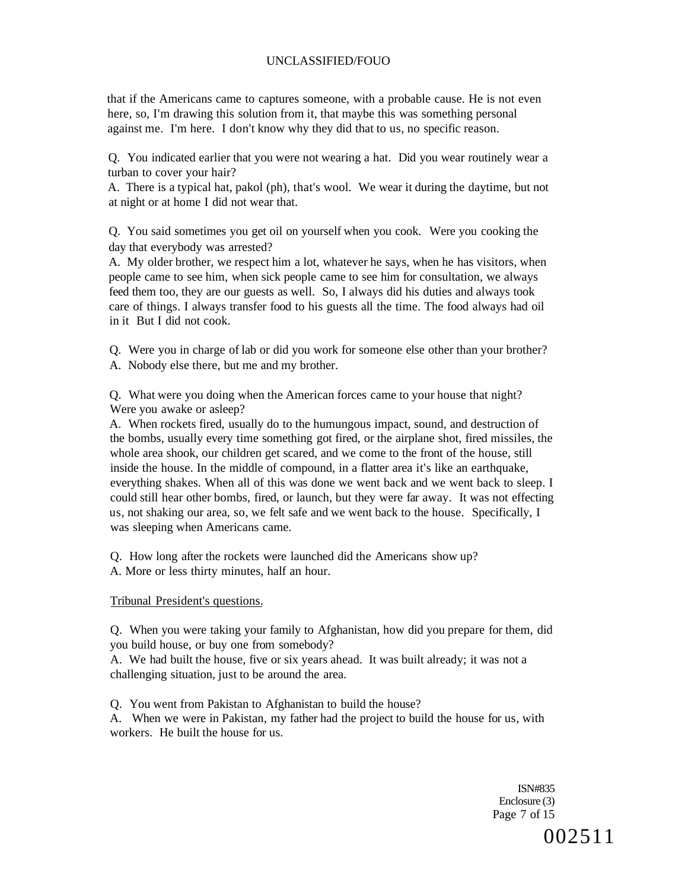that if the Americans came to captures someone, with a probable cause. He is not even here, so, I'm drawing this solution from it, that maybe this was something personal against me. I'm here. I don't know why they did that to us, no specific reason.

Q. You indicated earlier that you were not wearing a hat. Did you wear routinely wear a turban to cover your hair?
A. There is a typical hat, pakol (ph), that's wool. We wear it during the daytime, but not at night or at home I did not wear that.

Q. You said sometimes you get oil on yourself when you cook. Were you cooking the day that everybody was arrested?
A. My older brother, we respect him a lot, whatever he says, when he has visitors, when people came to see him, when sick people came to see him for consultation, we always feed them too, they are our guests as well. So, I always did his duties and always took care of things. I always transfer food to his guests all the time. The food always had oil in it But I did not cook.

Q. Were you in charge of lab or did you work for someone else other than your brother?
A. Nobody else there, but me and my brother.

Q. What were you doing when the American forces came to your house that night? Were you awake or asleep?
A. When rockets fired, usually do to the humungous impact, sound, and destruction of the bombs, usually every time something got fired, or the airplane shot, fired missiles, the whole area shook, our children get scared, and we come to the front of the house, still inside the house. In the middle of compound, in a flatter area it's like an earthquake, everything shakes. When all of this was done we went back and we went back to sleep. I could still hear other bombs, fired, or launch, but they were far away. It was not effecting us, not shaking our area, so, we felt safe and we went back to the house. Specifically, I was sleeping when Americans came.

Q. How long after the rockets were launched did the Americans show up?
A. More or less thirty minutes, half an hour.

Tribunal President's questions.

Q. When you were taking your family to Afghanistan, how did you prepare for them, did you build house, or buy one from somebody?
A. We had built the house, five or six years ahead. It was built already; it was not a challenging situation, just to be around the area.

Q. You went from Pakistan to Afghanistan to build the house?
A. When we were in Pakistan, my father had the project to build the house for us, with workers. He built the house for us.

ISN#835
Enclosure (3)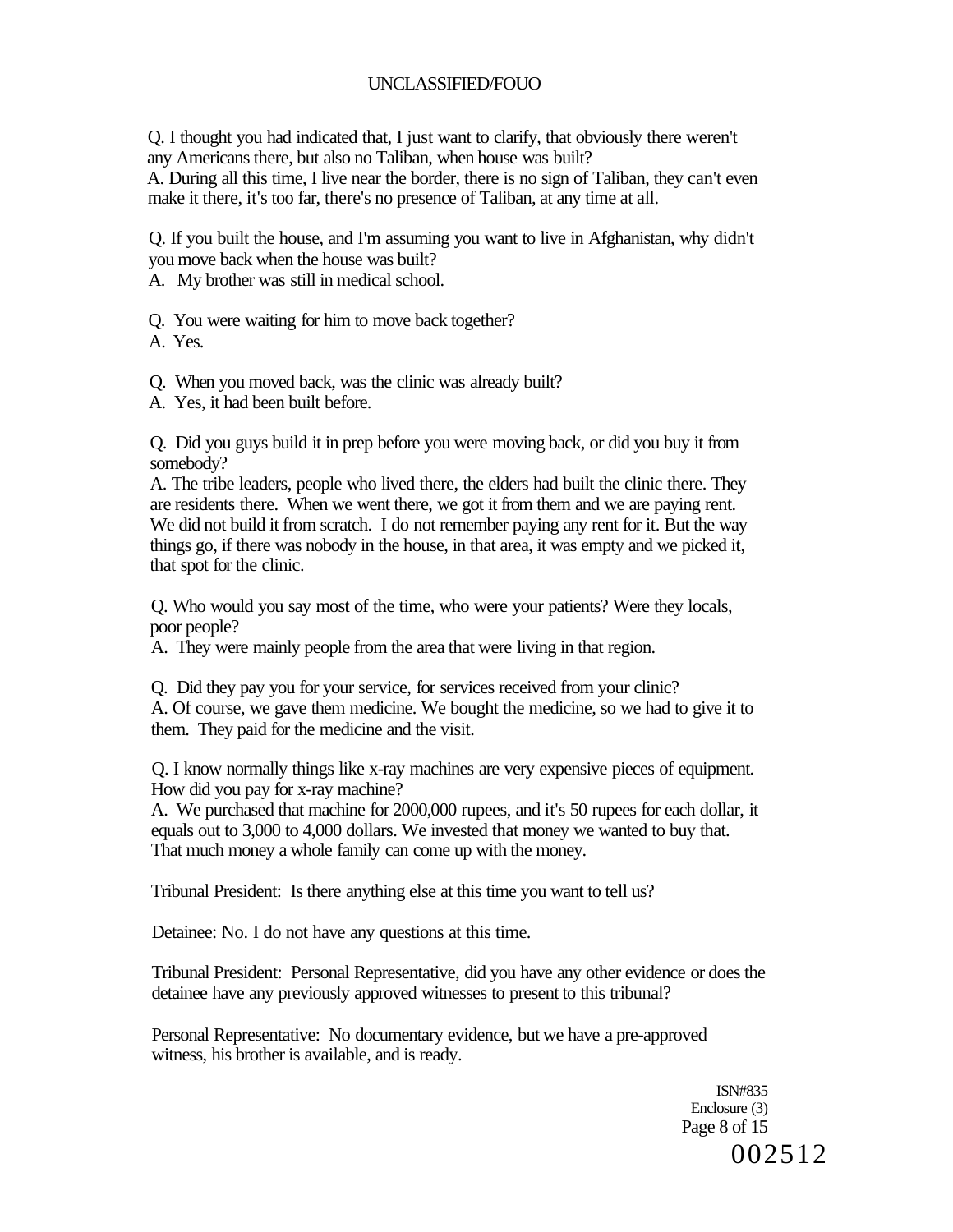Q. I thought you had indicated that, I just want to clarify, that obviously there weren't any Americans there, but also no Taliban, when house was built?
A. During all this time, I live near the border, there is no sign of Taliban, they can't even make it there, it's too far, there's no presence of Taliban, at any time at all.

Q. If you built the house, and I'm assuming you want to live in Afghanistan, why didn't you move back when the house was built?
A. My brother was still in medical school.

Q. You were waiting for him to move back together?
A. Yes.

Q. When you moved back, was the clinic was already built?
A. Yes, it had been built before.

Q. Did you guys build it in prep before you were moving back, or did you buy it from somebody?
A. The tribe leaders, people who lived there, the elders had built the clinic there. They are residents there. When we went there, we got it from them and we are paying rent. We did not build it from scratch. I do not remember paying any rent for it. But the way things go, if there was nobody in the house, in that area, it was empty and we picked it, that spot for the clinic.

Q. Who would you say most of the time, who were your patients? Were they locals, poor people?
A. They were mainly people from the area that were living in that region.

Q. Did they pay you for your service, for services received from your clinic?
A. Of course, we gave them medicine. We bought the medicine, so we had to give it to them. They paid for the medicine and the visit.

Q. I know normally things like x-ray machines are very expensive pieces of equipment. How did you pay for x-ray machine?
A. We purchased that machine for 2000,000 rupees, and it's 50 rupees for each dollar, it equals out to 3,000 to 4,000 dollars. We invested that money we wanted to buy that. That much money a whole family can come up with the money.

Tribunal President: Is there anything else at this time you want to tell us?

Detainee: No. I do not have any questions at this time.

Tribunal President: Personal Representative, did you have any other evidence or does the detainee have any previously approved witnesses to present to this tribunal?

Personal Representative: No documentary evidence, but we have a pre-approved witness, his brother is available, and is ready.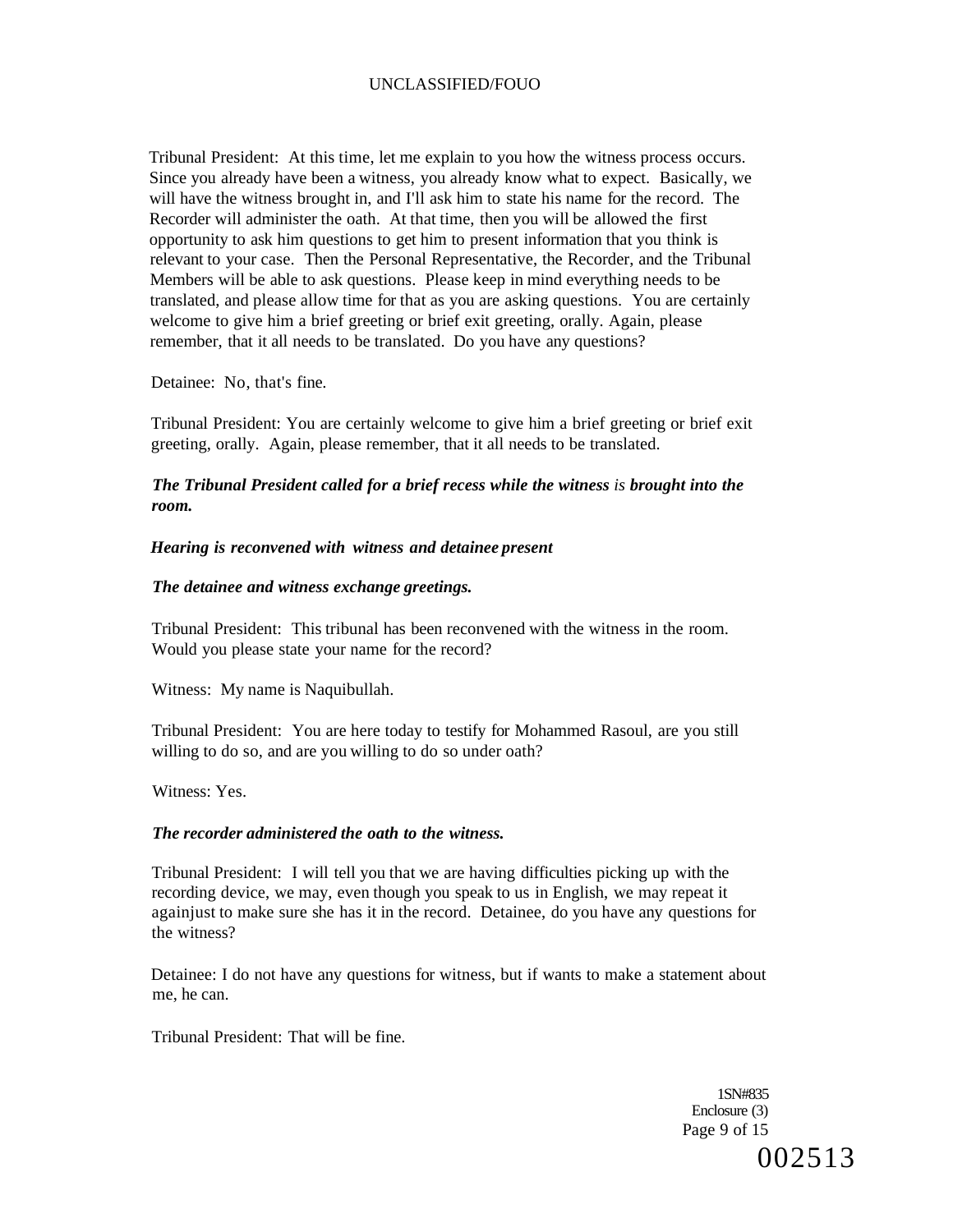Tribunal President: At this time, let me explain to you how the witness process occurs. Since you already have been a witness, you already know what to expect. Basically, we will have the witness brought in, and I'll ask him to state his name for the record. The Recorder will administer the oath. At that time, then you will be allowed the first opportunity to ask him questions to get him to present information that you think is relevant to your case. Then the Personal Representative, the Recorder, and the Tribunal Members will be able to ask questions. Please keep in mind everything needs to be translated, and please allow time for that as you are asking questions. You are certainly welcome to give him a brief greeting or brief exit greeting, orally. Again, please remember, that it all needs to be translated. Do you have any questions?

Detainee: No, that's fine.

Tribunal President: You are certainly welcome to give him a brief greeting or brief exit greeting, orally. Again, please remember, that it all needs to be translated.

***The Tribunal President called for a brief recess while the witness** is **brought into the room.***

***Hearing is reconvened with witness and detainee present***

***The detainee and witness exchange greetings.***

Tribunal President: This tribunal has been reconvened with the witness in the room. Would you please state your name for the record?

Witness: My name is Naquibullah.

Tribunal President: You are here today to testify for Mohammed Rasoul, are you still willing to do so, and are you willing to do so under oath?

Witness: Yes.

***The recorder administered the oath to the witness.***

Tribunal President: I will tell you that we are having difficulties picking up with the recording device, we may, even though you speak to us in English, we may repeat it againjust to make sure she has it in the record. Detainee, do you have any questions for the witness?

Detainee: I do not have any questions for witness, but if wants to make a statement about me, he can.

Tribunal President: That will be fine.

1SN#835
Enclosure (3)
002513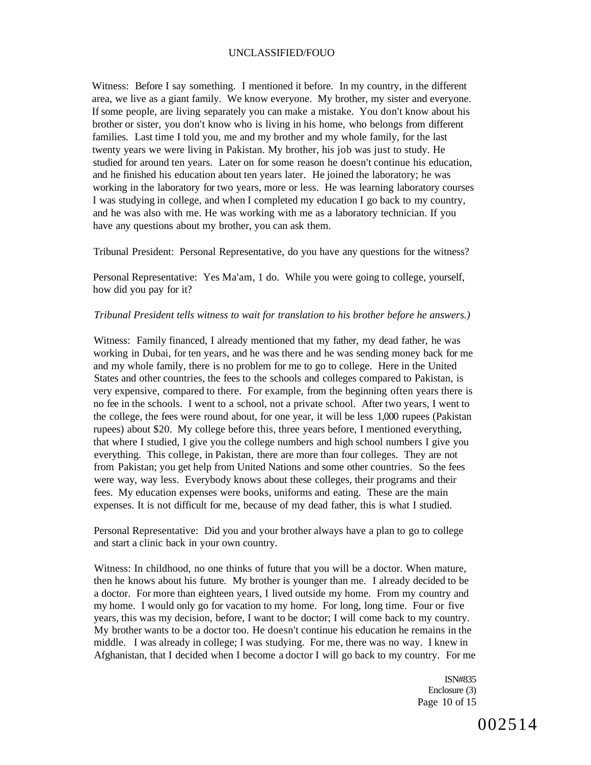Witness: Before I say something. I mentioned it before. In my country, in the different area, we live as a giant family. We know everyone. My brother, my sister and everyone. If some people, are living separately you can make a mistake. You don't know about his brother or sister, you don't know who is living in his home, who belongs from different families. Last time I told you, me and my brother and my whole family, for the last twenty years we were living in Pakistan. My brother, his job was just to study. He studied for around ten years. Later on for some reason he doesn't continue his education, and he finished his education about ten years later. He joined the laboratory; he was working in the laboratory for two years, more or less. He was learning laboratory courses I was studying in college, and when I completed my education I go back to my country, and he was also with me. He was working with me as a laboratory technician. If you have any questions about my brother, you can ask them.

Tribunal President: Personal Representative, do you have any questions for the witness?

Personal Representative: Yes Ma'am, 1 do. While you were going to college, yourself, how did you pay for it?

*Tribunal President tells witness to wait for translation to his brother before he answers.)*

Witness: Family financed, I already mentioned that my father, my dead father, he was working in Dubai, for ten years, and he was there and he was sending money back for me and my whole family, there is no problem for me to go to college. Here in the United States and other countries, the fees to the schools and colleges compared to Pakistan, is very expensive, compared to there. For example, from the beginning often years there is no fee in the schools. I went to a school, not a private school. After two years, I went to the college, the fees were round about, for one year, it will be less 1,000 rupees (Pakistan rupees) about $20. My college before this, three years before, I mentioned everything, that where I studied, I give you the college numbers and high school numbers I give you everything. This college, in Pakistan, there are more than four colleges. They are not from Pakistan; you get help from United Nations and some other countries. So the fees were way, way less. Everybody knows about these colleges, their programs and their fees. My education expenses were books, uniforms and eating. These are the main expenses. It is not difficult for me, because of my dead father, this is what I studied.

Personal Representative: Did you and your brother always have a plan to go to college and start a clinic back in your own country.

Witness: In childhood, no one thinks of future that you will be a doctor. When mature, then he knows about his future. My brother is younger than me. I already decided to be a doctor. For more than eighteen years, I lived outside my home. From my country and my home. I would only go for vacation to my home. For long, long time. Four or five years, this was my decision, before, I want to be doctor; I will come back to my country. My brother wants to be a doctor too. He doesn't continue his education he remains in the middle. I was already in college; I was studying. For me, there was no way. I knew in Afghanistan, that I decided when I become a doctor I will go back to my country. For me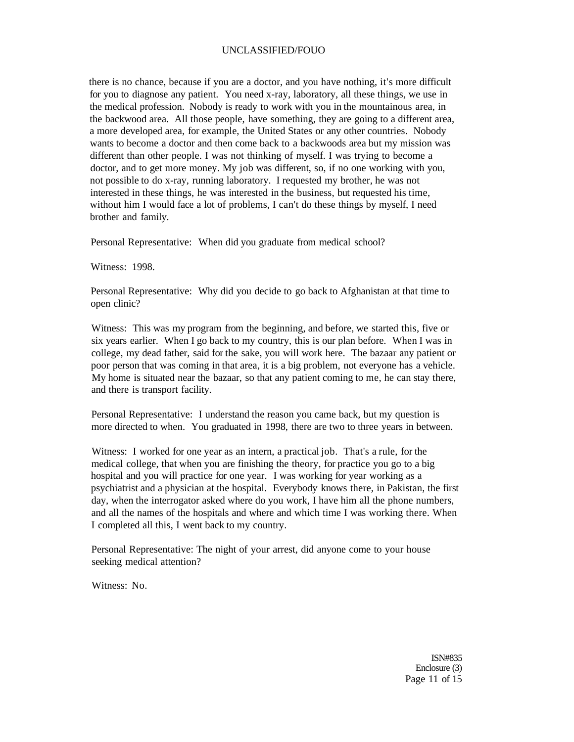there is no chance, because if you are a doctor, and you have nothing, it's more difficult for you to diagnose any patient. You need x-ray, laboratory, all these things, we use in the medical profession. Nobody is ready to work with you in the mountainous area, in the backwood area. All those people, have something, they are going to a different area, a more developed area, for example, the United States or any other countries. Nobody wants to become a doctor and then come back to a backwoods area but my mission was different than other people. I was not thinking of myself. I was trying to become a doctor, and to get more money. My job was different, so, if no one working with you, not possible to do x-ray, running laboratory. I requested my brother, he was not interested in these things, he was interested in the business, but requested his time, without him I would face a lot of problems, I can't do these things by myself, I need brother and family.

Personal Representative: When did you graduate from medical school?

Witness: 1998.

Personal Representative: Why did you decide to go back to Afghanistan at that time to open clinic?

Witness: This was my program from the beginning, and before, we started this, five or six years earlier. When I go back to my country, this is our plan before. When I was in college, my dead father, said for the sake, you will work here. The bazaar any patient or poor person that was coming in that area, it is a big problem, not everyone has a vehicle. My home is situated near the bazaar, so that any patient coming to me, he can stay there, and there is transport facility.

Personal Representative: I understand the reason you came back, but my question is more directed to when. You graduated in 1998, there are two to three years in between.

Witness: I worked for one year as an intern, a practical job. That's a rule, for the medical college, that when you are finishing the theory, for practice you go to a big hospital and you will practice for one year. I was working for year working as a psychiatrist and a physician at the hospital. Everybody knows there, in Pakistan, the first day, when the interrogator asked where do you work, I have him all the phone numbers, and all the names of the hospitals and where and which time I was working there. When I completed all this, I went back to my country.

Personal Representative: The night of your arrest, did anyone come to your house seeking medical attention?

Witness: No.

ISN#835
Enclosure (3)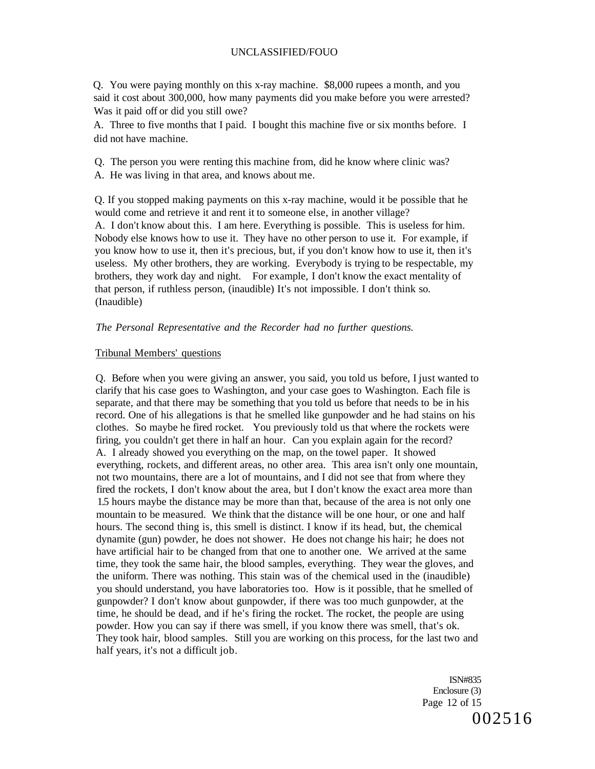Q. You were paying monthly on this x-ray machine. $8,000 rupees a month, and you said it cost about 300,000, how many payments did you make before you were arrested? Was it paid off or did you still owe?

A. Three to five months that I paid. I bought this machine five or six months before. I did not have machine.

Q. The person you were renting this machine from, did he know where clinic was?

A. He was living in that area, and knows about me.

Q. If you stopped making payments on this x-ray machine, would it be possible that he would come and retrieve it and rent it to someone else, in another village?

A. I don't know about this. I am here. Everything is possible. This is useless for him. Nobody else knows how to use it. They have no other person to use it. For example, if you know how to use it, then it's precious, but, if you don't know how to use it, then it's useless. My other brothers, they are working. Everybody is trying to be respectable, my brothers, they work day and night. For example, I don't know the exact mentality of that person, if ruthless person, (inaudible) It's not impossible. I don't think so. (Inaudible)

*The Personal Representative and the Recorder had no further questions.*

Tribunal Members' questions

Q. Before when you were giving an answer, you said, you told us before, I just wanted to clarify that his case goes to Washington, and your case goes to Washington. Each file is separate, and that there may be something that you told us before that needs to be in his record. One of his allegations is that he smelled like gunpowder and he had stains on his clothes. So maybe he fired rocket. You previously told us that where the rockets were firing, you couldn't get there in half an hour. Can you explain again for the record?

A. I already showed you everything on the map, on the towel paper. It showed everything, rockets, and different areas, no other area. This area isn't only one mountain, not two mountains, there are a lot of mountains, and I did not see that from where they fired the rockets, I don't know about the area, but I don't know the exact area more than 1.5 hours maybe the distance may be more than that, because of the area is not only one mountain to be measured. We think that the distance will be one hour, or one and half hours. The second thing is, this smell is distinct. I know if its head, but, the chemical dynamite (gun) powder, he does not shower. He does not change his hair; he does not have artificial hair to be changed from that one to another one. We arrived at the same time, they took the same hair, the blood samples, everything. They wear the gloves, and the uniform. There was nothing. This stain was of the chemical used in the (inaudible) you should understand, you have laboratories too. How is it possible, that he smelled of gunpowder? I don't know about gunpowder, if there was too much gunpowder, at the time, he should be dead, and if he's firing the rocket. The rocket, the people are using powder. How you can say if there was smell, if you know there was smell, that's ok. They took hair, blood samples. Still you are working on this process, for the last two and half years, it's not a difficult job.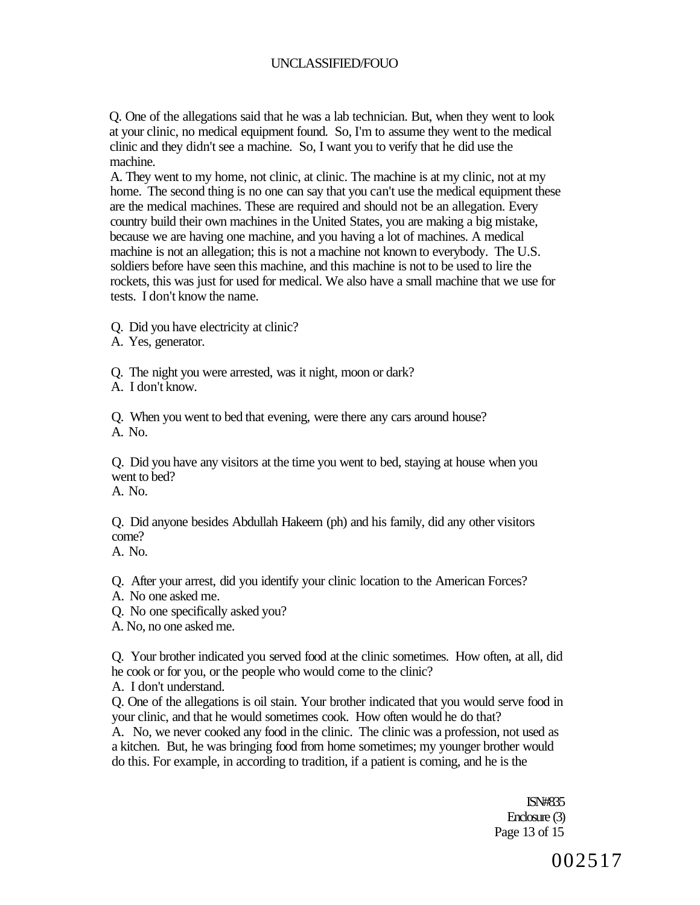Q. One of the allegations said that he was a lab technician. But, when they went to look at your clinic, no medical equipment found. So, I'm to assume they went to the medical clinic and they didn't see a machine. So, I want you to verify that he did use the machine.

A. They went to my home, not clinic, at clinic. The machine is at my clinic, not at my home. The second thing is no one can say that you can't use the medical equipment these are the medical machines. These are required and should not be an allegation. Every country build their own machines in the United States, you are making a big mistake, because we are having one machine, and you having a lot of machines. A medical machine is not an allegation; this is not a machine not known to everybody. The U.S. soldiers before have seen this machine, and this machine is not to be used to lire the rockets, this was just for used for medical. We also have a small machine that we use for tests. I don't know the name.

Q. Did you have electricity at clinic?

A. Yes, generator.

Q. The night you were arrested, was it night, moon or dark?

A. I don't know.

Q. When you went to bed that evening, were there any cars around house?

A. No.

Q. Did you have any visitors at the time you went to bed, staying at house when you went to bed?

A. No.

Q. Did anyone besides Abdullah Hakeem (ph) and his family, did any other visitors come?

A. No.

Q. After your arrest, did you identify your clinic location to the American Forces?

A. No one asked me.

Q. No one specifically asked you?

A. No, no one asked me.

Q. Your brother indicated you served food at the clinic sometimes. How often, at all, did he cook or for you, or the people who would come to the clinic?

A. I don't understand.

Q. One of the allegations is oil stain. Your brother indicated that you would serve food in your clinic, and that he would sometimes cook. How often would he do that?

A. No, we never cooked any food in the clinic. The clinic was a profession, not used as a kitchen. But, he was bringing food from home sometimes; my younger brother would do this. For example, in according to tradition, if a patient is coming, and he is the

ISN#835
Enclosure (3)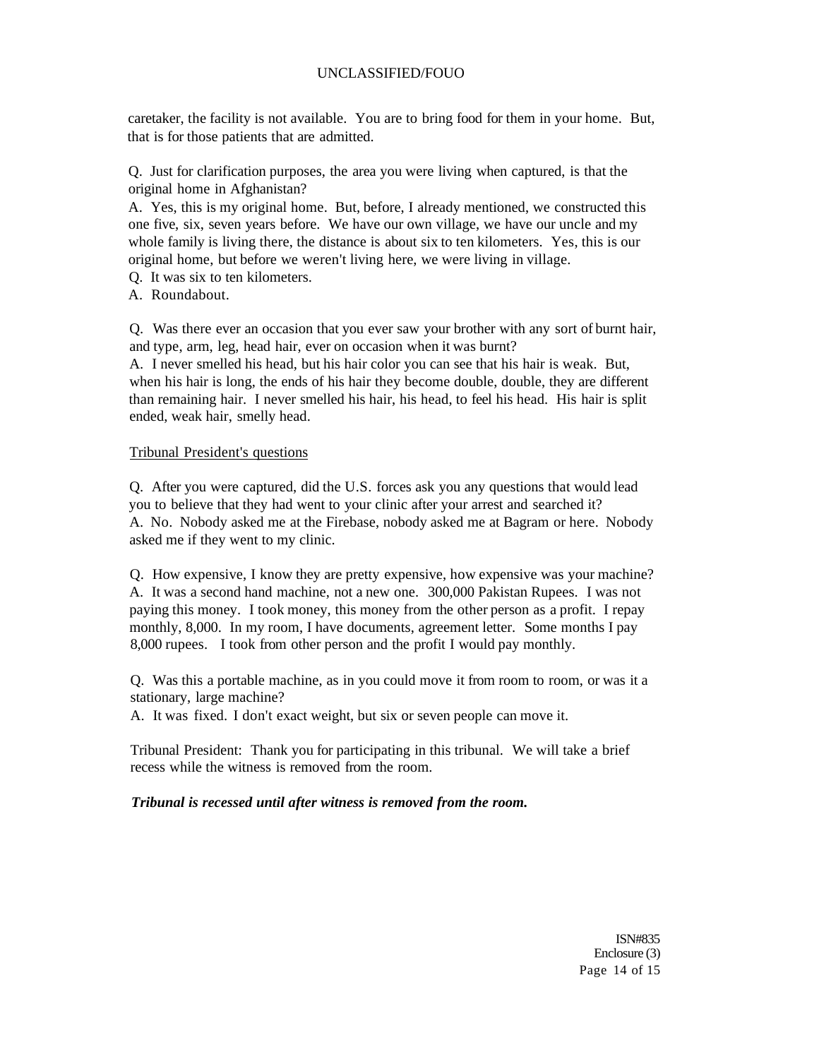caretaker, the facility is not available. You are to bring food for them in your home. But, that is for those patients that are admitted.

Q. Just for clarification purposes, the area you were living when captured, is that the original home in Afghanistan?
A. Yes, this is my original home. But, before, I already mentioned, we constructed this one five, six, seven years before. We have our own village, we have our uncle and my whole family is living there, the distance is about six to ten kilometers. Yes, this is our original home, but before we weren't living here, we were living in village.
Q. It was six to ten kilometers.
A. Roundabout.

Q. Was there ever an occasion that you ever saw your brother with any sort of burnt hair, and type, arm, leg, head hair, ever on occasion when it was burnt?
A. I never smelled his head, but his hair color you can see that his hair is weak. But, when his hair is long, the ends of his hair they become double, double, they are different than remaining hair. I never smelled his hair, his head, to feel his head. His hair is split ended, weak hair, smelly head.

Tribunal President's questions

Q. After you were captured, did the U.S. forces ask you any questions that would lead you to believe that they had went to your clinic after your arrest and searched it?
A. No. Nobody asked me at the Firebase, nobody asked me at Bagram or here. Nobody asked me if they went to my clinic.

Q. How expensive, I know they are pretty expensive, how expensive was your machine?
A. It was a second hand machine, not a new one. 300,000 Pakistan Rupees. I was not paying this money. I took money, this money from the other person as a profit. I repay monthly, 8,000. In my room, I have documents, agreement letter. Some months I pay 8,000 rupees. I took from other person and the profit I would pay monthly.

Q. Was this a portable machine, as in you could move it from room to room, or was it a stationary, large machine?
A. It was fixed. I don't exact weight, but six or seven people can move it.

Tribunal President: Thank you for participating in this tribunal. We will take a brief recess while the witness is removed from the room.

***Tribunal is recessed until after witness is removed from the room.***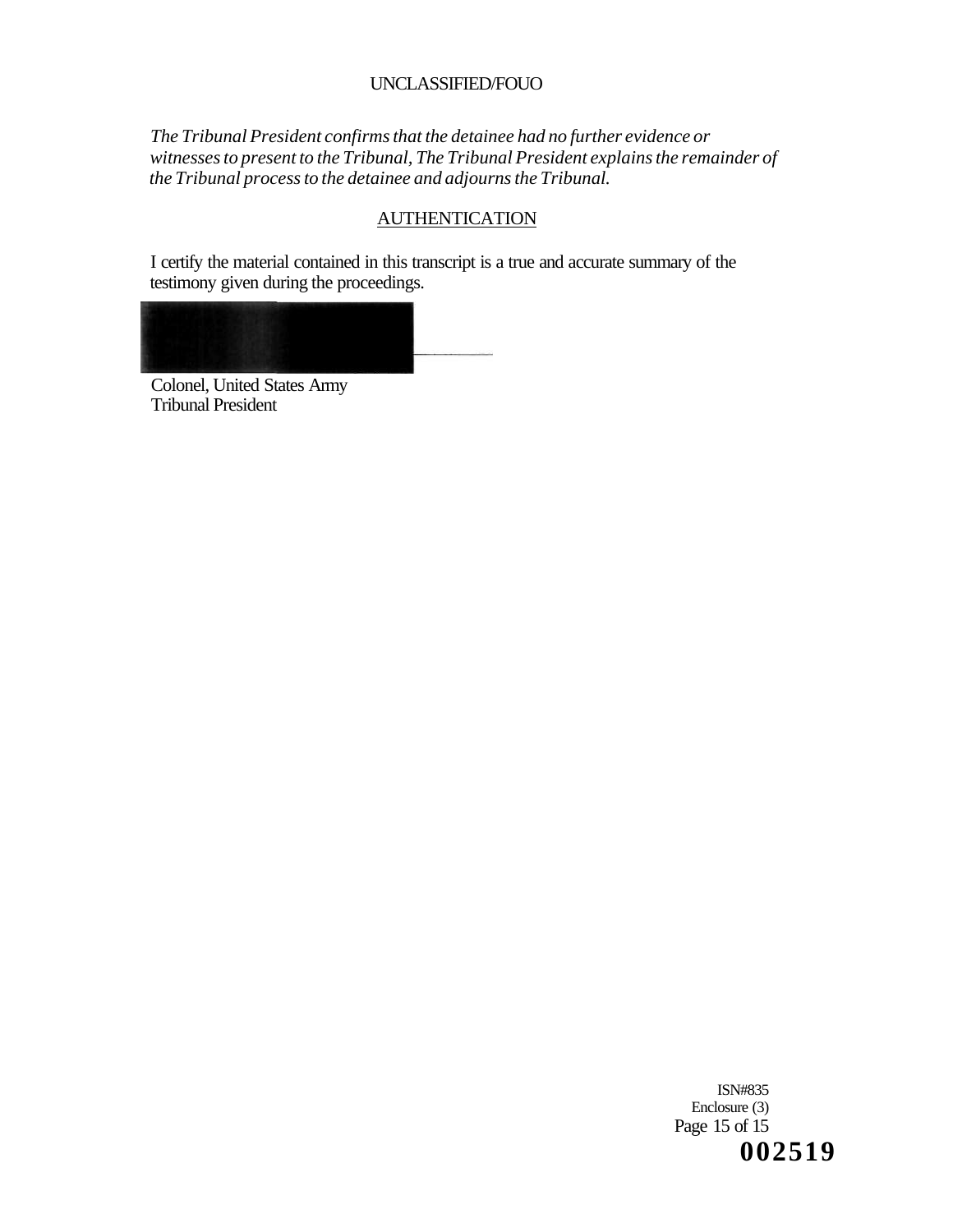*The Tribunal President confirms that the detainee had no further evidence or witnesses to present to the Tribunal, The Tribunal President explains the remainder of the Tribunal process to the detainee and adjourns the Tribunal.*

## AUTHENTICATION

I certify the material contained in this transcript is a true and accurate summary of the testimony given during the proceedings.

Colonel, United States Army
Tribunal President

ISN#835
Enclosure (3)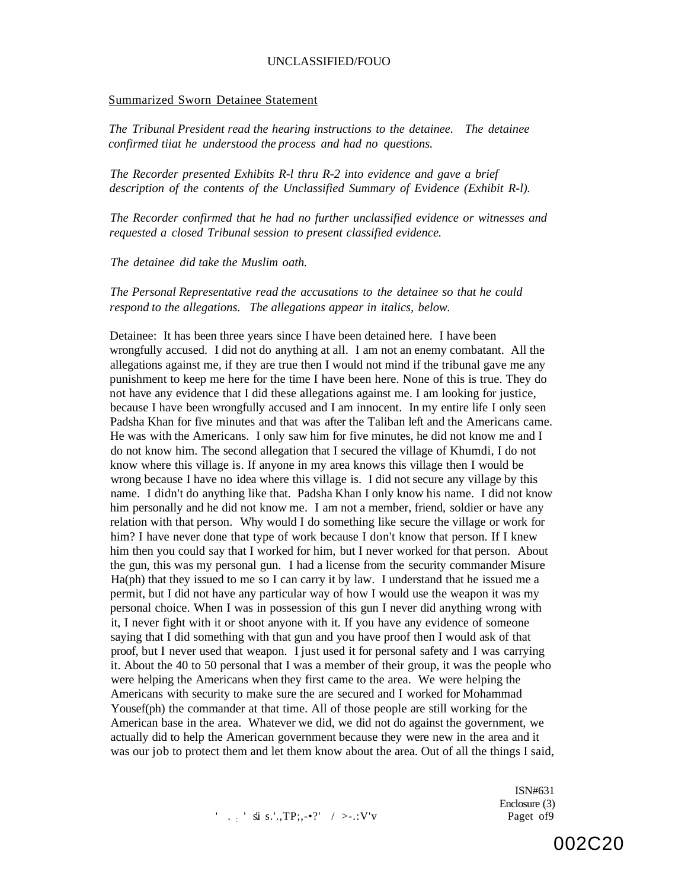Summarized Sworn Detainee Statement

*The Tribunal President read the hearing instructions to the detainee. The detainee confirmed tiiat he understood the process and had no questions.*

*The Recorder presented Exhibits R-l thru R-2 into evidence and gave a brief description of the contents of the Unclassified Summary of Evidence (Exhibit R-l).*

*The Recorder confirmed that he had no further unclassified evidence or witnesses and requested a closed Tribunal session to present classified evidence.*

*The detainee did take the Muslim oath.*

*The Personal Representative read the accusations to the detainee so that he could respond to the allegations. The allegations appear in italics, below.*

Detainee: It has been three years since I have been detained here. I have been wrongfully accused. I did not do anything at all. I am not an enemy combatant. All the allegations against me, if they are true then I would not mind if the tribunal gave me any punishment to keep me here for the time I have been here. None of this is true. They do not have any evidence that I did these allegations against me. I am looking for justice, because I have been wrongfully accused and I am innocent. In my entire life I only seen Padsha Khan for five minutes and that was after the Taliban left and the Americans came. He was with the Americans. I only saw him for five minutes, he did not know me and I do not know him. The second allegation that I secured the village of Khumdi, I do not know where this village is. If anyone in my area knows this village then I would be wrong because I have no idea where this village is. I did not secure any village by this name. I didn't do anything like that. Padsha Khan I only know his name. I did not know him personally and he did not know me. I am not a member, friend, soldier or have any relation with that person. Why would I do something like secure the village or work for him? I have never done that type of work because I don't know that person. If I knew him then you could say that I worked for him, but I never worked for that person. About the gun, this was my personal gun. I had a license from the security commander Misure Ha(ph) that they issued to me so I can carry it by law. I understand that he issued me a permit, but I did not have any particular way of how I would use the weapon it was my personal choice. When I was in possession of this gun I never did anything wrong with it, I never fight with it or shoot anyone with it. If you have any evidence of someone saying that I did something with that gun and you have proof then I would ask of that proof, but I never used that weapon. I just used it for personal safety and I was carrying it. About the 40 to 50 personal that I was a member of their group, it was the people who were helping the Americans when they first came to the area. We were helping the Americans with security to make sure the are secured and I worked for Mohammad Yousef(ph) the commander at that time. All of those people are still working for the American base in the area. Whatever we did, we did not do against the government, we actually did to help the American government because they were new in the area and it was our job to protect them and let them know about the area. Out of all the things I said,

ISN#631
Enclosure (3)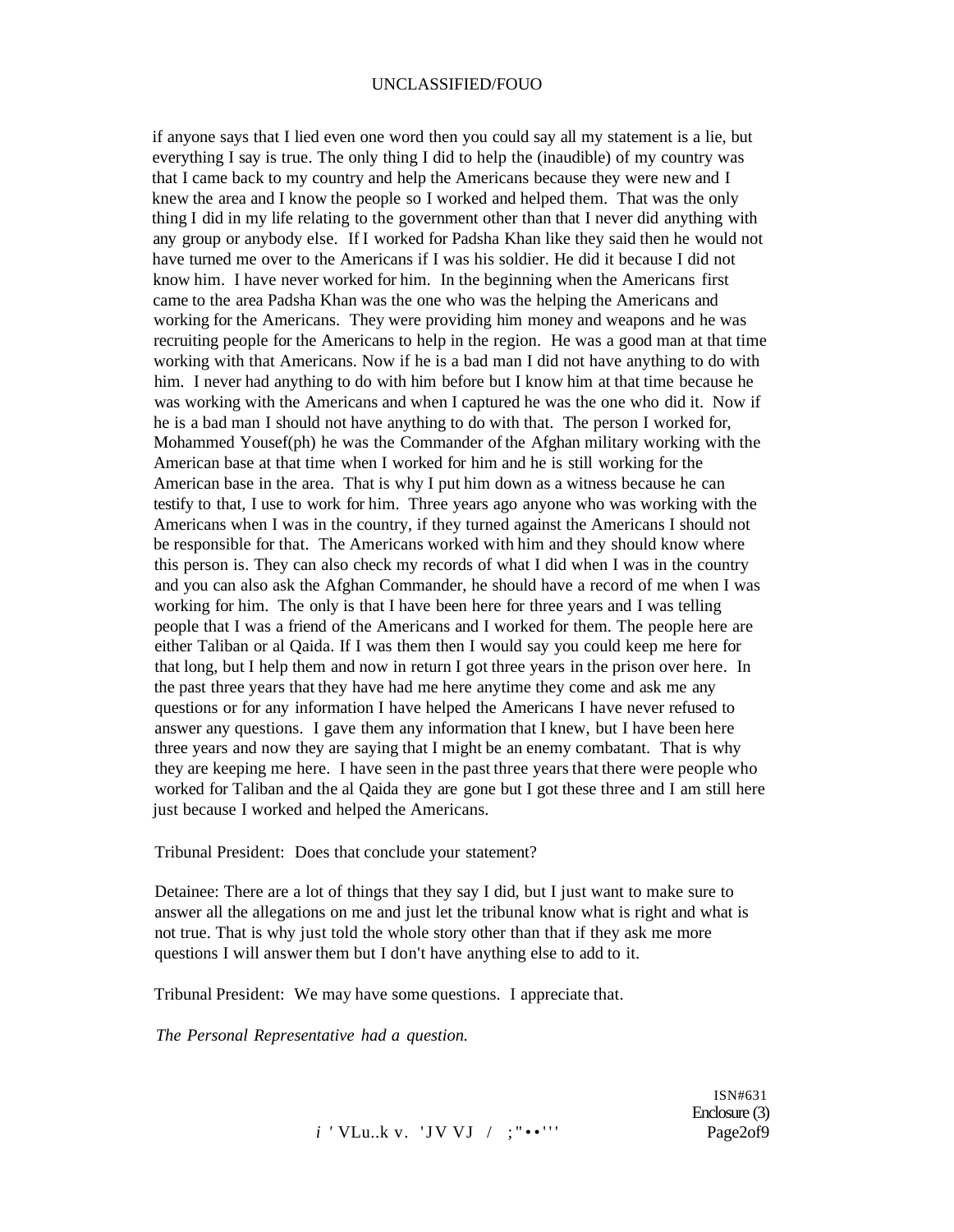if anyone says that I lied even one word then you could say all my statement is a lie, but everything I say is true. The only thing I did to help the (inaudible) of my country was that I came back to my country and help the Americans because they were new and I knew the area and I know the people so I worked and helped them. That was the only thing I did in my life relating to the government other than that I never did anything with any group or anybody else. If I worked for Padsha Khan like they said then he would not have turned me over to the Americans if I was his soldier. He did it because I did not know him. I have never worked for him. In the beginning when the Americans first came to the area Padsha Khan was the one who was the helping the Americans and working for the Americans. They were providing him money and weapons and he was recruiting people for the Americans to help in the region. He was a good man at that time working with that Americans. Now if he is a bad man I did not have anything to do with him. I never had anything to do with him before but I know him at that time because he was working with the Americans and when I captured he was the one who did it. Now if he is a bad man I should not have anything to do with that. The person I worked for, Mohammed Yousef(ph) he was the Commander of the Afghan military working with the American base at that time when I worked for him and he is still working for the American base in the area. That is why I put him down as a witness because he can testify to that, I use to work for him. Three years ago anyone who was working with the Americans when I was in the country, if they turned against the Americans I should not be responsible for that. The Americans worked with him and they should know where this person is. They can also check my records of what I did when I was in the country and you can also ask the Afghan Commander, he should have a record of me when I was working for him. The only is that I have been here for three years and I was telling people that I was a friend of the Americans and I worked for them. The people here are either Taliban or al Qaida. If I was them then I would say you could keep me here for that long, but I help them and now in return I got three years in the prison over here. In the past three years that they have had me here anytime they come and ask me any questions or for any information I have helped the Americans I have never refused to answer any questions. I gave them any information that I knew, but I have been here three years and now they are saying that I might be an enemy combatant. That is why they are keeping me here. I have seen in the past three years that there were people who worked for Taliban and the al Qaida they are gone but I got these three and I am still here just because I worked and helped the Americans.

Tribunal President: Does that conclude your statement?

Detainee: There are a lot of things that they say I did, but I just want to make sure to answer all the allegations on me and just let the tribunal know what is right and what is not true. That is why just told the whole story other than that if they ask me more questions I will answer them but I don't have anything else to add to it.

Tribunal President: We may have some questions. I appreciate that.

*The Personal Representative had a question.*

ISN#631
Enclosure (3)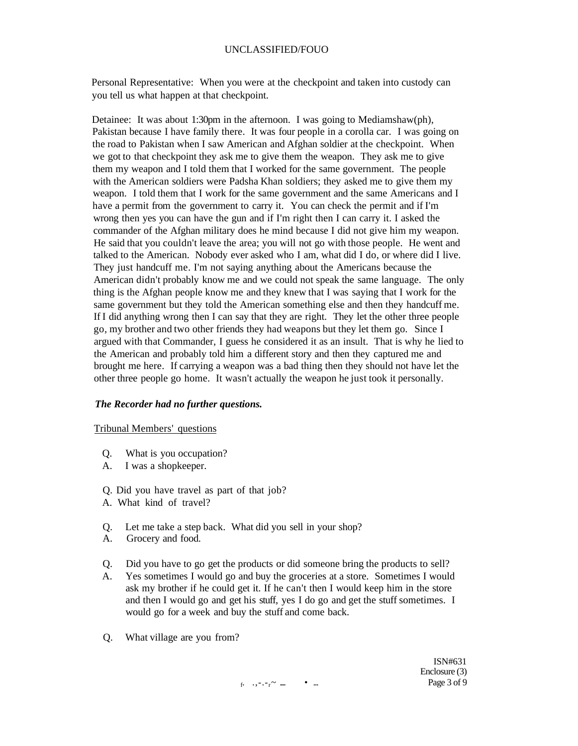Personal Representative: When you were at the checkpoint and taken into custody can you tell us what happen at that checkpoint.

Detainee: It was about 1:30pm in the afternoon. I was going to Mediamshaw(ph), Pakistan because I have family there. It was four people in a corolla car. I was going on the road to Pakistan when I saw American and Afghan soldier at the checkpoint. When we got to that checkpoint they ask me to give them the weapon. They ask me to give them my weapon and I told them that I worked for the same government. The people with the American soldiers were Padsha Khan soldiers; they asked me to give them my weapon. I told them that I work for the same government and the same Americans and I have a permit from the government to carry it. You can check the permit and if I'm wrong then yes you can have the gun and if I'm right then I can carry it. I asked the commander of the Afghan military does he mind because I did not give him my weapon. He said that you couldn't leave the area; you will not go with those people. He went and talked to the American. Nobody ever asked who I am, what did I do, or where did I live. They just handcuff me. I'm not saying anything about the Americans because the American didn't probably know me and we could not speak the same language. The only thing is the Afghan people know me and they knew that I was saying that I work for the same government but they told the American something else and then they handcuff me. If I did anything wrong then I can say that they are right. They let the other three people go, my brother and two other friends they had weapons but they let them go. Since I argued with that Commander, I guess he considered it as an insult. That is why he lied to the American and probably told him a different story and then they captured me and brought me here. If carrying a weapon was a bad thing then they should not have let the other three people go home. It wasn't actually the weapon he just took it personally.

***The Recorder had no further questions.***

Tribunal Members' questions

Q. What is you occupation?
A. I was a shopkeeper.

Q. Did you have travel as part of that job?
A. What kind of travel?

Q. Let me take a step back. What did you sell in your shop?
A. Grocery and food.

Q. Did you have to go get the products or did someone bring the products to sell?
A. Yes sometimes I would go and buy the groceries at a store. Sometimes I would ask my brother if he could get it. If he can't then I would keep him in the store and then I would go and get his stuff, yes I do go and get the stuff sometimes. I would go for a week and buy the stuff and come back.

Q. What village are you from?

ISN#631
Enclosure (3)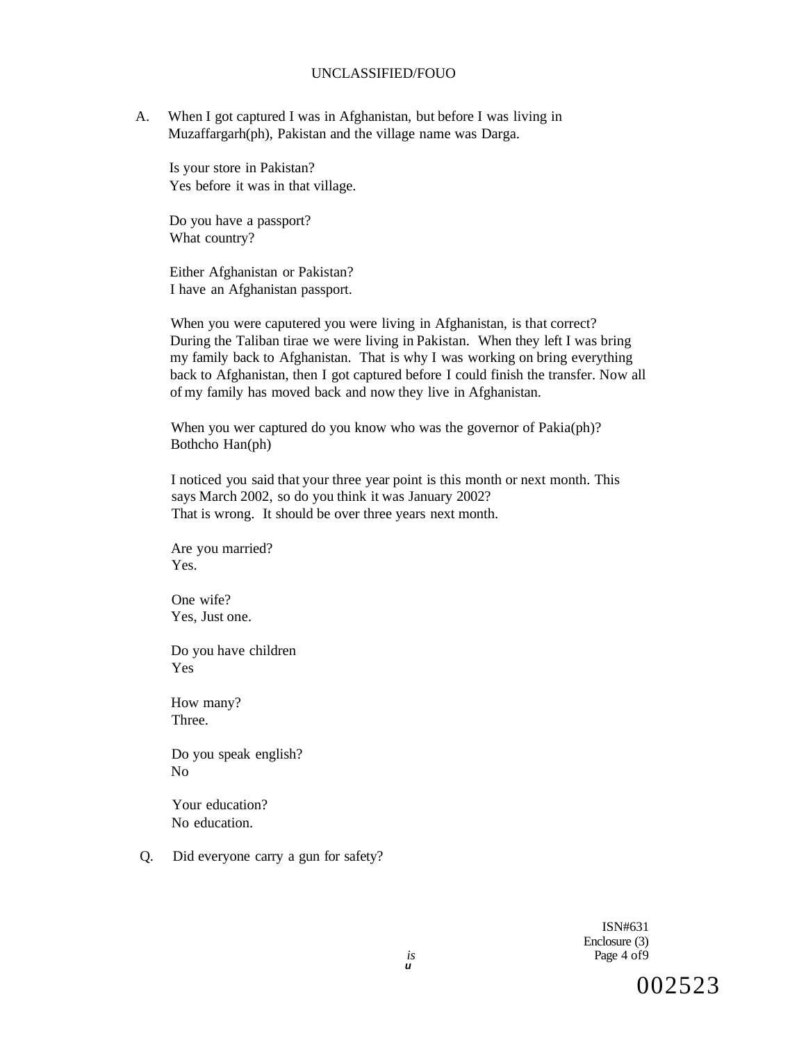A. When I got captured I was in Afghanistan, but before I was living in Muzaffargarh(ph), Pakistan and the village name was Darga.

Is your store in Pakistan?
Yes before it was in that village.

Do you have a passport?
What country?

Either Afghanistan or Pakistan?
I have an Afghanistan passport.

When you were caputered you were living in Afghanistan, is that correct?
During the Taliban tirae we were living in Pakistan. When they left I was bring my family back to Afghanistan. That is why I was working on bring everything back to Afghanistan, then I got captured before I could finish the transfer. Now all of my family has moved back and now they live in Afghanistan.

When you wer captured do you know who was the governor of Pakia(ph)?
Bothcho Han(ph)

I noticed you said that your three year point is this month or next month. This says March 2002, so do you think it was January 2002?
That is wrong. It should be over three years next month.

Are you married?
Yes.

One wife?
Yes, Just one.

Do you have children
Yes

How many?
Three.

Do you speak english?
No

Your education?
No education.

Q. Did everyone carry a gun for safety?

ISN#631
Enclosure (3)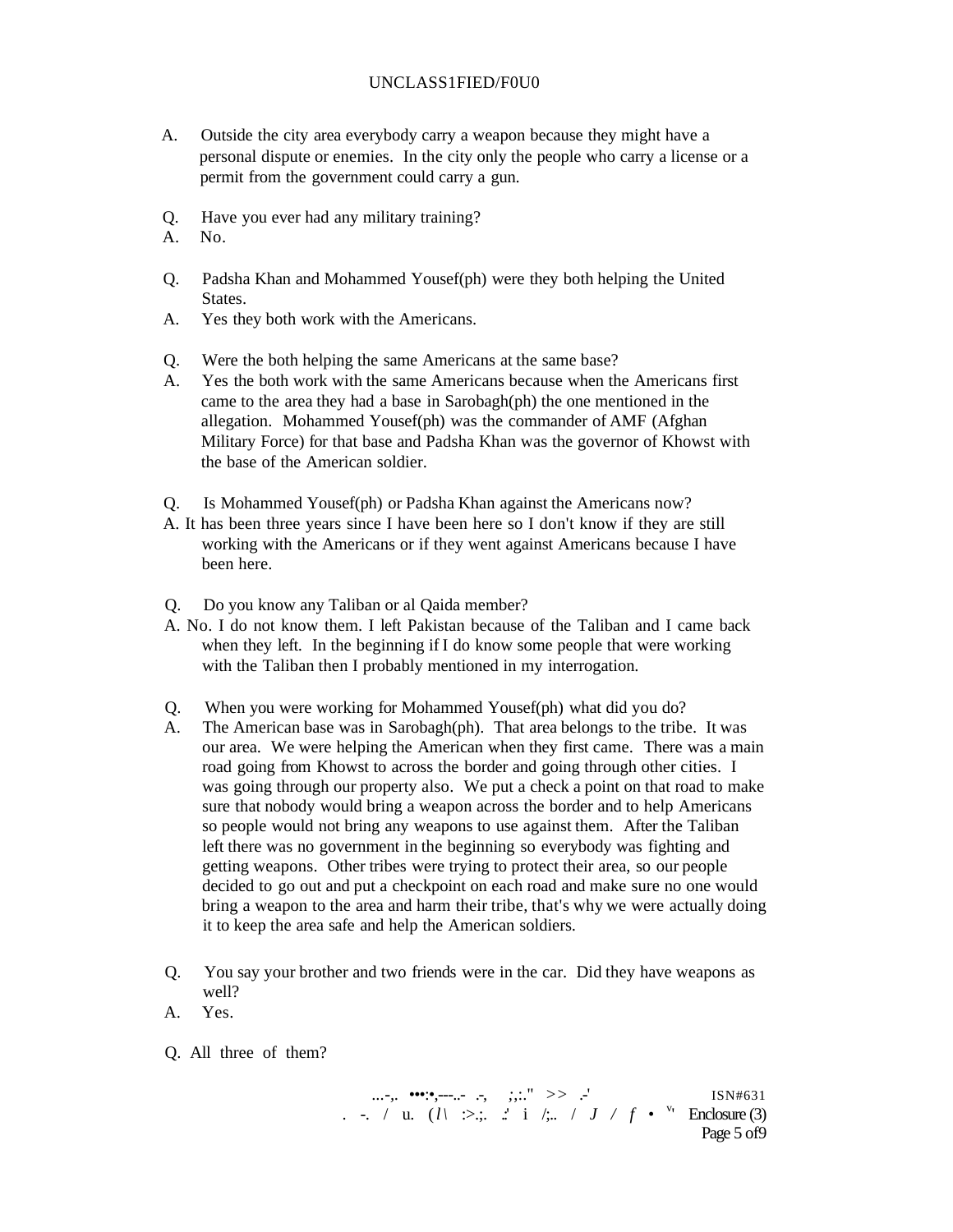A. Outside the city area everybody carry a weapon because they might have a personal dispute or enemies. In the city only the people who carry a license or a permit from the government could carry a gun.

Q. Have you ever had any military training?
A. No.

Q. Padsha Khan and Mohammed Yousef(ph) were they both helping the United States.
A. Yes they both work with the Americans.

Q. Were the both helping the same Americans at the same base?
A. Yes the both work with the same Americans because when the Americans first came to the area they had a base in Sarobagh(ph) the one mentioned in the allegation. Mohammed Yousef(ph) was the commander of AMF (Afghan Military Force) for that base and Padsha Khan was the governor of Khowst with the base of the American soldier.

Q. Is Mohammed Yousef(ph) or Padsha Khan against the Americans now?
A. It has been three years since I have been here so I don't know if they are still working with the Americans or if they went against Americans because I have been here.

Q. Do you know any Taliban or al Qaida member?
A. No. I do not know them. I left Pakistan because of the Taliban and I came back when they left. In the beginning if I do know some people that were working with the Taliban then I probably mentioned in my interrogation.

Q. When you were working for Mohammed Yousef(ph) what did you do?
A. The American base was in Sarobagh(ph). That area belongs to the tribe. It was our area. We were helping the American when they first came. There was a main road going from Khowst to across the border and going through other cities. I was going through our property also. We put a check a point on that road to make sure that nobody would bring a weapon across the border and to help Americans so people would not bring any weapons to use against them. After the Taliban left there was no government in the beginning so everybody was fighting and getting weapons. Other tribes were trying to protect their area, so our people decided to go out and put a checkpoint on each road and make sure no one would bring a weapon to the area and harm their tribe, that's why we were actually doing it to keep the area safe and help the American soldiers.

Q. You say your brother and two friends were in the car. Did they have weapons as well?
A. Yes.

Q. All three of them?

ISN#631
Enclosure (3)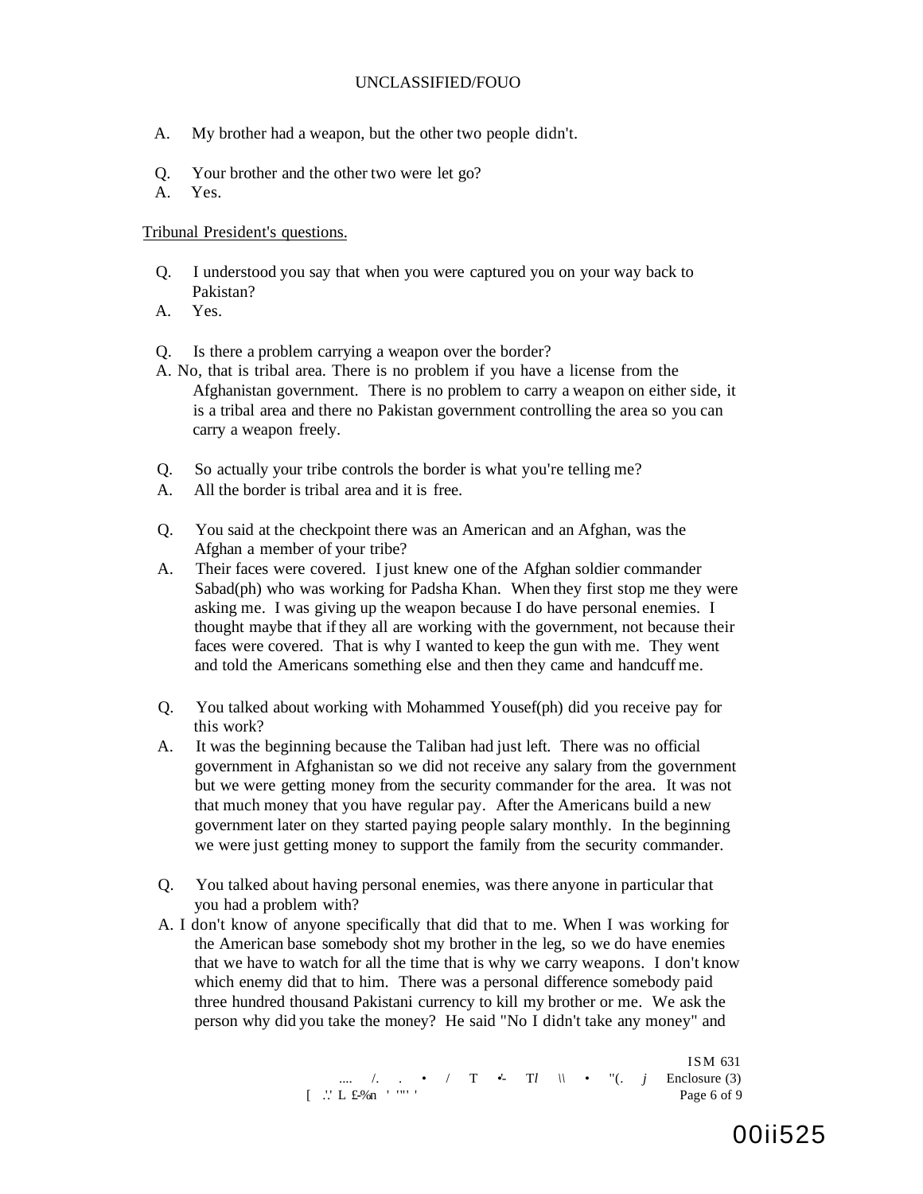A. My brother had a weapon, but the other two people didn't.

Q. Your brother and the other two were let go?
A. Yes.

Tribunal President's questions.

Q. I understood you say that when you were captured you on your way back to Pakistan?
A. Yes.

Q. Is there a problem carrying a weapon over the border?
A. No, that is tribal area. There is no problem if you have a license from the Afghanistan government. There is no problem to carry a weapon on either side, it is a tribal area and there no Pakistan government controlling the area so you can carry a weapon freely.

Q. So actually your tribe controls the border is what you're telling me?
A. All the border is tribal area and it is free.

Q. You said at the checkpoint there was an American and an Afghan, was the Afghan a member of your tribe?
A. Their faces were covered. I just knew one of the Afghan soldier commander Sabad(ph) who was working for Padsha Khan. When they first stop me they were asking me. I was giving up the weapon because I do have personal enemies. I thought that maybe if they all are working with the government, not because their faces were covered. That is why I wanted to keep the gun with me. They went and told the Americans something else and then they came and handcuff me.

Q. You talked about working with Mohammed Yousef(ph) did you receive pay for this work?
A. It was the beginning because the Taliban had just left. There was no official government in Afghanistan so we did not receive any salary from the government but we were getting money from the security commander for the area. It was not that much money that you have regular pay. After the Americans build a new government later on they started paying people salary monthly. In the beginning we were just getting money to support the family from the security commander.

Q. You talked about having personal enemies, was there anyone in particular that you had a problem with?
A. I don't know of anyone specifically that did that to me. When I was working for the American base somebody shot my brother in the leg, so we do have enemies that we have to watch for all the time that is why we carry weapons. I don't know which enemy did that to him. There was a personal difference somebody paid three hundred thousand Pakistani currency to kill my brother or me. We ask the person why did you take the money? He said "No I didn't take any money" and

ISM 631
Enclosure (3)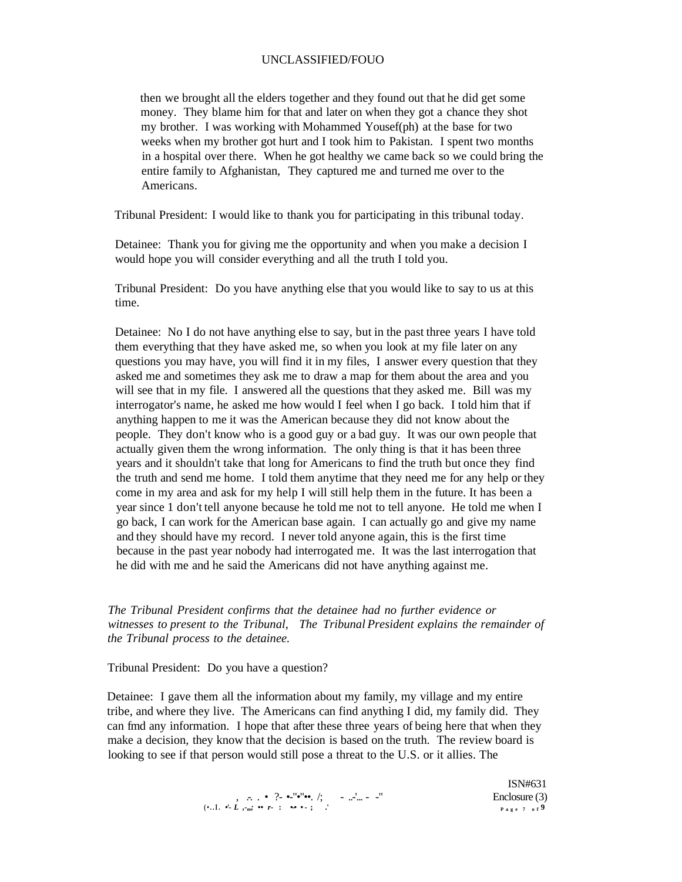then we brought all the elders together and they found out that he did get some money. They blame him for that and later on when they got a chance they shot my brother. I was working with Mohammed Yousef(ph) at the base for two weeks when my brother got hurt and I took him to Pakistan. I spent two months in a hospital over there. When he got healthy we came back so we could bring the entire family to Afghanistan, They captured me and turned me over to the Americans.

Tribunal President: I would like to thank you for participating in this tribunal today.

Detainee: Thank you for giving me the opportunity and when you make a decision I would hope you will consider everything and all the truth I told you.

Tribunal President: Do you have anything else that you would like to say to us at this time.

Detainee: No I do not have anything else to say, but in the past three years I have told them everything that they have asked me, so when you look at my file later on any questions you may have, you will find it in my files, I answer every question that they asked me and sometimes they ask me to draw a map for them about the area and you will see that in my file. I answered all the questions that they asked me. Bill was my interrogator's name, he asked me how would I feel when I go back. I told him that if anything happen to me it was the American because they did not know about the people. They don't know who is a good guy or a bad guy. It was our own people that actually given them the wrong information. The only thing is that it has been three years and it shouldn't take that long for Americans to find the truth but once they find the truth and send me home. I told them anytime that they need me for any help or they come in my area and ask for my help I will still help them in the future. It has been a year since 1 don't tell anyone because he told me not to tell anyone. He told me when I go back, I can work for the American base again. I can actually go and give my name and they should have my record. I never told anyone again, this is the first time because in the past year nobody had interrogated me. It was the last interrogation that he did with me and he said the Americans did not have anything against me.

*The Tribunal President confirms that the detainee had no further evidence or witnesses to present to the Tribunal, The Tribunal President explains the remainder of the Tribunal process to the detainee.*

Tribunal President: Do you have a question?

Detainee: I gave them all the information about my family, my village and my entire tribe, and where they live. The Americans can find anything I did, my family did. They can fmd any information. I hope that after these three years of being here that when they make a decision, they know that the decision is based on the truth. The review board is looking to see if that person would still pose a threat to the U.S. or it allies. The

ISN#631
Enclosure (3)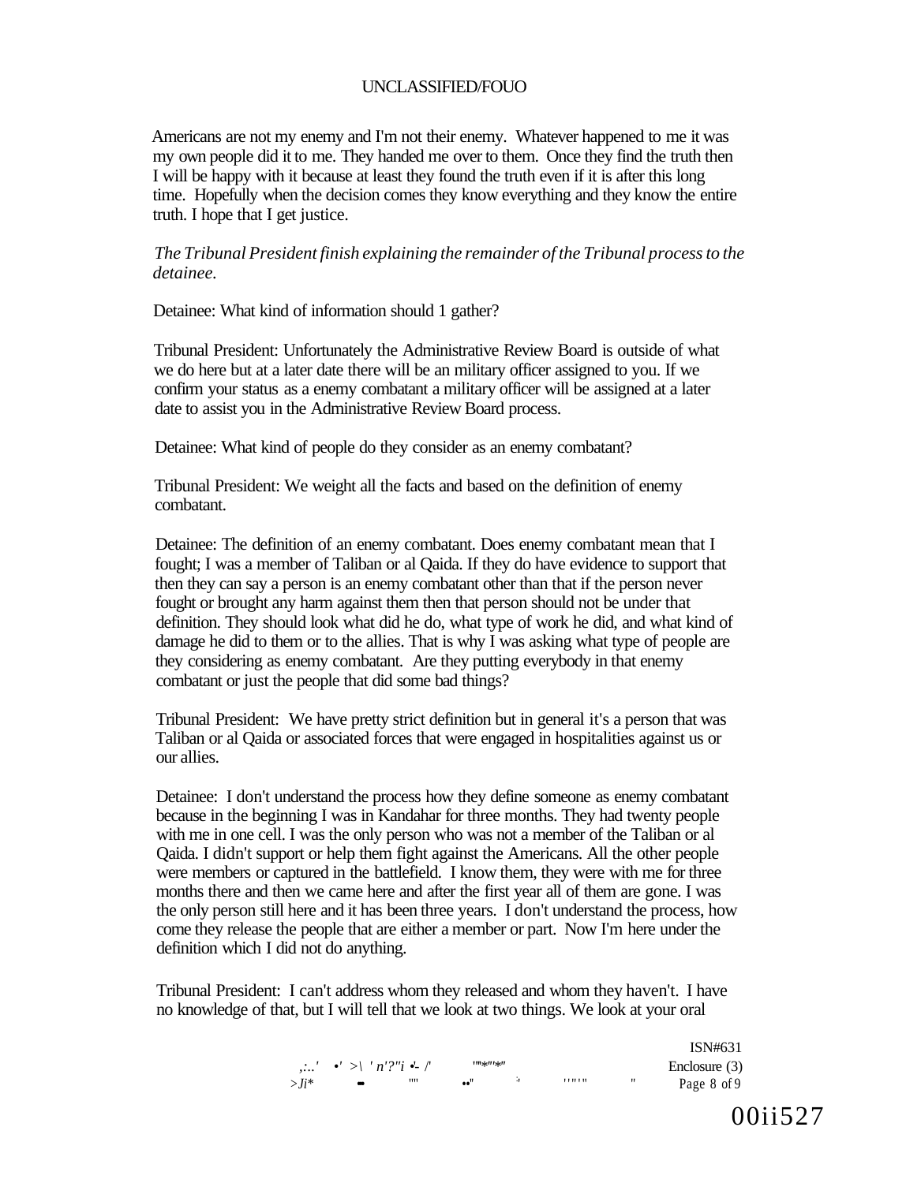Americans are not my enemy and I'm not their enemy. Whatever happened to me it was my own people did it to me. They handed me over to them. Once they find the truth then I will be happy with it because at least they found the truth even if it is after this long time. Hopefully when the decision comes they know everything and they know the entire truth. I hope that I get justice.

*The Tribunal President finish explaining the remainder of the Tribunal process to the detainee.*

Detainee: What kind of information should 1 gather?

Tribunal President: Unfortunately the Administrative Review Board is outside of what we do here but at a later date there will be an military officer assigned to you. If we confirm your status as a enemy combatant a military officer will be assigned at a later date to assist you in the Administrative Review Board process.

Detainee: What kind of people do they consider as an enemy combatant?

Tribunal President: We weight all the facts and based on the definition of enemy combatant.

Detainee: The definition of an enemy combatant. Does enemy combatant mean that I fought; I was a member of Taliban or al Qaida. If they do have evidence to support that then they can say a person is an enemy combatant other than that if the person never fought or brought any harm against them then that person should not be under that definition. They should look what did he do, what type of work he did, and what kind of damage he did to them or to the allies. That is why I was asking what type of people are they considering as enemy combatant. Are they putting everybody in that enemy combatant or just the people that did some bad things?

Tribunal President: We have pretty strict definition but in general it's a person that was Taliban or al Qaida or associated forces that were engaged in hospitalities against us or our allies.

Detainee: I don't understand the process how they define someone as enemy combatant because in the beginning I was in Kandahar for three months. They had twenty people with me in one cell. I was the only person who was not a member of the Taliban or al Qaida. I didn't support or help them fight against the Americans. All the other people were members or captured in the battlefield. I know them, they were with me for three months there and then we came here and after the first year all of them are gone. I was the only person still here and it has been three years. I don't understand the process, how come they release the people that are either a member or part. Now I'm here under the definition which I did not do anything.

Tribunal President: I can't address whom they released and whom they haven't. I have no knowledge of that, but I will tell that we look at two things. We look at your oral

ISN#631
Enclosure (3)

00ii527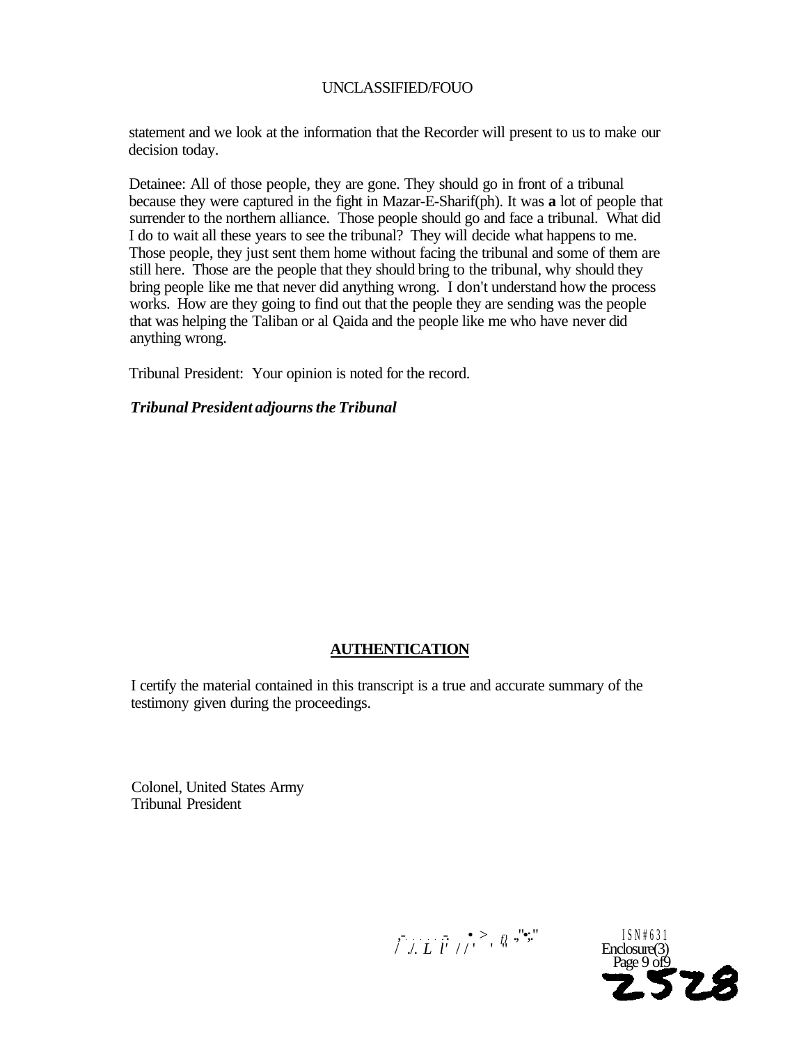statement and we look at the information that the Recorder will present to us to make our decision today.

Detainee: All of those people, they are gone. They should go in front of a tribunal because they were captured in the fight in Mazar-E-Sharif(ph). It was **a** lot of people that surrender to the northern alliance. Those people should go and face a tribunal. What did I do to wait all these years to see the tribunal? They will decide what happens to me. Those people, they just sent them home without facing the tribunal and some of them are still here. Those are the people that they should bring to the tribunal, why should they bring people like me that never did anything wrong. I don't understand how the process works. How are they going to find out that the people they are sending was the people that was helping the Taliban or al Qaida and the people like me who have never did anything wrong.

Tribunal President: Your opinion is noted for the record.

***Tribunal President adjourns the Tribunal***

## AUTHENTICATION

I certify the material contained in this transcript is a true and accurate summary of the testimony given during the proceedings.

Colonel, United States Army
Tribunal President

ISN#631
Enclosure(3)

2528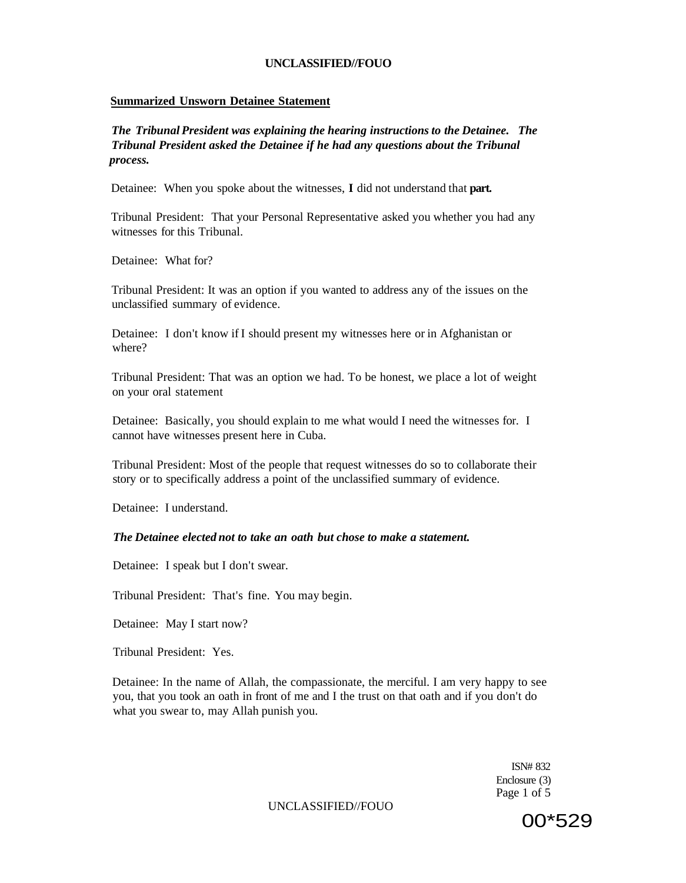**Summarized Unsworn Detainee Statement**

***The Tribunal President was explaining the hearing instructions to the Detainee. The Tribunal President asked the Detainee if he had any questions about the Tribunal process.***

Detainee: When you spoke about the witnesses, **I** did not understand that **part.**

Tribunal President: That your Personal Representative asked you whether you had any witnesses for this Tribunal.

Detainee: What for?

Tribunal President: It was an option if you wanted to address any of the issues on the unclassified summary of evidence.

Detainee: I don't know if I should present my witnesses here or in Afghanistan or where?

Tribunal President: That was an option we had. To be honest, we place a lot of weight on your oral statement

Detainee: Basically, you should explain to me what would I need the witnesses for. I cannot have witnesses present here in Cuba.

Tribunal President: Most of the people that request witnesses do so to collaborate their story or to specifically address a point of the unclassified summary of evidence.

Detainee: I understand.

***The Detainee elected not to take an oath but chose to make a statement.***

Detainee: I speak but I don't swear.

Tribunal President: That's fine. You may begin.

Detainee: May I start now?

Tribunal President: Yes.

Detainee: In the name of Allah, the compassionate, the merciful. I am very happy to see you, that you took an oath in front of me and I the trust on that oath and if you don't do what you swear to, may Allah punish you.

ISN# 832
Enclosure (3)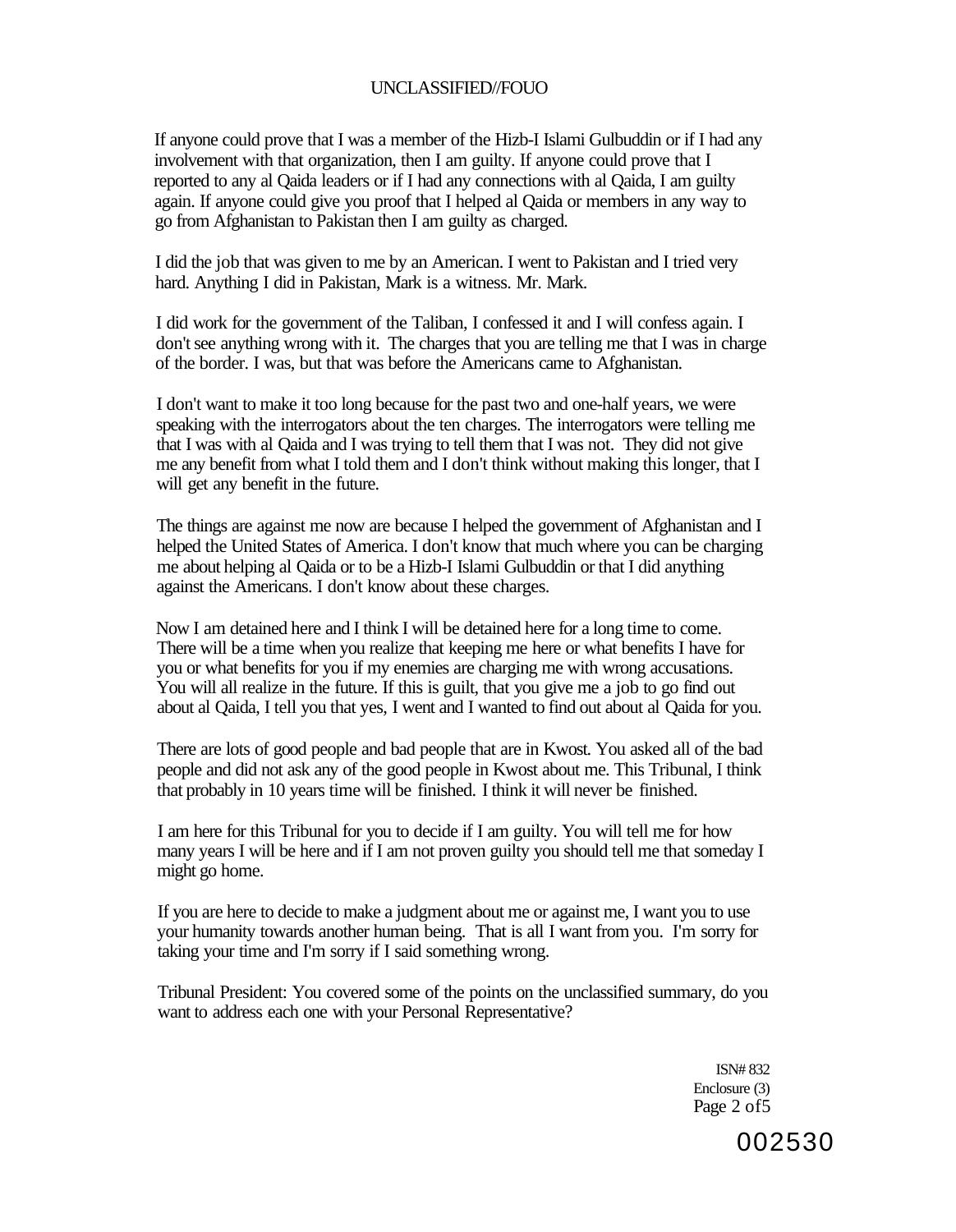If anyone could prove that I was a member of the Hizb-I Islami Gulbuddin or if I had any involvement with that organization, then I am guilty. If anyone could prove that I reported to any al Qaida leaders or if I had any connections with al Qaida, I am guilty again. If anyone could give you proof that I helped al Qaida or members in any way to go from Afghanistan to Pakistan then I am guilty as charged.

I did the job that was given to me by an American. I went to Pakistan and I tried very hard. Anything I did in Pakistan, Mark is a witness. Mr. Mark.

I did work for the government of the Taliban, I confessed it and I will confess again. I don't see anything wrong with it. The charges that you are telling me that I was in charge of the border. I was, but that was before the Americans came to Afghanistan.

I don't want to make it too long because for the past two and one-half years, we were speaking with the interrogators about the ten charges. The interrogators were telling me that I was with al Qaida and I was trying to tell them that I was not. They did not give me any benefit from what I told them and I don't think without making this longer, that I will get any benefit in the future.

The things are against me now are because I helped the government of Afghanistan and I helped the United States of America. I don't know that much where you can be charging me about helping al Qaida or to be a Hizb-I Islami Gulbuddin or that I did anything against the Americans. I don't know about these charges.

Now I am detained here and I think I will be detained here for a long time to come. There will be a time when you realize that keeping me here or what benefits I have for you or what benefits for you if my enemies are charging me with wrong accusations. You will all realize in the future. If this is guilt, that you give me a job to go find out about al Qaida, I tell you that yes, I went and I wanted to find out about al Qaida for you.

There are lots of good people and bad people that are in Kwost. You asked all of the bad people and did not ask any of the good people in Kwost about me. This Tribunal, I think that probably in 10 years time will be finished. I think it will never be finished.

I am here for this Tribunal for you to decide if I am guilty. You will tell me for how many years I will be here and if I am not proven guilty you should tell me that someday I might go home.

If you are here to decide to make a judgment about me or against me, I want you to use your humanity towards another human being. That is all I want from you. I'm sorry for taking your time and I'm sorry if I said something wrong.

Tribunal President: You covered some of the points on the unclassified summary, do you want to address each one with your Personal Representative?

ISN# 832
Enclosure (3)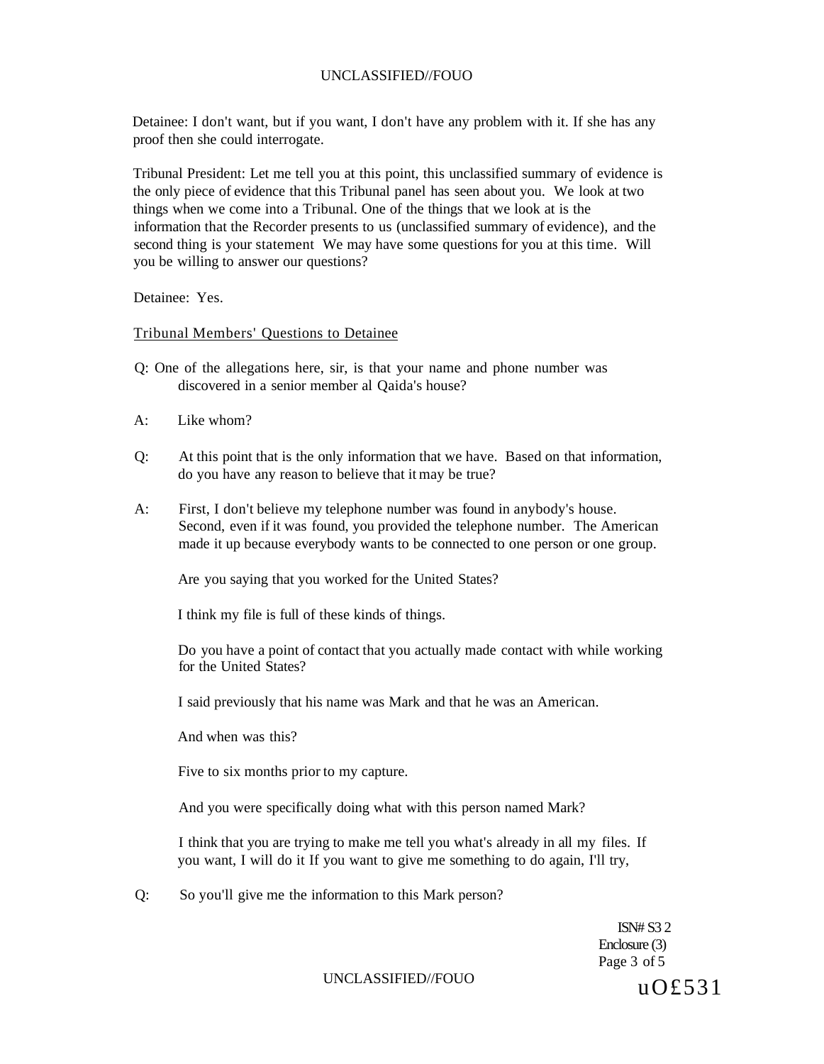Detainee: I don't want, but if you want, I don't have any problem with it. If she has any proof then she could interrogate.

Tribunal President: Let me tell you at this point, this unclassified summary of evidence is the only piece of evidence that this Tribunal panel has seen about you. We look at two things when we come into a Tribunal. One of the things that we look at is the information that the Recorder presents to us (unclassified summary of evidence), and the second thing is your statement We may have some questions for you at this time. Will you be willing to answer our questions?

Detainee: Yes.

Tribunal Members' Questions to Detainee

Q: One of the allegations here, sir, is that your name and phone number was discovered in a senior member al Qaida's house?

A: Like whom?

Q: At this point that is the only information that we have. Based on that information, do you have any reason to believe that it may be true?

A: First, I don't believe my telephone number was found in anybody's house. Second, even if it was found, you provided the telephone number. The American made it up because everybody wants to be connected to one person or one group.

Are you saying that you worked for the United States?

I think my file is full of these kinds of things.

Do you have a point of contact that you actually made contact with while working for the United States?

I said previously that his name was Mark and that he was an American.

And when was this?

Five to six months prior to my capture.

And you were specifically doing what with this person named Mark?

I think that you are trying to make me tell you what's already in all my files. If you want, I will do it If you want to give me something to do again, I'll try,

Q: So you'll give me the information to this Mark person?

ISN# S3 2
Enclosure (3)

uO£531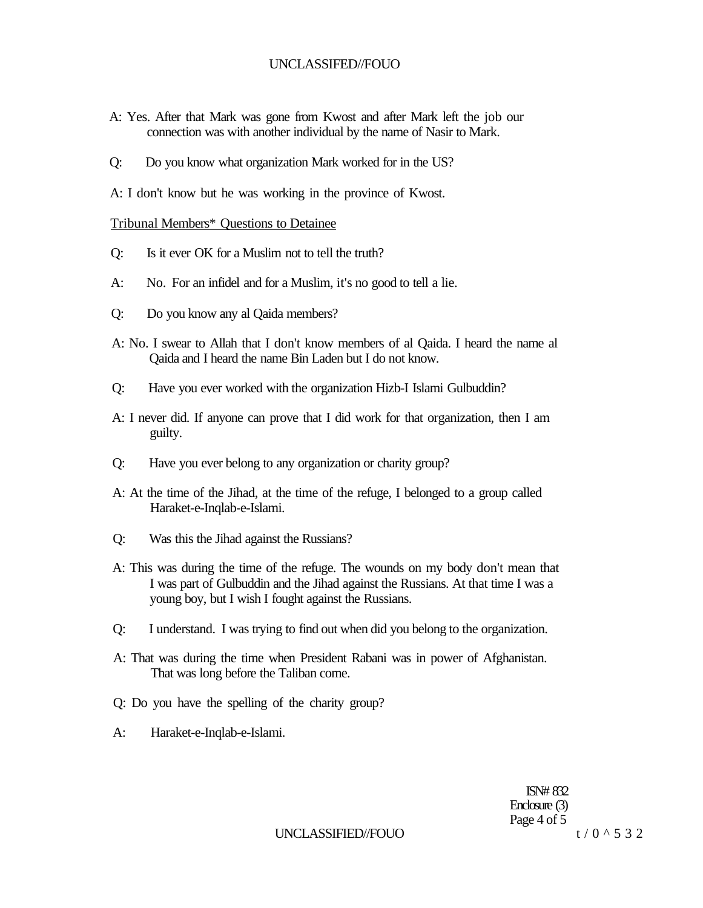A: Yes. After that Mark was gone from Kwost and after Mark left the job our connection was with another individual by the name of Nasir to Mark.

Q: Do you know what organization Mark worked for in the US?

A: I don't know but he was working in the province of Kwost.

Tribunal Members* Questions to Detainee

Q: Is it ever OK for a Muslim not to tell the truth?

A: No. For an infidel and for a Muslim, it's no good to tell a lie.

Q: Do you know any al Qaida members?

A: No. I swear to Allah that I don't know members of al Qaida. I heard the name al Qaida and I heard the name Bin Laden but I do not know.

Q: Have you ever worked with the organization Hizb-I Islami Gulbuddin?

A: I never did. If anyone can prove that I did work for that organization, then I am guilty.

Q: Have you ever belong to any organization or charity group?

A: At the time of the Jihad, at the time of the refuge, I belonged to a group called Haraket-e-Inqlab-e-Islami.

Q: Was this the Jihad against the Russians?

A: This was during the time of the refuge. The wounds on my body don't mean that I was part of Gulbuddin and the Jihad against the Russians. At that time I was a young boy, but I wish I fought against the Russians.

Q: I understand. I was trying to find out when did you belong to the organization.

A: That was during the time when President Rabani was in power of Afghanistan. That was long before the Taliban come.

Q: Do you have the spelling of the charity group?

A: Haraket-e-Inqlab-e-Islami.

ISN# 832
Enclosure (3)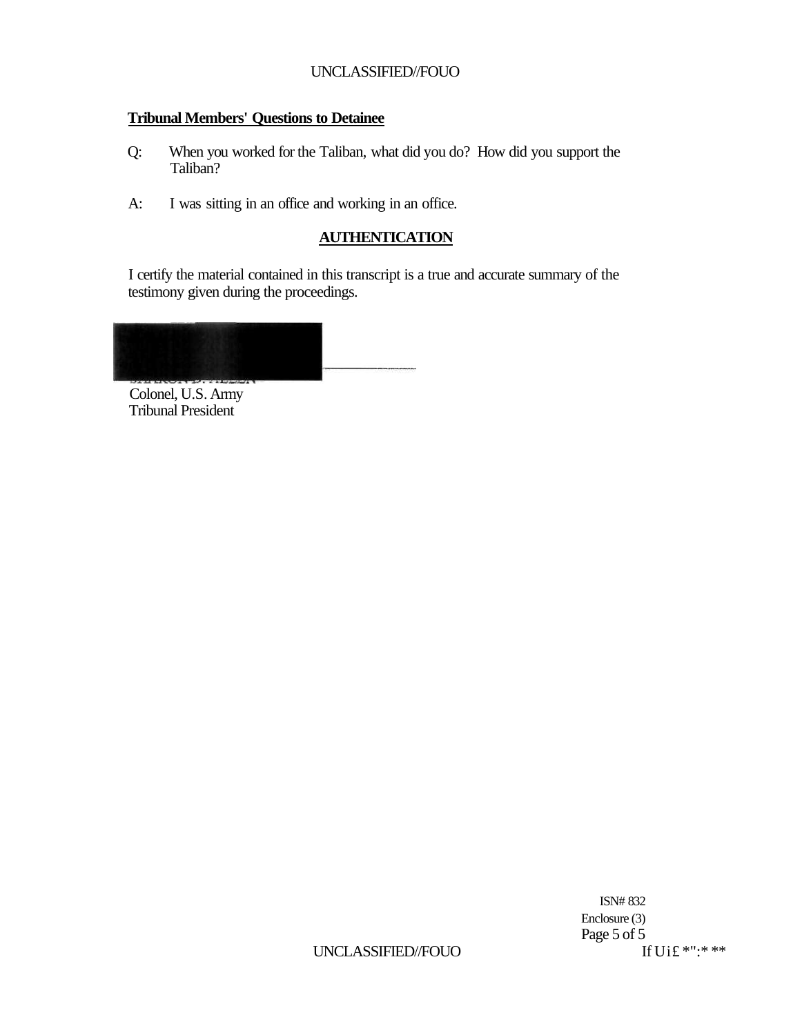**Tribunal Members' Questions to Detainee**

Q: When you worked for the Taliban, what did you do? How did you support the Taliban?

A: I was sitting in an office and working in an office.

## AUTHENTICATION

I certify the material contained in this transcript is a true and accurate summary of the testimony given during the proceedings.

Colonel, U.S. Army
Tribunal President

ISN# 832
Enclosure (3)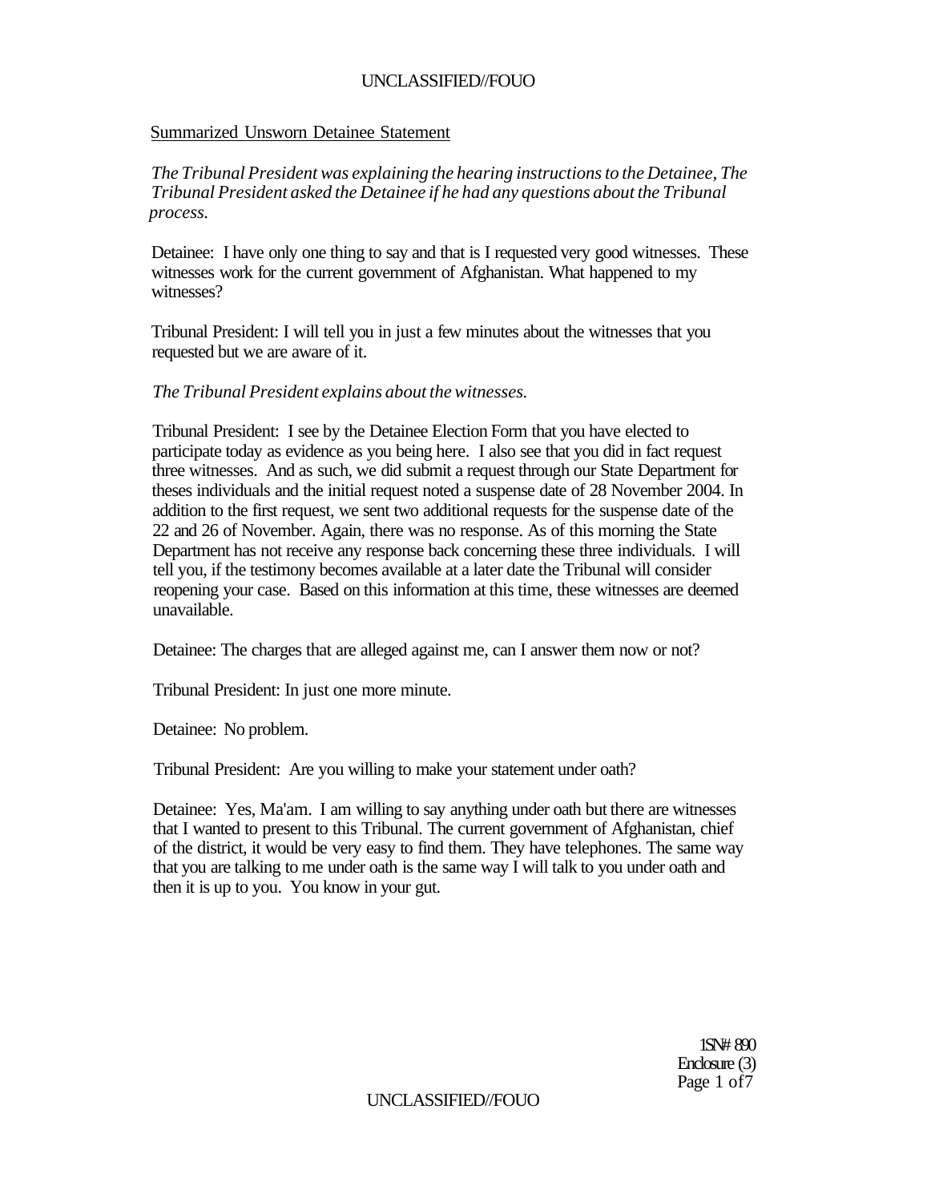Summarized Unsworn Detainee Statement

*The Tribunal President was explaining the hearing instructions to the Detainee, The Tribunal President asked the Detainee if he had any questions about the Tribunal process.*

Detainee: I have only one thing to say and that is I requested very good witnesses. These witnesses work for the current government of Afghanistan. What happened to my witnesses?

Tribunal President: I will tell you in just a few minutes about the witnesses that you requested but we are aware of it.

*The Tribunal President explains about the witnesses.*

Tribunal President: I see by the Detainee Election Form that you have elected to participate today as evidence as you being here. I also see that you did in fact request three witnesses. And as such, we did submit a request through our State Department for theses individuals and the initial request noted a suspense date of 28 November 2004. In addition to the first request, we sent two additional requests for the suspense date of the 22 and 26 of November. Again, there was no response. As of this morning the State Department has not receive any response back concerning these three individuals. I will tell you, if the testimony becomes available at a later date the Tribunal will consider reopening your case. Based on this information at this time, these witnesses are deemed unavailable.

Detainee: The charges that are alleged against me, can I answer them now or not?

Tribunal President: In just one more minute.

Detainee: No problem.

Tribunal President: Are you willing to make your statement under oath?

Detainee: Yes, Ma'am. I am willing to say anything under oath but there are witnesses that I wanted to present to this Tribunal. The current government of Afghanistan, chief of the district, it would be very easy to find them. They have telephones. The same way that you are talking to me under oath is the same way I will talk to you under oath and then it is up to you. You know in your gut.

1SN# 890
Enclosure (3)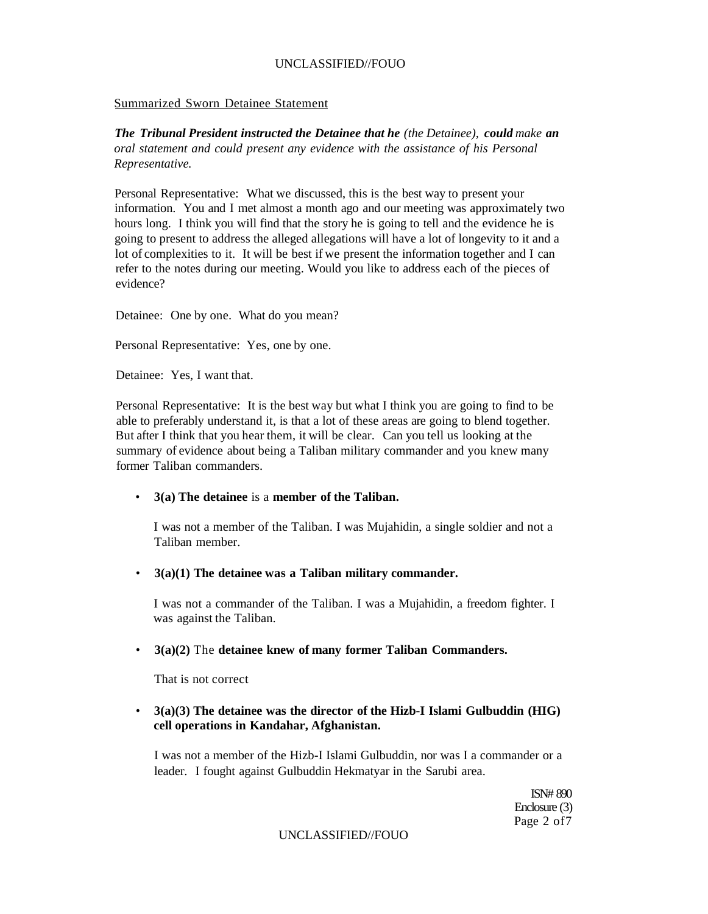Summarized Sworn Detainee Statement

***The Tribunal President instructed the Detainee that he** (the Detainee), **could** make **an** oral statement and could present any evidence with the assistance of his Personal Representative.*

Personal Representative: What we discussed, this is the best way to present your information. You and I met almost a month ago and our meeting was approximately two hours long. I think you will find that the story he is going to tell and the evidence he is going to present to address the alleged allegations will have a lot of longevity to it and a lot of complexities to it. It will be best if we present the information together and I can refer to the notes during our meeting. Would you like to address each of the pieces of evidence?

Detainee: One by one. What do you mean?

Personal Representative: Yes, one by one.

Detainee: Yes, I want that.

Personal Representative: It is the best way but what I think you are going to find to be able to preferably understand it, is that a lot of these areas are going to blend together. But after I think that you hear them, it will be clear. Can you tell us looking at the summary of evidence about being a Taliban military commander and you knew many former Taliban commanders.

- **3(a) The detainee** is a **member of the Taliban.**

  I was not a member of the Taliban. I was Mujahidin, a single soldier and not a Taliban member.

- **3(a)(1) The detainee was a Taliban military commander.**

  I was not a commander of the Taliban. I was a Mujahidin, a freedom fighter. I was against the Taliban.

- **3(a)(2)** The **detainee knew of many former Taliban Commanders.**

  That is not correct

- **3(a)(3) The detainee was the director of the Hizb-I Islami Gulbuddin (HIG) cell operations in Kandahar, Afghanistan.**

  I was not a member of the Hizb-I Islami Gulbuddin, nor was I a commander or a leader. I fought against Gulbuddin Hekmatyar in the Sarubi area.

ISN# 890
Enclosure (3)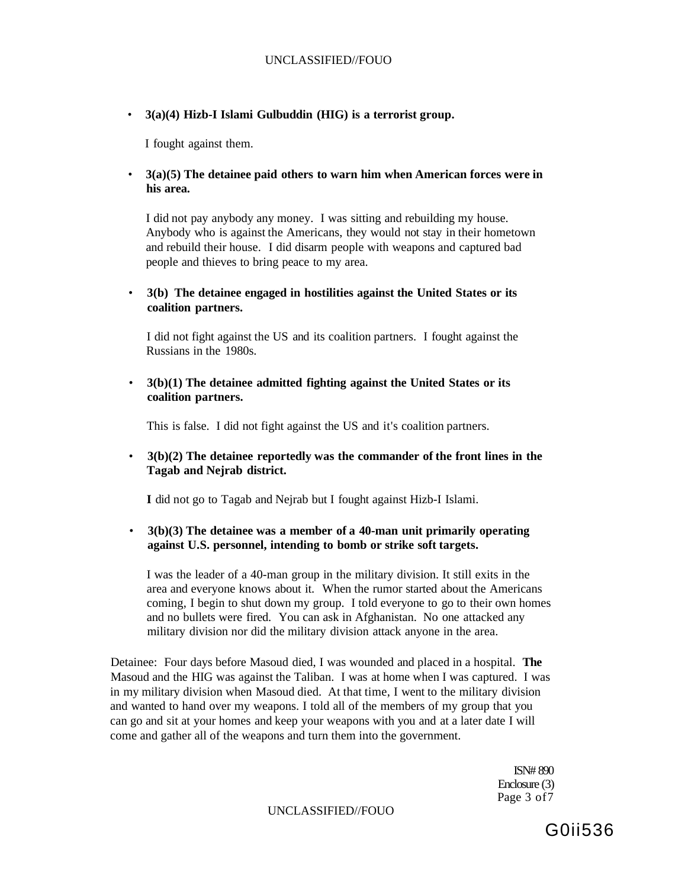- **3(a)(4) Hizb-I Islami Gulbuddin (HIG) is a terrorist group.**

  I fought against them.

- **3(a)(5) The detainee paid others to warn him when American forces were in his area.**

  I did not pay anybody any money. I was sitting and rebuilding my house. Anybody who is against the Americans, they would not stay in their hometown and rebuild their house. I did disarm people with weapons and captured bad people and thieves to bring peace to my area.

- **3(b) The detainee engaged in hostilities against the United States or its coalition partners.**

  I did not fight against the US and its coalition partners. I fought against the Russians in the 1980s.

- **3(b)(1) The detainee admitted fighting against the United States or its coalition partners.**

  This is false. I did not fight against the US and it's coalition partners.

- **3(b)(2) The detainee reportedly was the commander of the front lines in the Tagab and Nejrab district.**

  **I** did not go to Tagab and Nejrab but I fought against Hizb-I Islami.

- **3(b)(3) The detainee was a member of a 40-man unit primarily operating against U.S. personnel, intending to bomb or strike soft targets.**

  I was the leader of a 40-man group in the military division. It still exits in the area and everyone knows about it. When the rumor started about the Americans coming, I begin to shut down my group. I told everyone to go to their own homes and no bullets were fired. You can ask in Afghanistan. No one attacked any military division nor did the military division attack anyone in the area.

Detainee: Four days before Masoud died, I was wounded and placed in a hospital. **The** Masoud and the HIG was against the Taliban. I was at home when I was captured. I was in my military division when Masoud died. At that time, I went to the military division and wanted to hand over my weapons. I told all of the members of my group that you can go and sit at your homes and keep your weapons with you and at a later date I will come and gather all of the weapons and turn them into the government.

ISN# 890
Enclosure (3)
Page 3 of7

G0ii536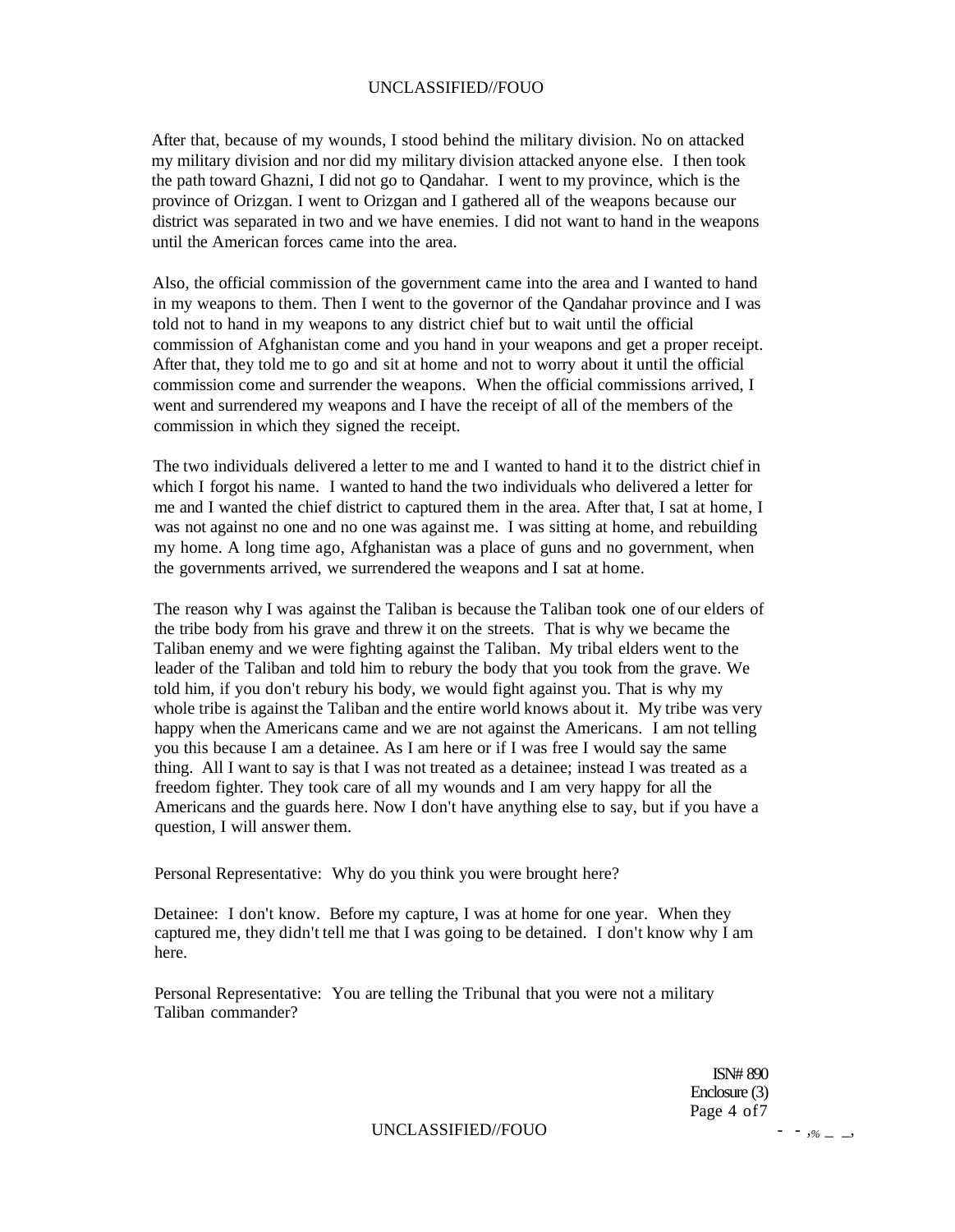After that, because of my wounds, I stood behind the military division. No on attacked my military division and nor did my military division attacked anyone else. I then took the path toward Ghazni, I did not go to Qandahar. I went to my province, which is the province of Orizgan. I went to Orizgan and I gathered all of the weapons because our district was separated in two and we have enemies. I did not want to hand in the weapons until the American forces came into the area.

Also, the official commission of the government came into the area and I wanted to hand in my weapons to them. Then I went to the governor of the Qandahar province and I was told not to hand in my weapons to any district chief but to wait until the official commission of Afghanistan come and you hand in your weapons and get a proper receipt. After that, they told me to go and sit at home and not to worry about it until the official commission come and surrender the weapons. When the official commissions arrived, I went and surrendered my weapons and I have the receipt of all of the members of the commission in which they signed the receipt.

The two individuals delivered a letter to me and I wanted to hand it to the district chief in which I forgot his name. I wanted to hand the two individuals who delivered a letter for me and I wanted the chief district to captured them in the area. After that, I sat at home, I was not against no one and no one was against me. I was sitting at home, and rebuilding my home. A long time ago, Afghanistan was a place of guns and no government, when the governments arrived, we surrendered the weapons and I sat at home.

The reason why I was against the Taliban is because the Taliban took one of our elders of the tribe body from his grave and threw it on the streets. That is why we became the Taliban enemy and we were fighting against the Taliban. My tribal elders went to the leader of the Taliban and told him to rebury the body that you took from the grave. We told him, if you don't rebury his body, we would fight against you. That is why my whole tribe is against the Taliban and the entire world knows about it. My tribe was very happy when the Americans came and we are not against the Americans. I am not telling you this because I am a detainee. As I am here or if I was free I would say the same thing. All I want to say is that I was not treated as a detainee; instead I was treated as a freedom fighter. They took care of all my wounds and I am very happy for all the Americans and the guards here. Now I don't have anything else to say, but if you have a question, I will answer them.

Personal Representative: Why do you think you were brought here?

Detainee: I don't know. Before my capture, I was at home for one year. When they captured me, they didn't tell me that I was going to be detained. I don't know why I am here.

Personal Representative: You are telling the Tribunal that you were not a military Taliban commander?

ISN# 890
Enclosure (3)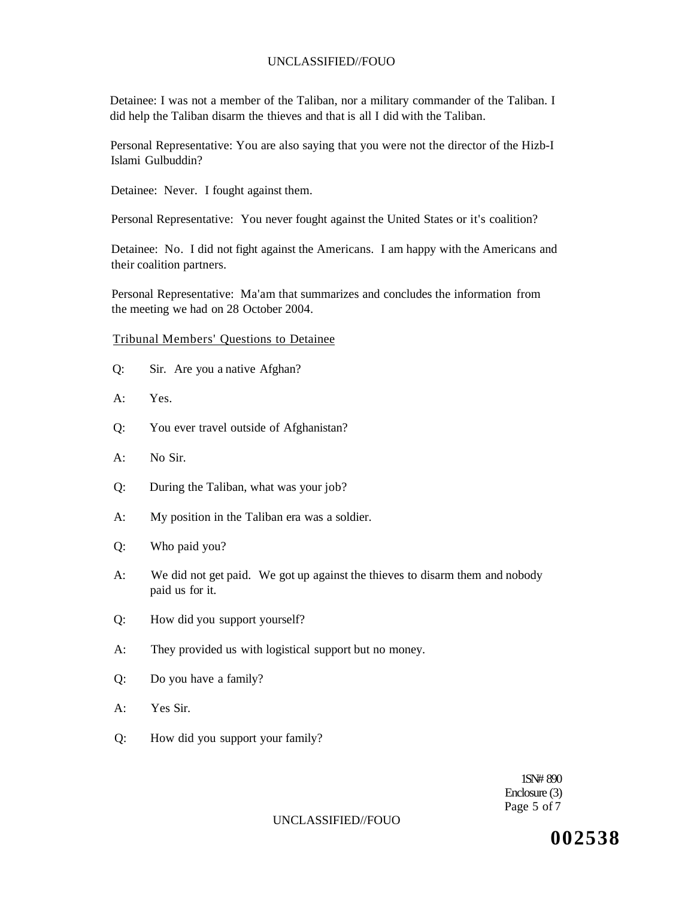Detainee: I was not a member of the Taliban, nor a military commander of the Taliban. I did help the Taliban disarm the thieves and that is all I did with the Taliban.

Personal Representative: You are also saying that you were not the director of the Hizb-I Islami Gulbuddin?

Detainee: Never. I fought against them.

Personal Representative: You never fought against the United States or it's coalition?

Detainee: No. I did not fight against the Americans. I am happy with the Americans and their coalition partners.

Personal Representative: Ma'am that summarizes and concludes the information from the meeting we had on 28 October 2004.

Tribunal Members' Questions to Detainee

Q: Sir. Are you a native Afghan?

A: Yes.

Q: You ever travel outside of Afghanistan?

A: No Sir.

Q: During the Taliban, what was your job?

A: My position in the Taliban era was a soldier.

Q: Who paid you?

A: We did not get paid. We got up against the thieves to disarm them and nobody paid us for it.

Q: How did you support yourself?

A: They provided us with logistical support but no money.

Q: Do you have a family?

A: Yes Sir.

Q: How did you support your family?

ISN# 890
Enclosure (3)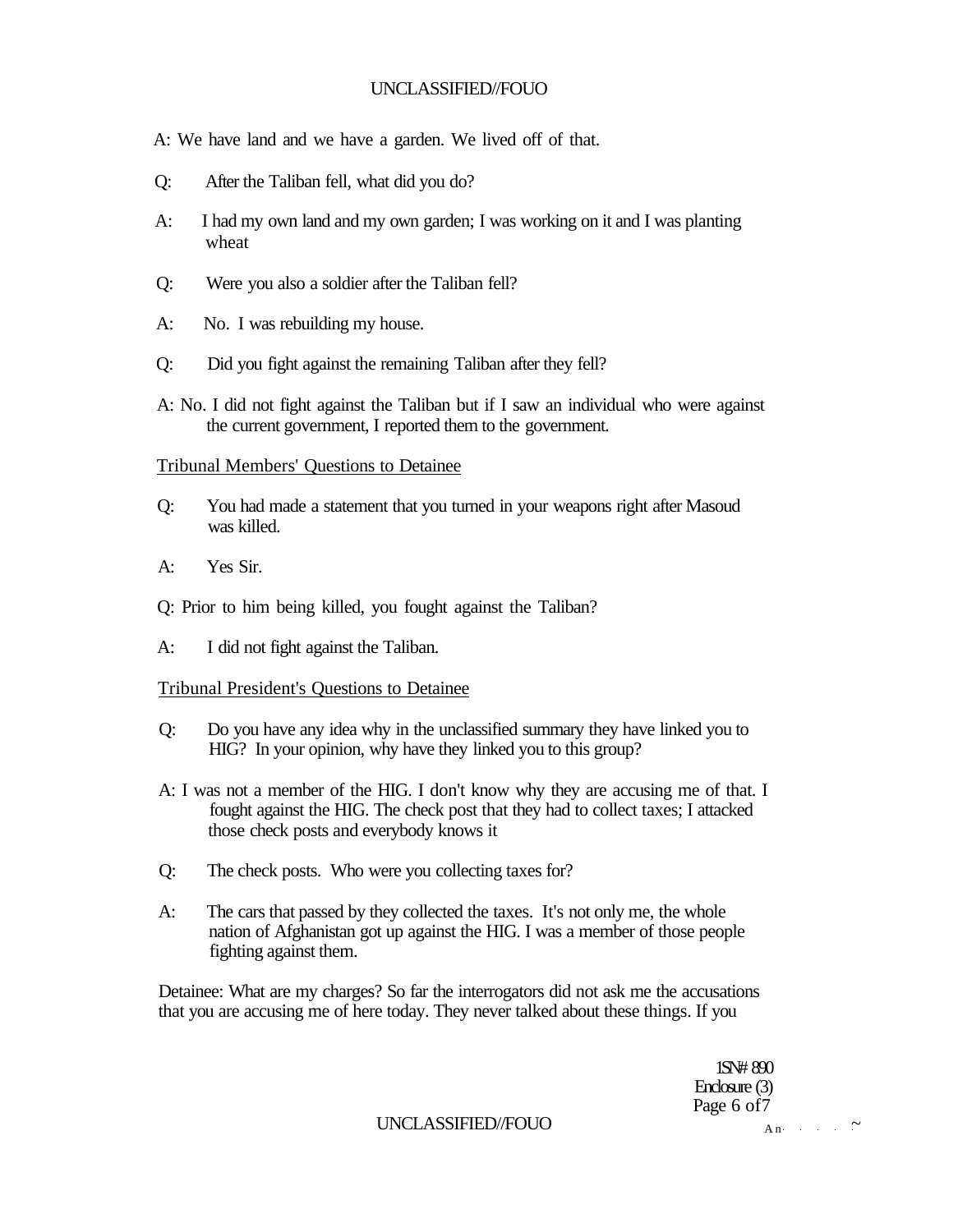A: We have land and we have a garden. We lived off of that.

Q: After the Taliban fell, what did you do?

A: I had my own land and my own garden; I was working on it and I was planting wheat

Q: Were you also a soldier after the Taliban fell?

A: No. I was rebuilding my house.

Q: Did you fight against the remaining Taliban after they fell?

A: No. I did not fight against the Taliban but if I saw an individual who were against the current government, I reported them to the government.

Tribunal Members' Questions to Detainee

Q: You had made a statement that you turned in your weapons right after Masoud was killed.

A: Yes Sir.

Q: Prior to him being killed, you fought against the Taliban?

A: I did not fight against the Taliban.

Tribunal President's Questions to Detainee

Q: Do you have any idea why in the unclassified summary they have linked you to HIG? In your opinion, why have they linked you to this group?

A: I was not a member of the HIG. I don't know why they are accusing me of that. I fought against the HIG. The check post that they had to collect taxes; I attacked those check posts and everybody knows it

Q: The check posts. Who were you collecting taxes for?

A: The cars that passed by they collected the taxes. It's not only me, the whole nation of Afghanistan got up against the HIG. I was a member of those people fighting against them.

Detainee: What are my charges? So far the interrogators did not ask me the accusations that you are accusing me of here today. They never talked about these things. If you

1SN# 890
Enclosure (3)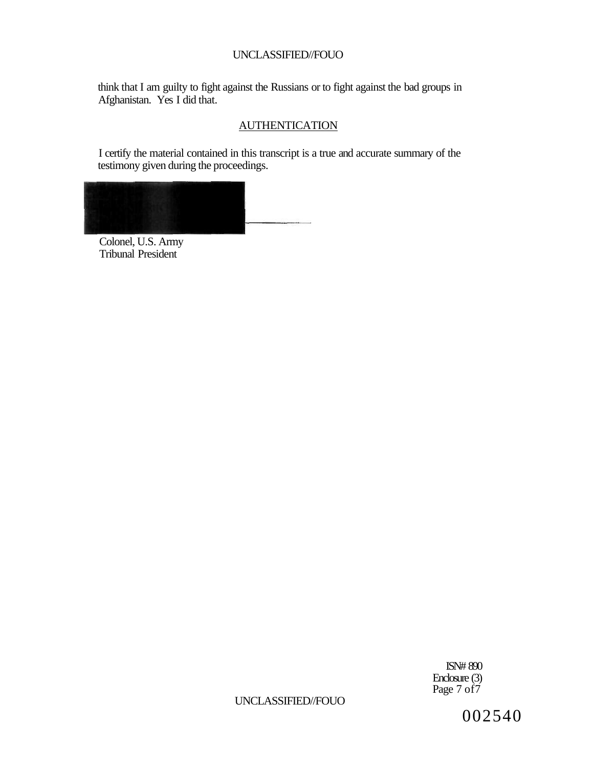think that I am guilty to fight against the Russians or to fight against the bad groups in Afghanistan. Yes I did that.

## AUTHENTICATION

I certify the material contained in this transcript is a true and accurate summary of the testimony given during the proceedings.

Colonel, U.S. Army
Tribunal President

ISN# 890
Enclosure (3)

002540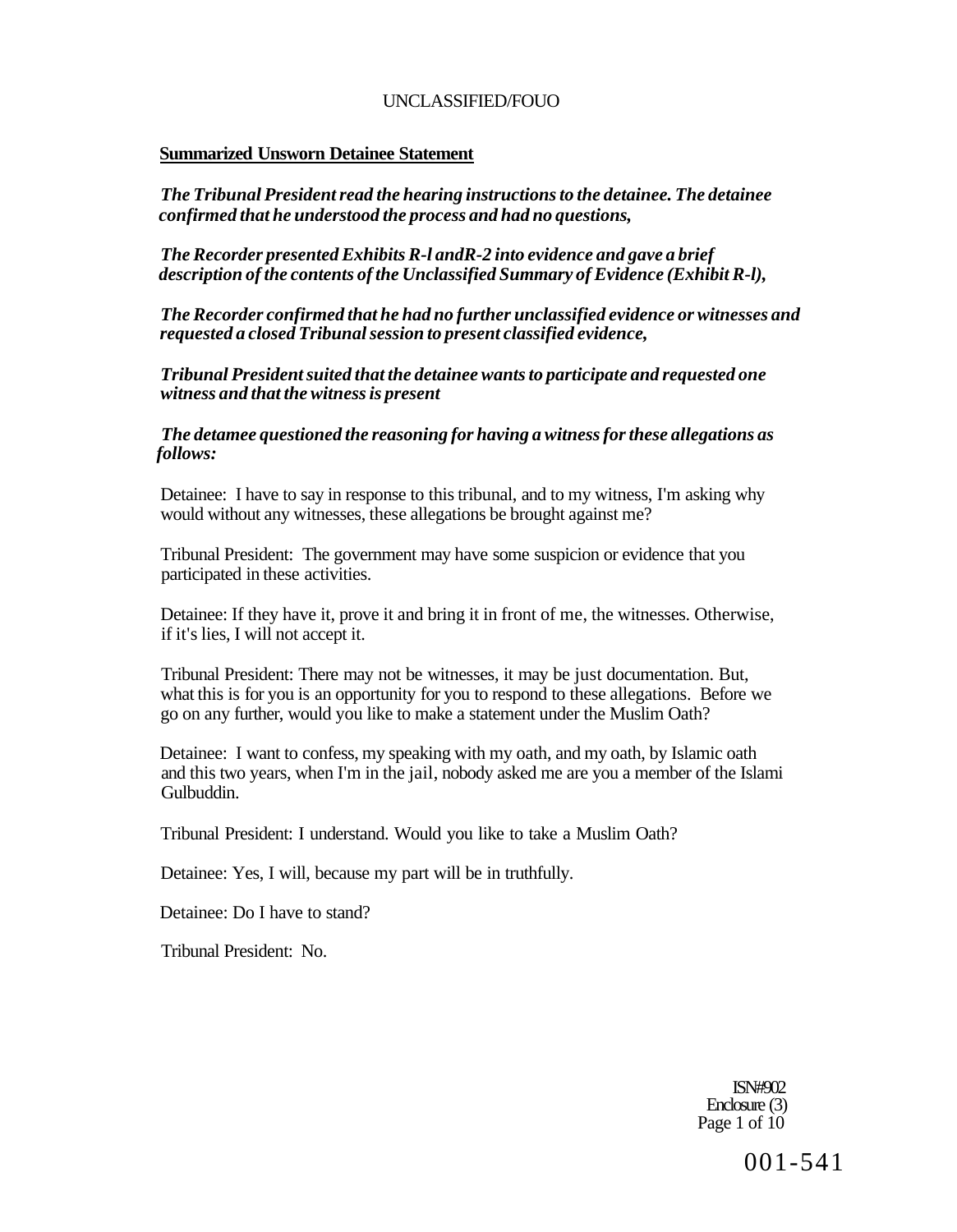**Summarized Unsworn Detainee Statement**

*The Tribunal President read the hearing instructions to the detainee. The detainee confirmed that he understood the process and had no questions,*

*The Recorder presented Exhibits R-l andR-2 into evidence and gave a brief description of the contents of the Unclassified Summary of Evidence (Exhibit R-l),*

*The Recorder confirmed that he had no further unclassified evidence or witnesses and requested a closed Tribunal session to present classified evidence,*

*Tribunal President suited that the detainee wants to participate and requested one witness and that the witness is present*

*The detamee questioned the reasoning for having a witness for these allegations as follows:*

Detainee: I have to say in response to this tribunal, and to my witness, I'm asking why would without any witnesses, these allegations be brought against me?

Tribunal President: The government may have some suspicion or evidence that you participated in these activities.

Detainee: If they have it, prove it and bring it in front of me, the witnesses. Otherwise, if it's lies, I will not accept it.

Tribunal President: There may not be witnesses, it may be just documentation. But, what this is for you is an opportunity for you to respond to these allegations. Before we go on any further, would you like to make a statement under the Muslim Oath?

Detainee: I want to confess, my speaking with my oath, and my oath, by Islamic oath and this two years, when I'm in the jail, nobody asked me are you a member of the Islami Gulbuddin.

Tribunal President: I understand. Would you like to take a Muslim Oath?

Detainee: Yes, I will, because my part will be in truthfully.

Detainee: Do I have to stand?

Tribunal President: No.

ISN#902
Enclosure (3)

001-541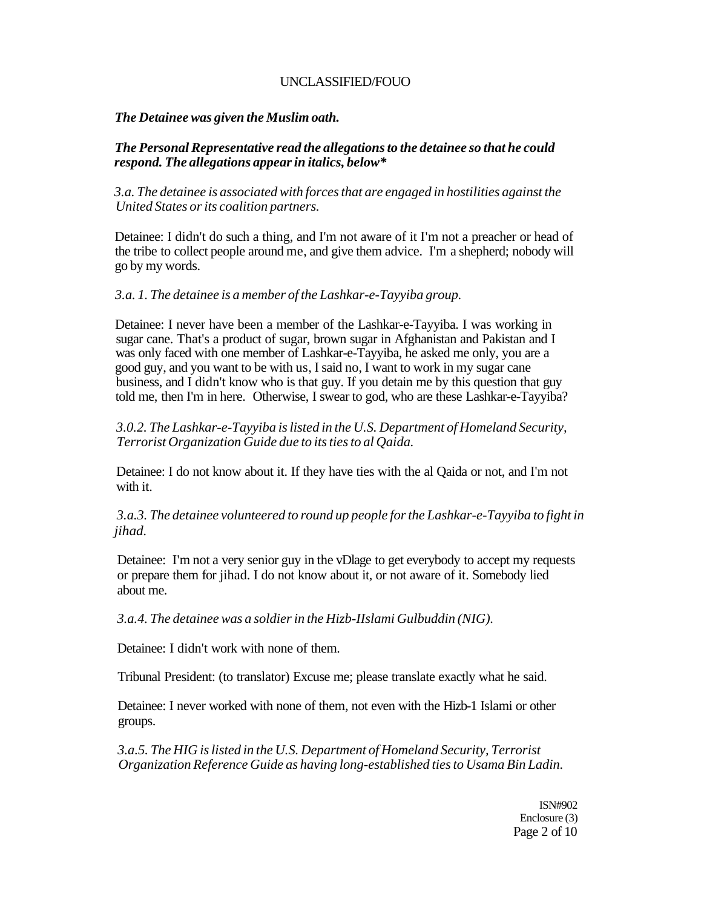*The Detainee was given the Muslim oath.*

***The Personal Representative read the allegations to the detainee so that he could respond. The allegations appear in italics, below****

*3.a. The detainee is associated with forces that are engaged in hostilities against the United States or its coalition partners.*

Detainee: I didn't do such a thing, and I'm not aware of it I'm not a preacher or head of the tribe to collect people around me, and give them advice. I'm a shepherd; nobody will go by my words.

*3.a. 1. The detainee is a member of the Lashkar-e-Tayyiba group.*

Detainee: I never have been a member of the Lashkar-e-Tayyiba. I was working in sugar cane. That's a product of sugar, brown sugar in Afghanistan and Pakistan and I was only faced with one member of Lashkar-e-Tayyiba, he asked me only, you are a good guy, and you want to be with us, I said no, I want to work in my sugar cane business, and I didn't know who is that guy. If you detain me by this question that guy told me, then I'm in here. Otherwise, I swear to god, who are these Lashkar-e-Tayyiba?

*3.0.2. The Lashkar-e-Tayyiba is listed in the U.S. Department of Homeland Security, Terrorist Organization Guide due to its ties to al Qaida.*

Detainee: I do not know about it. If they have ties with the al Qaida or not, and I'm not with it.

*3.a.3. The detainee volunteered to round up people for the Lashkar-e-Tayyiba to fight in jihad.*

Detainee: I'm not a very senior guy in the vDlage to get everybody to accept my requests or prepare them for jihad. I do not know about it, or not aware of it. Somebody lied about me.

*3.a.4. The detainee was a soldier in the Hizb-IIslami Gulbuddin (NIG).*

Detainee: I didn't work with none of them.

Tribunal President: (to translator) Excuse me; please translate exactly what he said.

Detainee: I never worked with none of them, not even with the Hizb-1 Islami or other groups.

*3.a.5. The HIG is listed in the U.S. Department of Homeland Security, Terrorist Organization Reference Guide as having long-established ties to Usama Bin Ladin.*

ISN#902
Enclosure (3)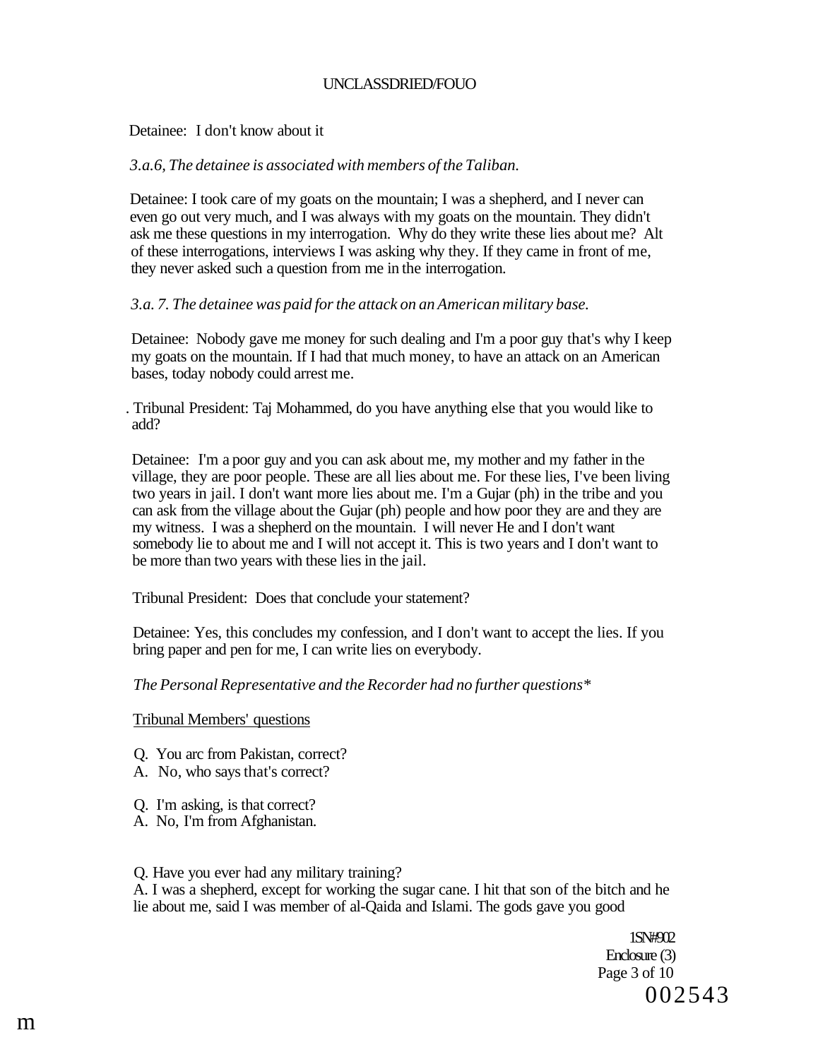Detainee: I don't know about it

*3.a.6, The detainee is associated with members of the Taliban.*

Detainee: I took care of my goats on the mountain; I was a shepherd, and I never can even go out very much, and I was always with my goats on the mountain. They didn't ask me these questions in my interrogation. Why do they write these lies about me? Alt of these interrogations, interviews I was asking why they. If they came in front of me, they never asked such a question from me in the interrogation.

*3.a. 7. The detainee was paid for the attack on an American military base.*

Detainee: Nobody gave me money for such dealing and I'm a poor guy that's why I keep my goats on the mountain. If I had that much money, to have an attack on an American bases, today nobody could arrest me.

. Tribunal President: Taj Mohammed, do you have anything else that you would like to add?

Detainee: I'm a poor guy and you can ask about me, my mother and my father in the village, they are poor people. These are all lies about me. For these lies, I've been living two years in jail. I don't want more lies about me. I'm a Gujar (ph) in the tribe and you can ask from the village about the Gujar (ph) people and how poor they are and they are my witness. I was a shepherd on the mountain. I will never He and I don't want somebody lie to about me and I will not accept it. This is two years and I don't want to be more than two years with these lies in the jail.

Tribunal President: Does that conclude your statement?

Detainee: Yes, this concludes my confession, and I don't want to accept the lies. If you bring paper and pen for me, I can write lies on everybody.

*The Personal Representative and the Recorder had no further questions**

Tribunal Members' questions

Q. You arc from Pakistan, correct?
A. No, who says that's correct?

Q. I'm asking, is that correct?
A. No, I'm from Afghanistan.

Q. Have you ever had any military training?
A. I was a shepherd, except for working the sugar cane. I hit that son of the bitch and he lie about me, said I was member of al-Qaida and Islami. The gods gave you good

1SN#902
Enclosure (3)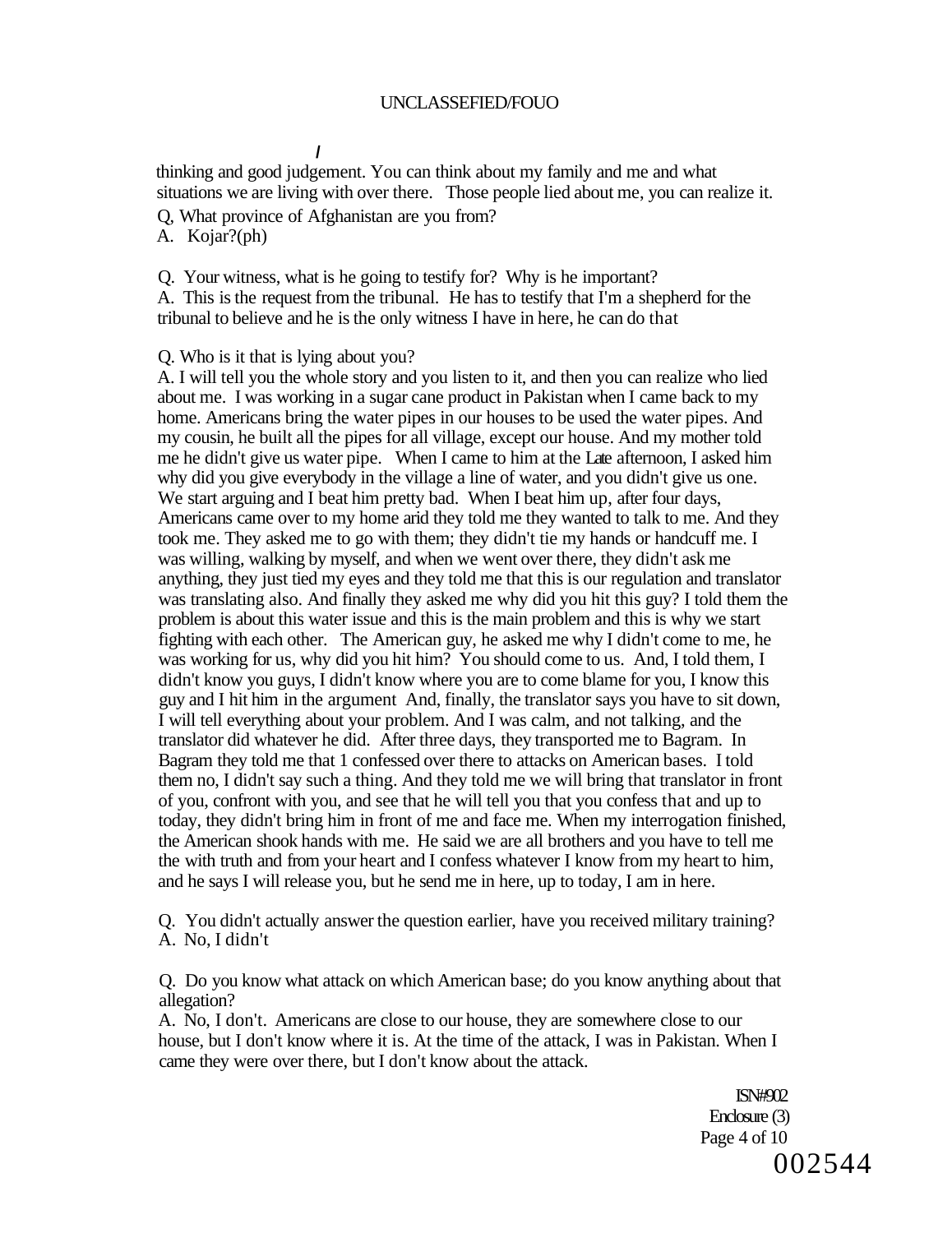thinking and good judgement. You can think about my family and me and what situations we are living with over there. Those people lied about me, you can realize it.

Q, What province of Afghanistan are you from?

A. Kojar?(ph)

Q. Your witness, what is he going to testify for? Why is he important?

A. This is the request from the tribunal. He has to testify that I'm a shepherd for the tribunal to believe and he is the only witness I have in here, he can do that

Q. Who is it that is lying about you?

A. I will tell you the whole story and you listen to it, and then you can realize who lied about me. I was working in a sugar cane product in Pakistan when I came back to my home. Americans bring the water pipes in our houses to be used the water pipes. And my cousin, he built all the pipes for all village, except our house. And my mother told me he didn't give us water pipe. When I came to him at the Late afternoon, I asked him why did you give everybody in the village a line of water, and you didn't give us one. We start arguing and I beat him pretty bad. When I beat him up, after four days, Americans came over to my home arid they told me they wanted to talk to me. And they took me. They asked me to go with them; they didn't tie my hands or handcuff me. I was willing, walking by myself, and when we went over there, they didn't ask me anything, they just tied my eyes and they told me that this is our regulation and translator was translating also. And finally they asked me why did you hit this guy? I told them the problem is about this water issue and this is the main problem and this is why we start fighting with each other. The American guy, he asked me why I didn't come to me, he was working for us, why did you hit him? You should come to us. And, I told them, I didn't know you guys, I didn't know where you are to come blame for you, I know this guy and I hit him in the argument And, finally, the translator says you have to sit down, I will tell everything about your problem. And I was calm, and not talking, and the translator did whatever he did. After three days, they transported me to Bagram. In Bagram they told me that 1 confessed over there to attacks on American bases. I told them no, I didn't say such a thing. And they told me we will bring that translator in front of you, confront with you, and see that he will tell you that you confess that and up to today, they didn't bring him in front of me and face me. When my interrogation finished, the American shook hands with me. He said we are all brothers and you have to tell me the with truth and from your heart and I confess whatever I know from my heart to him, and he says I will release you, but he send me in here, up to today, I am in here.

Q. You didn't actually answer the question earlier, have you received military training?

A. No, I didn't

Q. Do you know what attack on which American base; do you know anything about that allegation?

A. No, I don't. Americans are close to our house, they are somewhere close to our house, but I don't know where it is. At the time of the attack, I was in Pakistan. When I came they were over there, but I don't know about the attack.

ISN#902
Enclosure (3)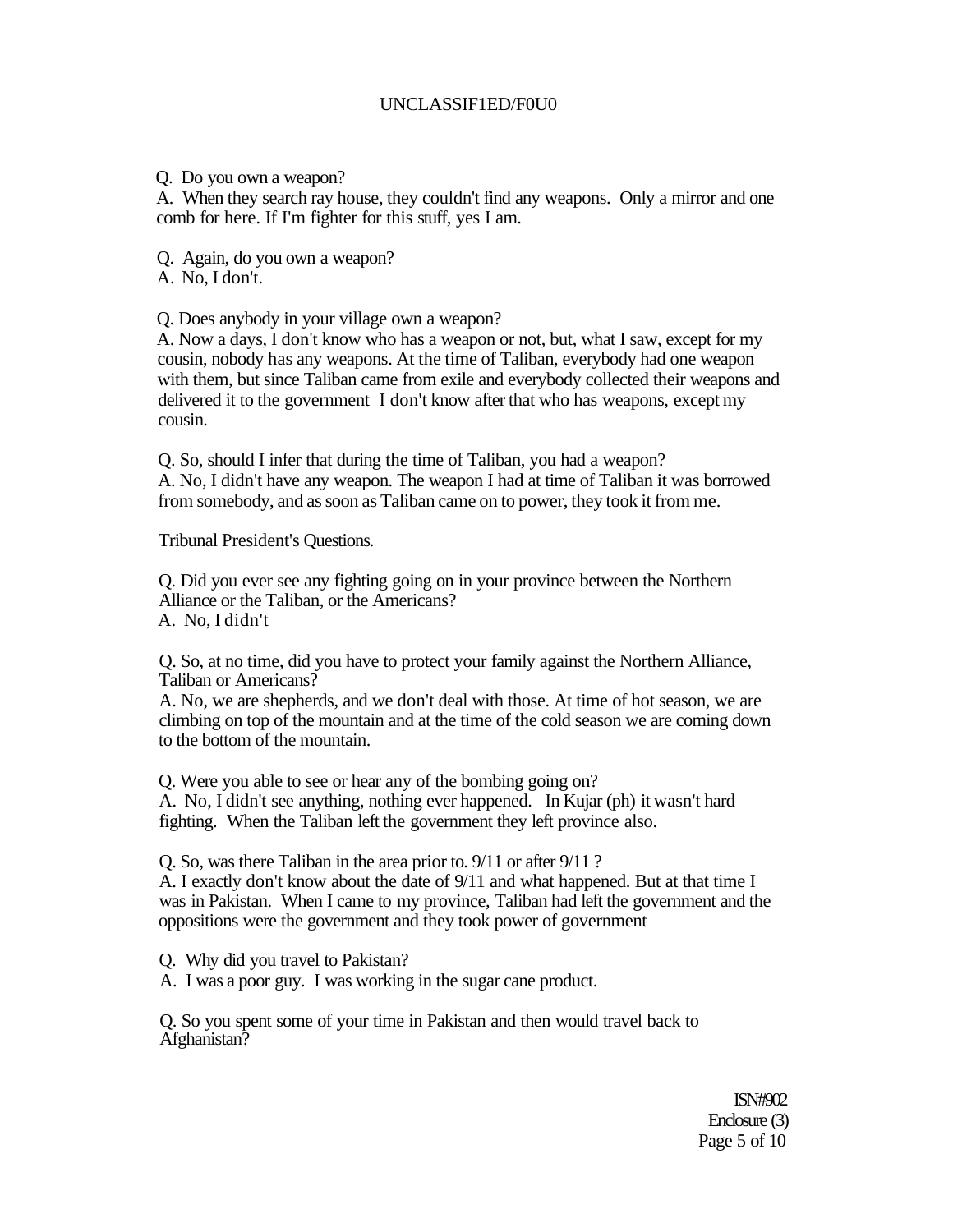Q. Do you own a weapon?
A. When they search ray house, they couldn't find any weapons. Only a mirror and one comb for here. If I'm fighter for this stuff, yes I am.

Q. Again, do you own a weapon?
A. No, I don't.

Q. Does anybody in your village own a weapon?
A. Now a days, I don't know who has a weapon or not, but, what I saw, except for my cousin, nobody has any weapons. At the time of Taliban, everybody had one weapon with them, but since Taliban came from exile and everybody collected their weapons and delivered it to the government I don't know after that who has weapons, except my cousin.

Q. So, should I infer that during the time of Taliban, you had a weapon?
A. No, I didn't have any weapon. The weapon I had at time of Taliban it was borrowed from somebody, and as soon as Taliban came on to power, they took it from me.

Tribunal President's Questions.

Q. Did you ever see any fighting going on in your province between the Northern Alliance or the Taliban, or the Americans?
A. No, I didn't

Q. So, at no time, did you have to protect your family against the Northern Alliance, Taliban or Americans?
A. No, we are shepherds, and we don't deal with those. At time of hot season, we are climbing on top of the mountain and at the time of the cold season we are coming down to the bottom of the mountain.

Q. Were you able to see or hear any of the bombing going on?
A. No, I didn't see anything, nothing ever happened. In Kujar (ph) it wasn't hard fighting. When the Taliban left the government they left province also.

Q. So, was there Taliban in the area prior to. 9/11 or after 9/11 ?
A. I exactly don't know about the date of 9/11 and what happened. But at that time I was in Pakistan. When I came to my province, Taliban had left the government and the oppositions were the government and they took power of government

Q. Why did you travel to Pakistan?
A. I was a poor guy. I was working in the sugar cane product.

Q. So you spent some of your time in Pakistan and then would travel back to Afghanistan?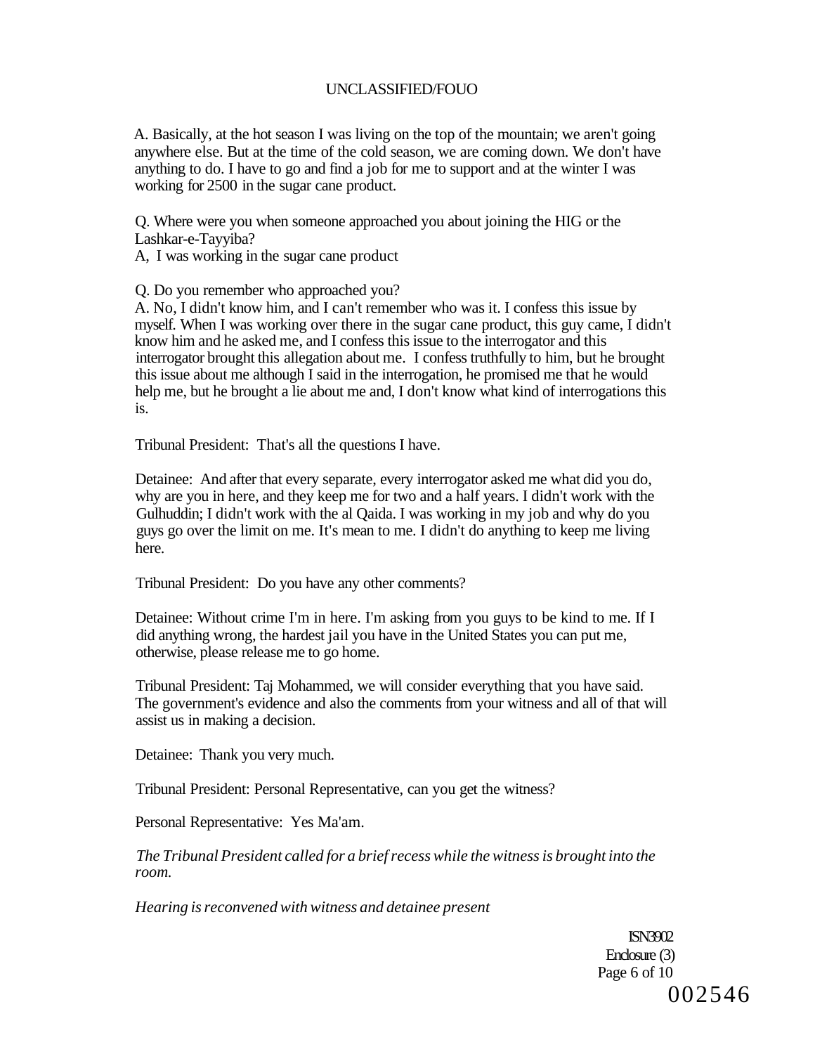A. Basically, at the hot season I was living on the top of the mountain; we aren't going anywhere else. But at the time of the cold season, we are coming down. We don't have anything to do. I have to go and find a job for me to support and at the winter I was working for 2500 in the sugar cane product.

Q. Where were you when someone approached you about joining the HIG or the Lashkar-e-Tayyiba?
A, I was working in the sugar cane product

Q. Do you remember who approached you?
A. No, I didn't know him, and I can't remember who was it. I confess this issue by myself. When I was working over there in the sugar cane product, this guy came, I didn't know him and he asked me, and I confess this issue to the interrogator and this interrogator brought this allegation about me. I confess truthfully to him, but he brought this issue about me although I said in the interrogation, he promised me that he would help me, but he brought a lie about me and, I don't know what kind of interrogations this is.

Tribunal President: That's all the questions I have.

Detainee: And after that every separate, every interrogator asked me what did you do, why are you in here, and they keep me for two and a half years. I didn't work with the Gulhuddin; I didn't work with the al Qaida. I was working in my job and why do you guys go over the limit on me. It's mean to me. I didn't do anything to keep me living here.

Tribunal President: Do you have any other comments?

Detainee: Without crime I'm in here. I'm asking from you guys to be kind to me. If I did anything wrong, the hardest jail you have in the United States you can put me, otherwise, please release me to go home.

Tribunal President: Taj Mohammed, we will consider everything that you have said. The government's evidence and also the comments from your witness and all of that will assist us in making a decision.

Detainee: Thank you very much.

Tribunal President: Personal Representative, can you get the witness?

Personal Representative: Yes Ma'am.

*The Tribunal President called for a brief recess while the witness is brought into the room.*

*Hearing is reconvened with witness and detainee present*

ISN3902
Enclosure (3)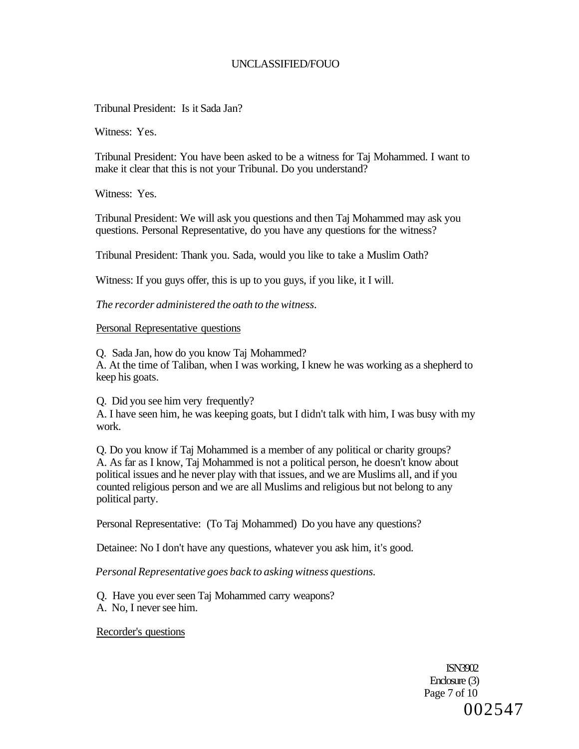Tribunal President: Is it Sada Jan?

Witness: Yes.

Tribunal President: You have been asked to be a witness for Taj Mohammed. I want to make it clear that this is not your Tribunal. Do you understand?

Witness: Yes.

Tribunal President: We will ask you questions and then Taj Mohammed may ask you questions. Personal Representative, do you have any questions for the witness?

Tribunal President: Thank you. Sada, would you like to take a Muslim Oath?

Witness: If you guys offer, this is up to you guys, if you like, it I will.

*The recorder administered the oath to the witness.*

Personal Representative questions

Q. Sada Jan, how do you know Taj Mohammed?
A. At the time of Taliban, when I was working, I knew he was working as a shepherd to keep his goats.

Q. Did you see him very frequently?
A. I have seen him, he was keeping goats, but I didn't talk with him, I was busy with my work.

Q. Do you know if Taj Mohammed is a member of any political or charity groups?
A. As far as I know, Taj Mohammed is not a political person, he doesn't know about political issues and he never play with that issues, and we are Muslims all, and if you counted religious person and we are all Muslims and religious but not belong to any political party.

Personal Representative: (To Taj Mohammed) Do you have any questions?

Detainee: No I don't have any questions, whatever you ask him, it's good.

*Personal Representative goes back to asking witness questions.*

Q. Have you ever seen Taj Mohammed carry weapons?
A. No, I never see him.

Recorder's questions

ISN3902
Enclosure (3)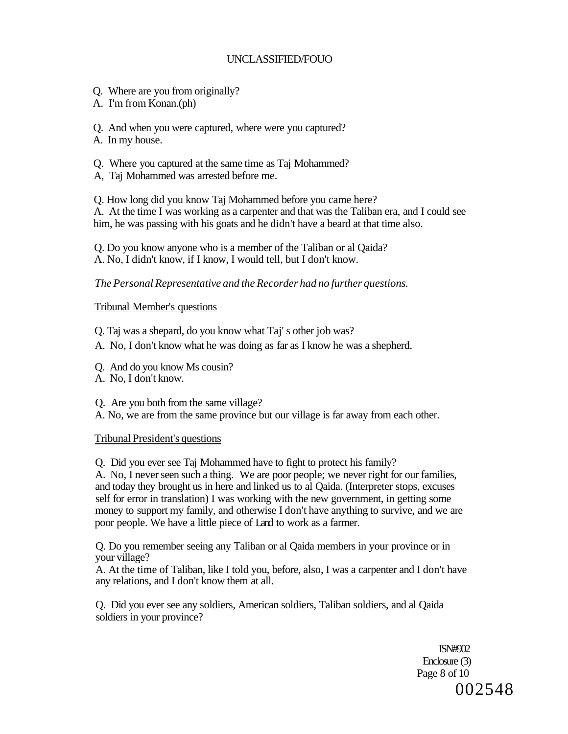Q. Where are you from originally?
A. I'm from Konan.(ph)

Q. And when you were captured, where were you captured?
A. In my house.

Q. Where you captured at the same time as Taj Mohammed?
A, Taj Mohammed was arrested before me.

Q. How long did you know Taj Mohammed before you came here?
A. At the time I was working as a carpenter and that was the Taliban era, and I could see him, he was passing with his goats and he didn't have a beard at that time also.

Q. Do you know anyone who is a member of the Taliban or al Qaida?
A. No, I didn't know, if I know, I would tell, but I don't know.

*The Personal Representative and the Recorder had no further questions.*

Tribunal Member's questions

Q. Taj was a shepard, do you know what Taj' s other job was?
A. No, I don't know what he was doing as far as I know he was a shepherd.

Q. And do you know Ms cousin?
A. No, I don't know.

Q. Are you both from the same village?
A. No, we are from the same province but our village is far away from each other.

Tribunal President's questions

Q. Did you ever see Taj Mohammed have to fight to protect his family?
A. No, I never seen such a thing. We are poor people; we never right for our families, and today they brought us in here and linked us to al Qaida. (Interpreter stops, excuses self for error in translation) I was working with the new government, in getting some money to support my family, and otherwise I don't have anything to survive, and we are poor people. We have a little piece of Land to work as a farmer.

Q. Do you remember seeing any Taliban or al Qaida members in your province or in your village?
A. At the time of Taliban, like I told you, before, also, I was a carpenter and I don't have any relations, and I don't know them at all.

Q. Did you ever see any soldiers, American soldiers, Taliban soldiers, and al Qaida soldiers in your province?

ISN#902
Enclosure (3)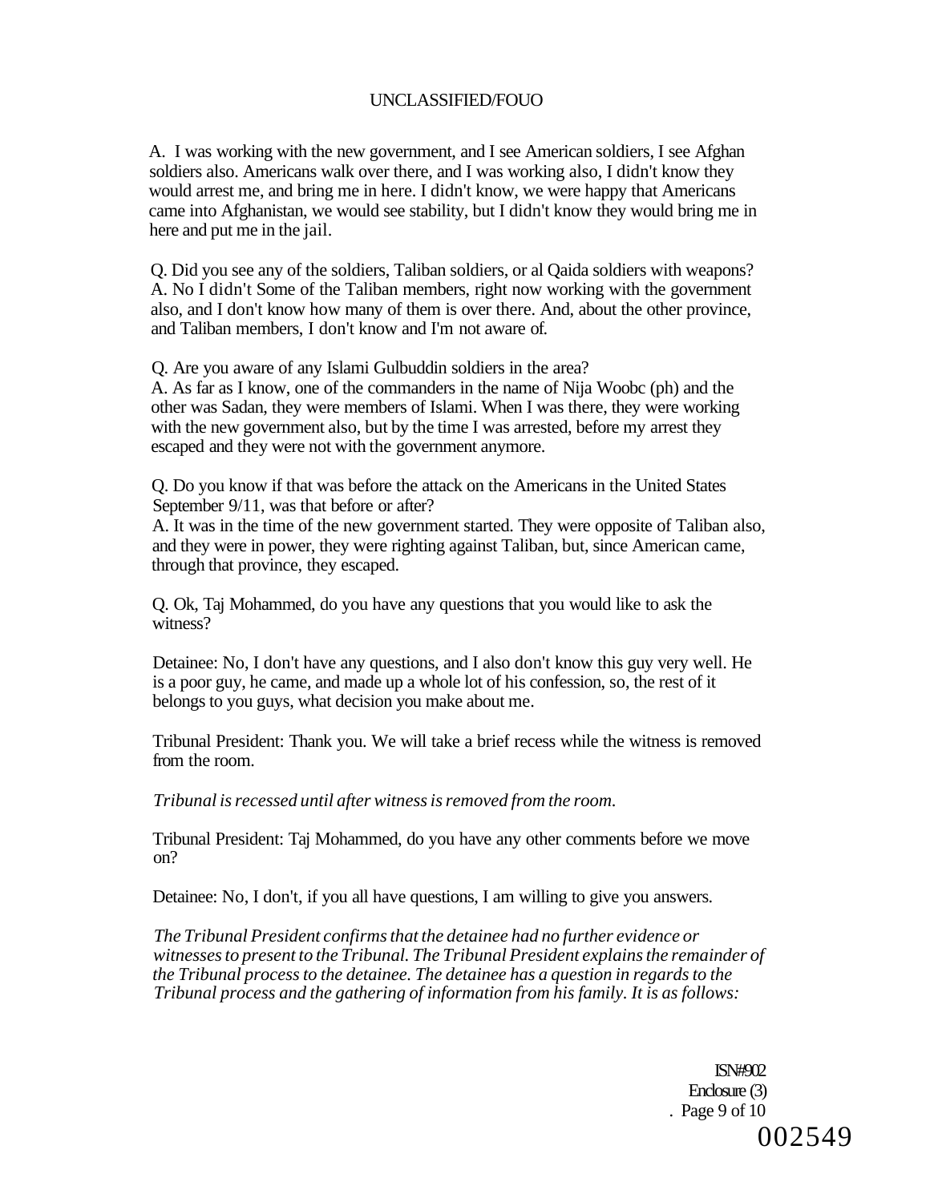A. I was working with the new government, and I see American soldiers, I see Afghan soldiers also. Americans walk over there, and I was working also, I didn't know they would arrest me, and bring me in here. I didn't know, we were happy that Americans came into Afghanistan, we would see stability, but I didn't know they would bring me in here and put me in the jail.

Q. Did you see any of the soldiers, Taliban soldiers, or al Qaida soldiers with weapons?
A. No I didn't Some of the Taliban members, right now working with the government also, and I don't know how many of them is over there. And, about the other province, and Taliban members, I don't know and I'm not aware of.

Q. Are you aware of any Islami Gulbuddin soldiers in the area?
A. As far as I know, one of the commanders in the name of Nija Woobc (ph) and the other was Sadan, they were members of Islami. When I was there, they were working with the new government also, but by the time I was arrested, before my arrest they escaped and they were not with the government anymore.

Q. Do you know if that was before the attack on the Americans in the United States September 9/11, was that before or after?
A. It was in the time of the new government started. They were opposite of Taliban also, and they were in power, they were righting against Taliban, but, since American came, through that province, they escaped.

Q. Ok, Taj Mohammed, do you have any questions that you would like to ask the witness?

Detainee: No, I don't have any questions, and I also don't know this guy very well. He is a poor guy, he came, and made up a whole lot of his confession, so, the rest of it belongs to you guys, what decision you make about me.

Tribunal President: Thank you. We will take a brief recess while the witness is removed from the room.

*Tribunal is recessed until after witness is removed from the room.*

Tribunal President: Taj Mohammed, do you have any other comments before we move on?

Detainee: No, I don't, if you all have questions, I am willing to give you answers.

*The Tribunal President confirms that the detainee had no further evidence or witnesses to present to the Tribunal. The Tribunal President explains the remainder of the Tribunal process to the detainee. The detainee has a question in regards to the Tribunal process and the gathering of information from his family. It is as follows:*

ISN#902
Enclosure (3)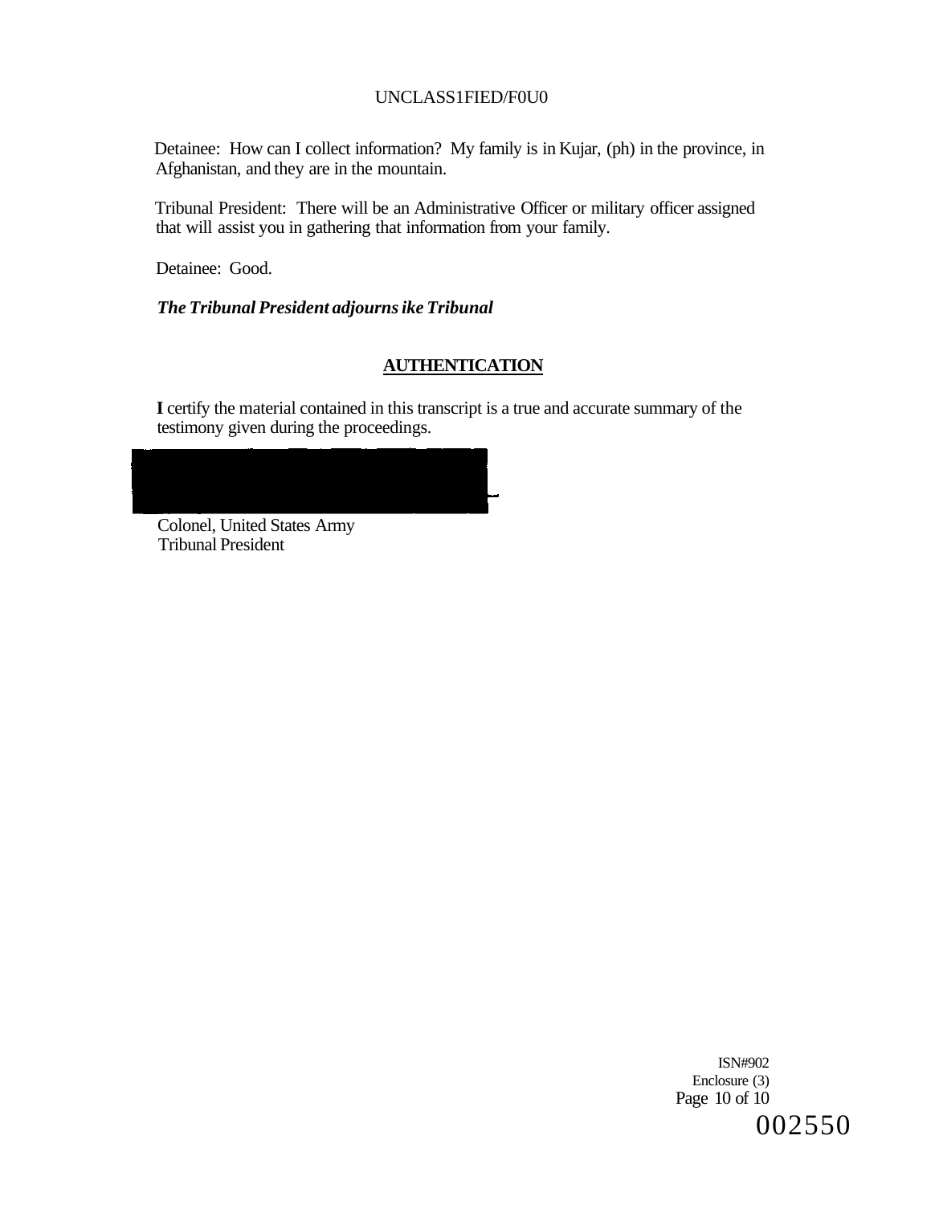Detainee: How can I collect information? My family is in Kujar, (ph) in the province, in Afghanistan, and they are in the mountain.

Tribunal President: There will be an Administrative Officer or military officer assigned that will assist you in gathering that information from your family.

Detainee: Good.

***The Tribunal President adjourns ike Tribunal***

## AUTHENTICATION

**I** certify the material contained in this transcript is a true and accurate summary of the testimony given during the proceedings.

Colonel, United States Army
Tribunal President

ISN#902
Enclosure (3)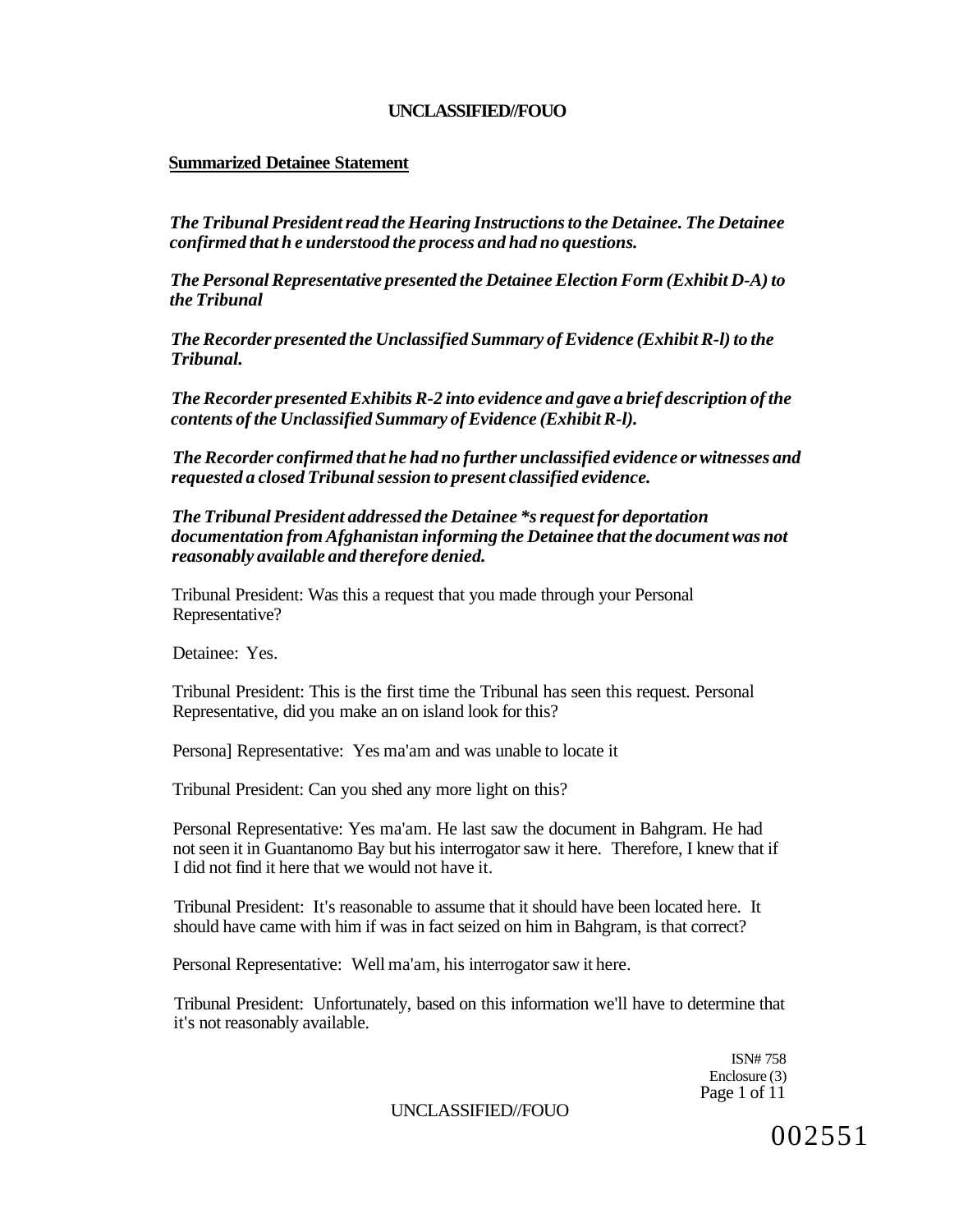**Summarized Detainee Statement**

***The Tribunal President read the Hearing Instructions to the Detainee. The Detainee confirmed that h e understood the process and had no questions.***

***The Personal Representative presented the Detainee Election Form (Exhibit D-A) to the Tribunal***

***The Recorder presented the Unclassified Summary of Evidence (Exhibit R-l) to the Tribunal.***

***The Recorder presented Exhibits R-2 into evidence and gave a brief description of the contents of the Unclassified Summary of Evidence (Exhibit R-l).***

***The Recorder confirmed that he had no further unclassified evidence or witnesses and requested a closed Tribunal session to present classified evidence.***

***The Tribunal President addressed the Detainee *s request for deportation documentation from Afghanistan informing the Detainee that the document was not reasonably available and therefore denied.***

Tribunal President: Was this a request that you made through your Personal Representative?

Detainee: Yes.

Tribunal President: This is the first time the Tribunal has seen this request. Personal Representative, did you make an on island look for this?

Persona] Representative: Yes ma'am and was unable to locate it

Tribunal President: Can you shed any more light on this?

Personal Representative: Yes ma'am. He last saw the document in Bahgram. He had not seen it in Guantanomo Bay but his interrogator saw it here. Therefore, I knew that if I did not find it here that we would not have it.

Tribunal President: It's reasonable to assume that it should have been located here. It should have came with him if was in fact seized on him in Bahgram, is that correct?

Personal Representative: Well ma'am, his interrogator saw it here.

Tribunal President: Unfortunately, based on this information we'll have to determine that it's not reasonably available.

ISN# 758
Enclosure (3)

002551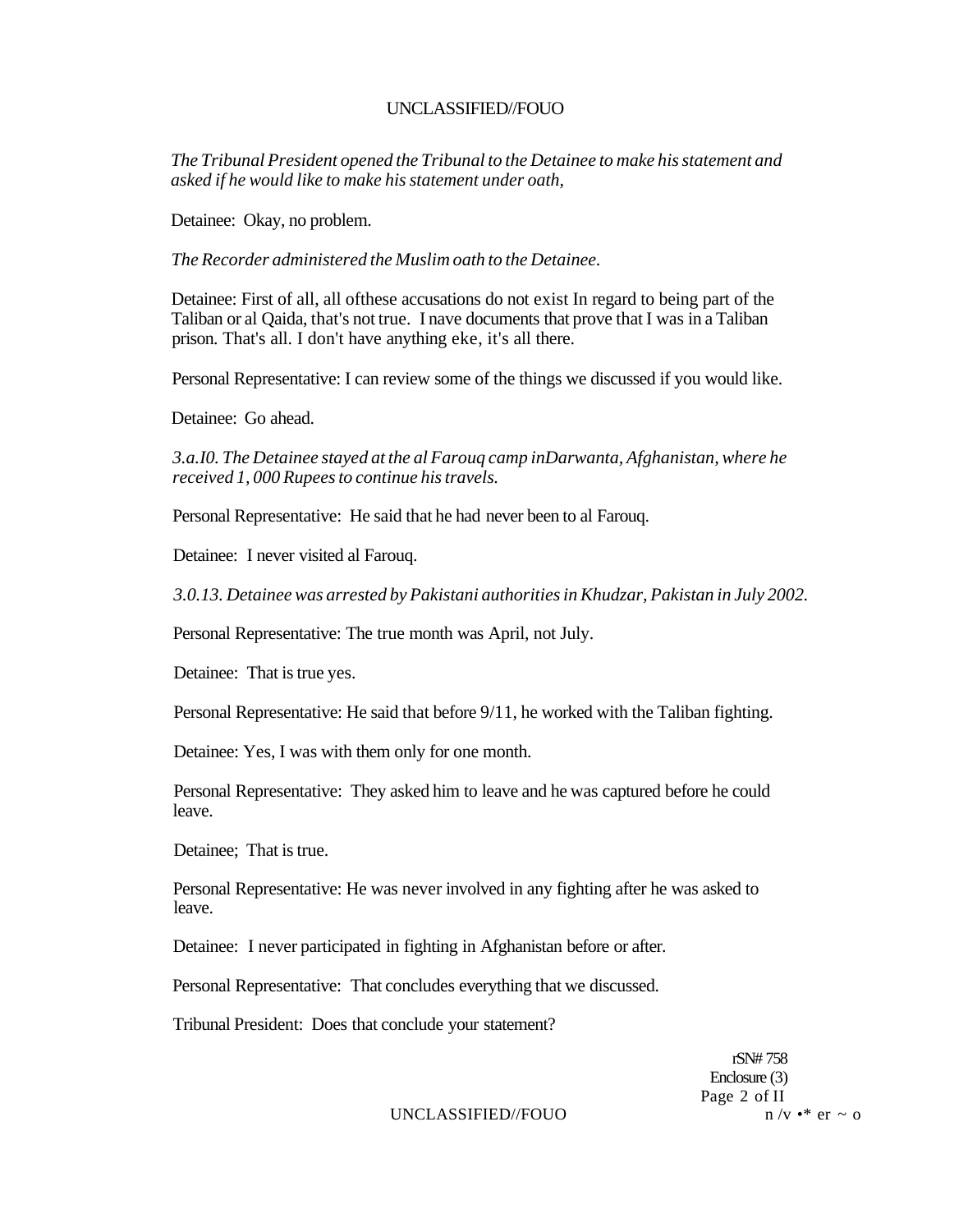*The Tribunal President opened the Tribunal to the Detainee to make his statement and asked if he would like to make his statement under oath,*

Detainee: Okay, no problem.

*The Recorder administered the Muslim oath to the Detainee.*

Detainee: First of all, all ofthese accusations do not exist In regard to being part of the Taliban or al Qaida, that's not true. I nave documents that prove that I was in a Taliban prison. That's all. I don't have anything eke, it's all there.

Personal Representative: I can review some of the things we discussed if you would like.

Detainee: Go ahead.

*3.a.I0. The Detainee stayed at the al Farouq camp inDarwanta, Afghanistan, where he received 1, 000 Rupees to continue his travels.*

Personal Representative: He said that he had never been to al Farouq.

Detainee: I never visited al Farouq.

*3.0.13. Detainee was arrested by Pakistani authorities in Khudzar, Pakistan in July 2002.*

Personal Representative: The true month was April, not July.

Detainee: That is true yes.

Personal Representative: He said that before 9/11, he worked with the Taliban fighting.

Detainee: Yes, I was with them only for one month.

Personal Representative: They asked him to leave and he was captured before he could leave.

Detainee; That is true.

Personal Representative: He was never involved in any fighting after he was asked to leave.

Detainee: I never participated in fighting in Afghanistan before or after.

Personal Representative: That concludes everything that we discussed.

Tribunal President: Does that conclude your statement?

rSN# 758
Enclosure (3)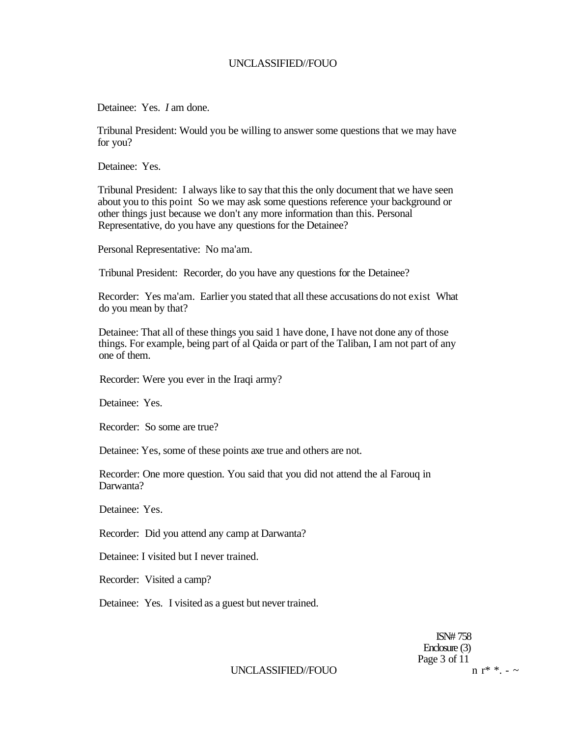Detainee: Yes. *I* am done.

Tribunal President: Would you be willing to answer some questions that we may have for you?

Detainee: Yes.

Tribunal President: I always like to say that this the only document that we have seen about you to this point So we may ask some questions reference your background or other things just because we don't any more information than this. Personal Representative, do you have any questions for the Detainee?

Personal Representative: No ma'am.

Tribunal President: Recorder, do you have any questions for the Detainee?

Recorder: Yes ma'am. Earlier you stated that all these accusations do not exist What do you mean by that?

Detainee: That all of these things you said 1 have done, I have not done any of those things. For example, being part of al Qaida or part of the Taliban, I am not part of any one of them.

Recorder: Were you ever in the Iraqi army?

Detainee: Yes.

Recorder: So some are true?

Detainee: Yes, some of these points axe true and others are not.

Recorder: One more question. You said that you did not attend the al Farouq in Darwanta?

Detainee: Yes.

Recorder: Did you attend any camp at Darwanta?

Detainee: I visited but I never trained.

Recorder: Visited a camp?

Detainee: Yes. I visited as a guest but never trained.

ISN# 758
Enclosure (3)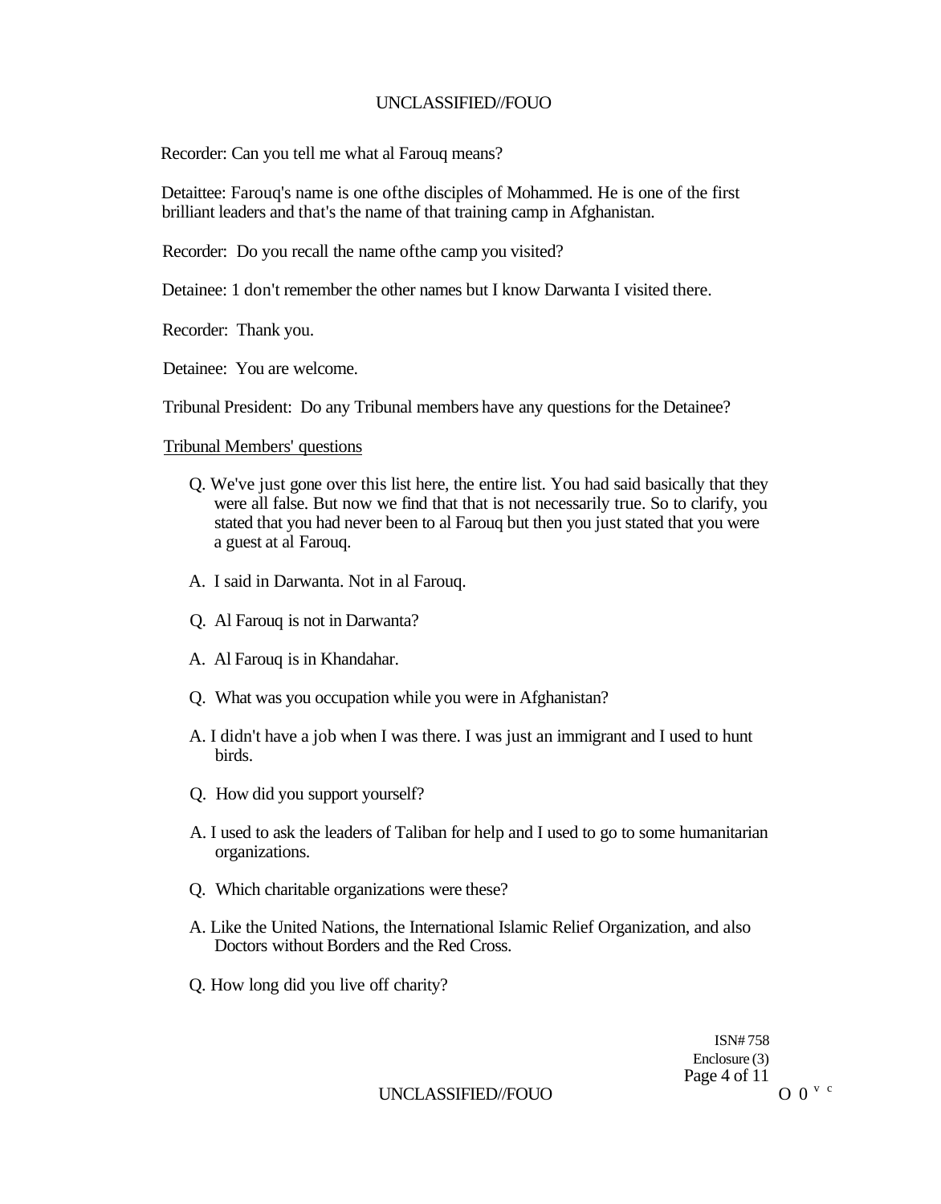Recorder: Can you tell me what al Farouq means?

Detaittee: Farouq's name is one ofthe disciples of Mohammed. He is one of the first brilliant leaders and that's the name of that training camp in Afghanistan.

Recorder: Do you recall the name ofthe camp you visited?

Detainee: 1 don't remember the other names but I know Darwanta I visited there.

Recorder: Thank you.

Detainee: You are welcome.

Tribunal President: Do any Tribunal members have any questions for the Detainee?

Tribunal Members' questions

Q. We've just gone over this list here, the entire list. You had said basically that they were all false. But now we find that that is not necessarily true. So to clarify, you stated that you had never been to al Farouq but then you just stated that you were a guest at al Farouq.

A. I said in Darwanta. Not in al Farouq.

Q. Al Farouq is not in Darwanta?

A. Al Farouq is in Khandahar.

Q. What was you occupation while you were in Afghanistan?

A. I didn't have a job when I was there. I was just an immigrant and I used to hunt birds.

Q. How did you support yourself?

A. I used to ask the leaders of Taliban for help and I used to go to some humanitarian organizations.

Q. Which charitable organizations were these?

A. Like the United Nations, the International Islamic Relief Organization, and also Doctors without Borders and the Red Cross.

Q. How long did you live off charity?

ISN# 758
Enclosure (3)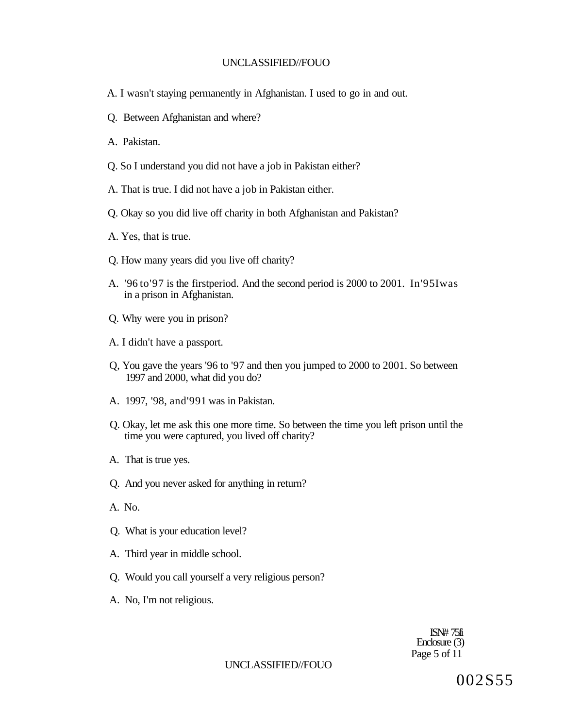A. I wasn't staying permanently in Afghanistan. I used to go in and out.

Q. Between Afghanistan and where?

A. Pakistan.

Q. So I understand you did not have a job in Pakistan either?

A. That is true. I did not have a job in Pakistan either.

Q. Okay so you did live off charity in both Afghanistan and Pakistan?

A. Yes, that is true.

Q. How many years did you live off charity?

A. '96 to'97 is the firstperiod. And the second period is 2000 to 2001. In'95Iwas in a prison in Afghanistan.

Q. Why were you in prison?

A. I didn't have a passport.

Q, You gave the years '96 to '97 and then you jumped to 2000 to 2001. So between 1997 and 2000, what did you do?

A. 1997, '98, and'991 was in Pakistan.

Q. Okay, let me ask this one more time. So between the time you left prison until the time you were captured, you lived off charity?

A. That is true yes.

Q. And you never asked for anything in return?

A. No.

Q. What is your education level?

A. Third year in middle school.

Q. Would you call yourself a very religious person?

A. No, I'm not religious.

ISN# 75fi
Enclosure (3)

002S55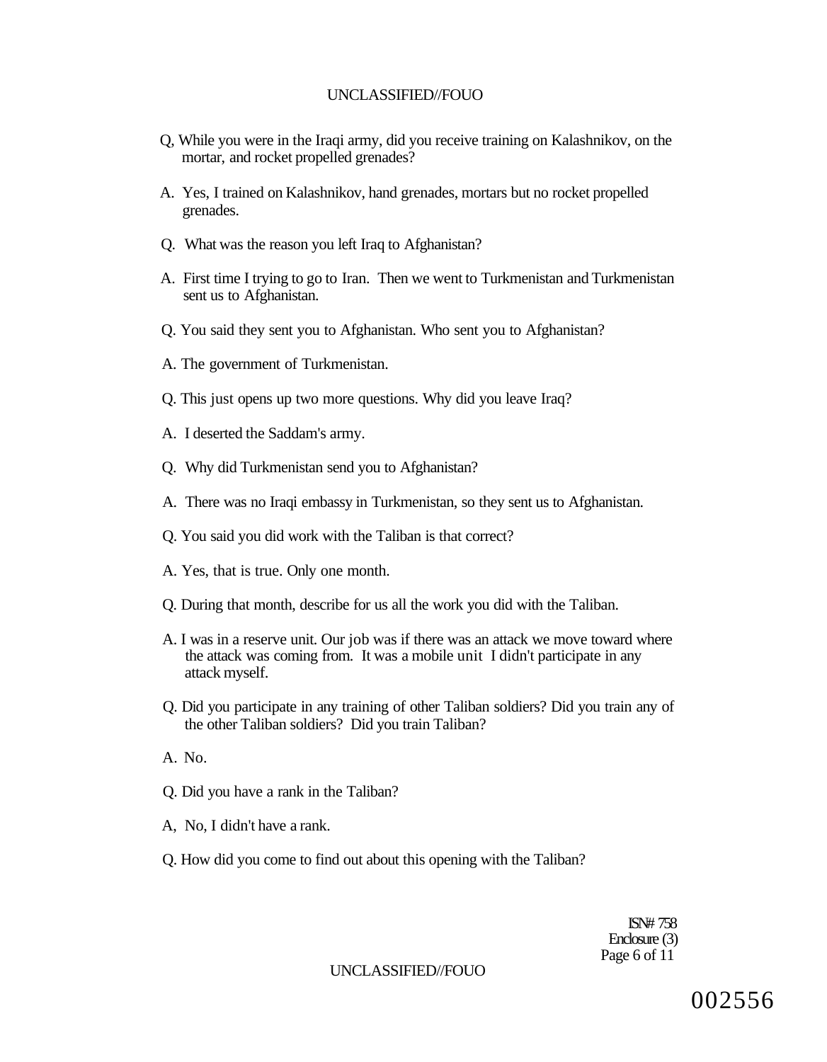Q, While you were in the Iraqi army, did you receive training on Kalashnikov, on the mortar, and rocket propelled grenades?

A. Yes, I trained on Kalashnikov, hand grenades, mortars but no rocket propelled grenades.

Q. What was the reason you left Iraq to Afghanistan?

A. First time I trying to go to Iran. Then we went to Turkmenistan and Turkmenistan sent us to Afghanistan.

Q. You said they sent you to Afghanistan. Who sent you to Afghanistan?

A. The government of Turkmenistan.

Q. This just opens up two more questions. Why did you leave Iraq?

A. I deserted the Saddam's army.

Q. Why did Turkmenistan send you to Afghanistan?

A. There was no Iraqi embassy in Turkmenistan, so they sent us to Afghanistan.

Q. You said you did work with the Taliban is that correct?

A. Yes, that is true. Only one month.

Q. During that month, describe for us all the work you did with the Taliban.

A. I was in a reserve unit. Our job was if there was an attack we move toward where the attack was coming from. It was a mobile unit I didn't participate in any attack myself.

Q. Did you participate in any training of other Taliban soldiers? Did you train any of the other Taliban soldiers? Did you train Taliban?

A. No.

Q. Did you have a rank in the Taliban?

A, No, I didn't have a rank.

Q. How did you come to find out about this opening with the Taliban?

ISN# 758
Enclosure (3)

002556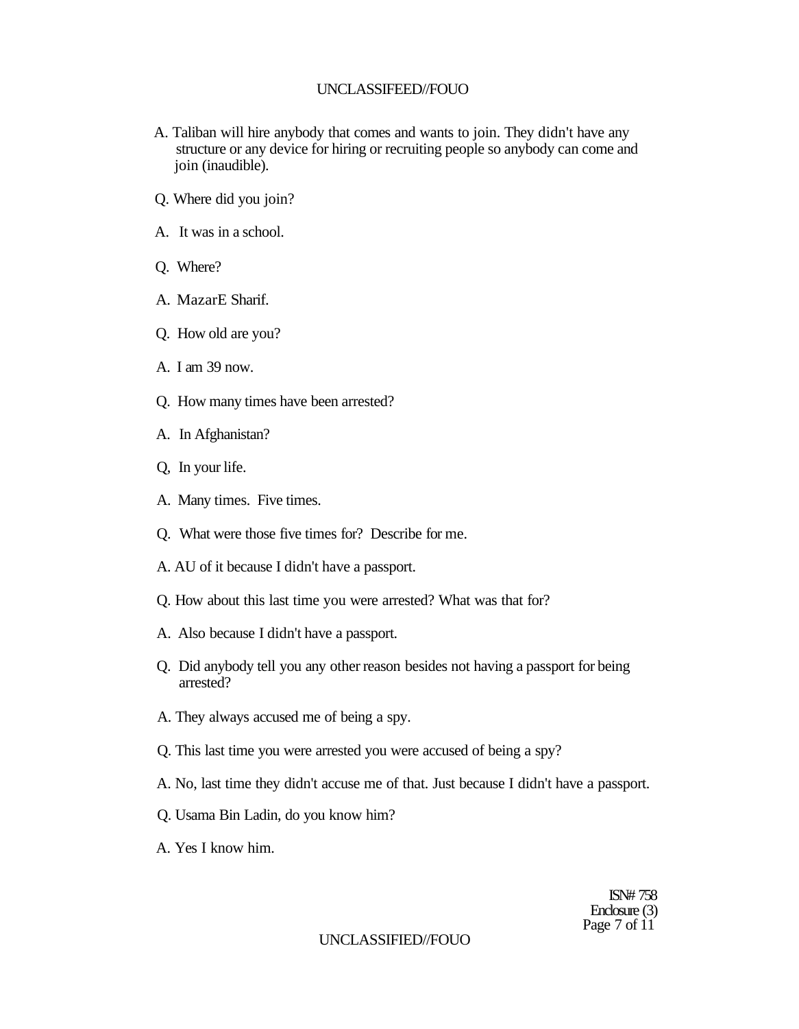A. Taliban will hire anybody that comes and wants to join. They didn't have any structure or any device for hiring or recruiting people so anybody can come and join (inaudible).

Q. Where did you join?

A. It was in a school.

Q. Where?

A. MazarE Sharif.

Q. How old are you?

A. I am 39 now.

Q. How many times have been arrested?

A. In Afghanistan?

Q, In your life.

A. Many times. Five times.

Q. What were those five times for? Describe for me.

A. AU of it because I didn't have a passport.

Q. How about this last time you were arrested? What was that for?

A. Also because I didn't have a passport.

Q. Did anybody tell you any other reason besides not having a passport for being arrested?

A. They always accused me of being a spy.

Q. This last time you were arrested you were accused of being a spy?

A. No, last time they didn't accuse me of that. Just because I didn't have a passport.

Q. Usama Bin Ladin, do you know him?

A. Yes I know him.

ISN# 758
Enclosure (3)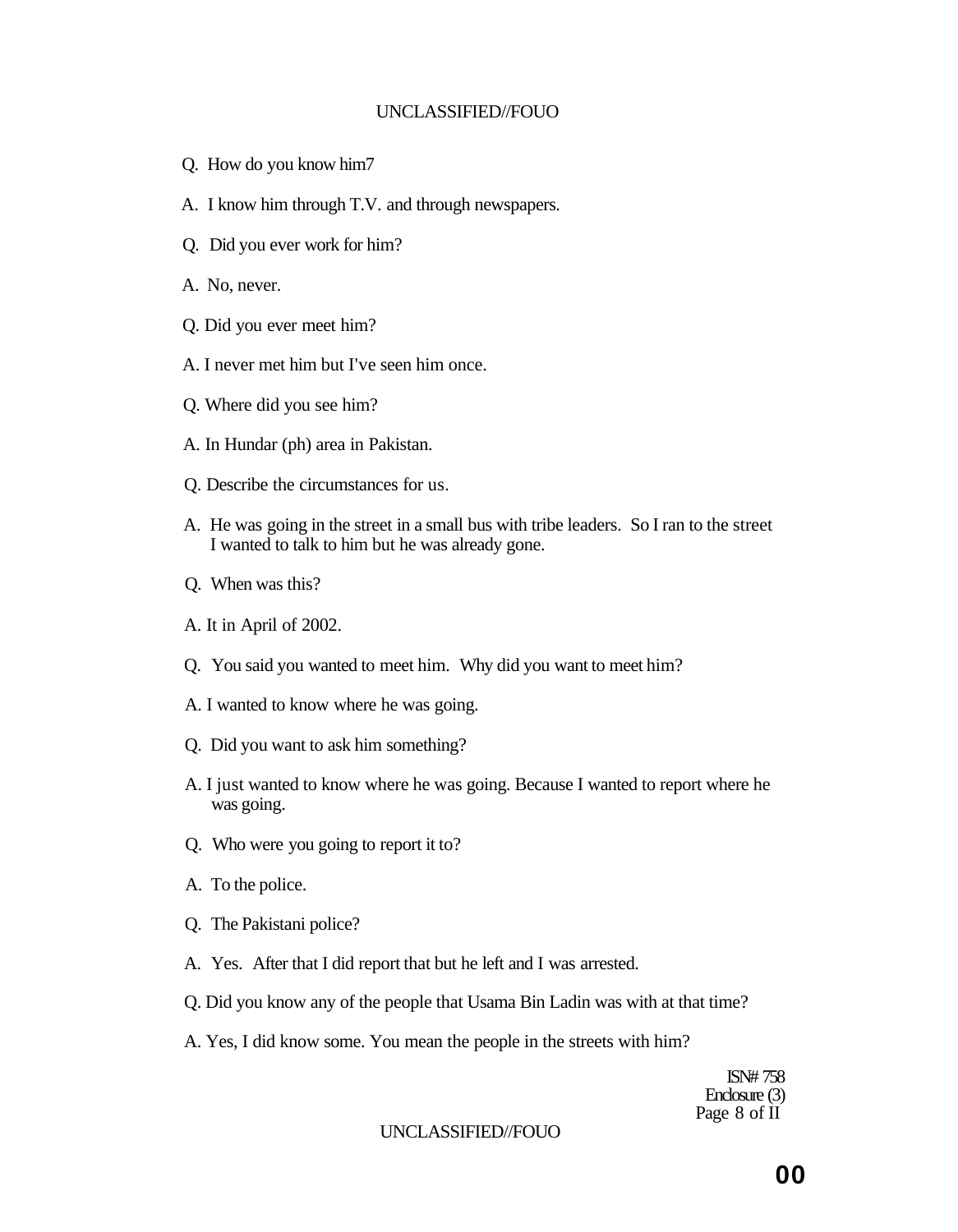Q. How do you know him7

A. I know him through T.V. and through newspapers.

Q. Did you ever work for him?

A. No, never.

Q. Did you ever meet him?

A. I never met him but I've seen him once.

Q. Where did you see him?

A. In Hundar (ph) area in Pakistan.

Q. Describe the circumstances for us.

A. He was going in the street in a small bus with tribe leaders. So I ran to the street I wanted to talk to him but he was already gone.

Q. When was this?

A. It in April of 2002.

Q. You said you wanted to meet him. Why did you want to meet him?

A. I wanted to know where he was going.

Q. Did you want to ask him something?

A. I just wanted to know where he was going. Because I wanted to report where he was going.

Q. Who were you going to report it to?

A. To the police.

Q. The Pakistani police?

A. Yes. After that I did report that but he left and I was arrested.

Q. Did you know any of the people that Usama Bin Ladin was with at that time?

A. Yes, I did know some. You mean the people in the streets with him?

ISN# 758
Enclosure (3)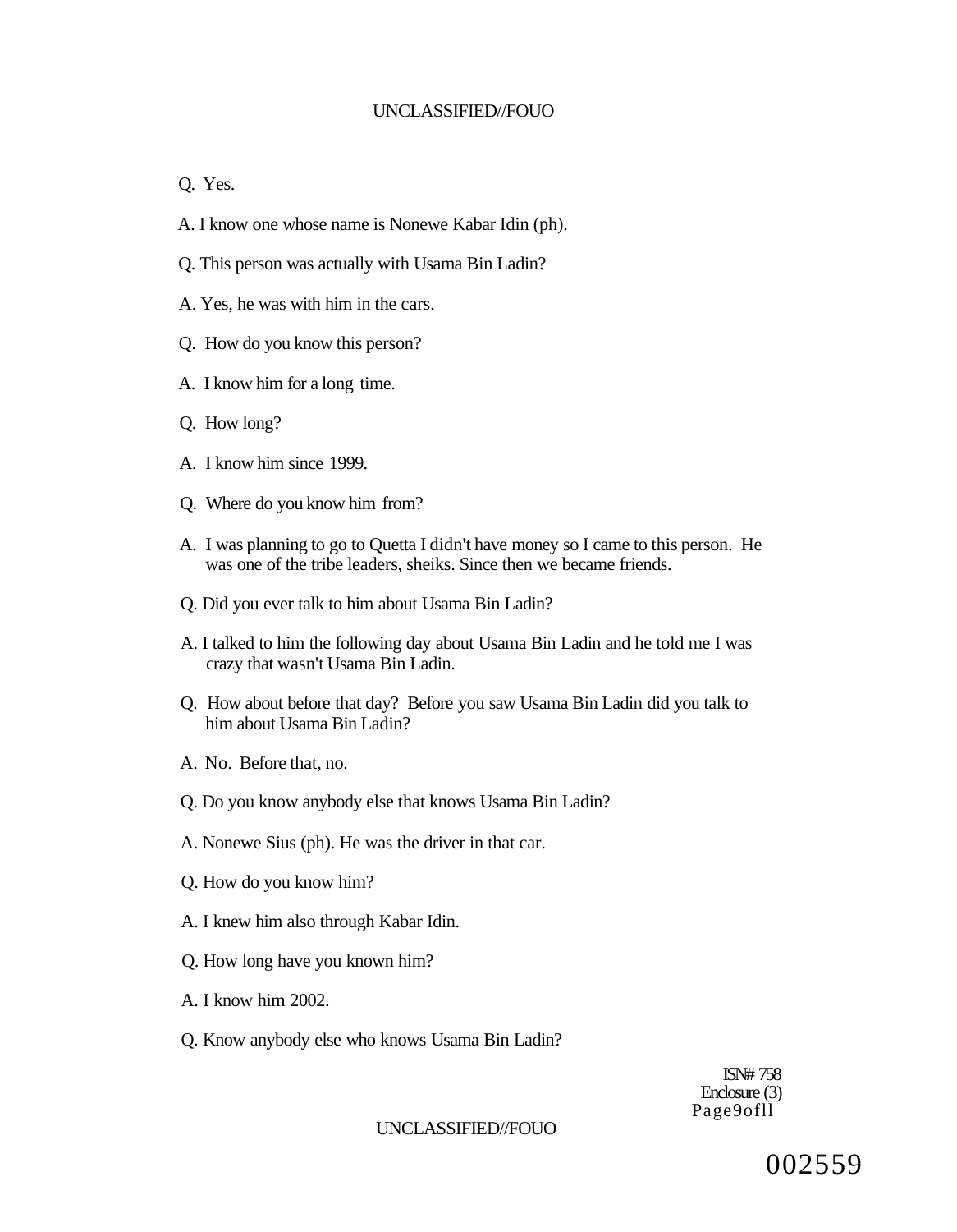Q. Yes.

A. I know one whose name is Nonewe Kabar Idin (ph).

Q. This person was actually with Usama Bin Ladin?

A. Yes, he was with him in the cars.

Q. How do you know this person?

A. I know him for a long time.

Q. How long?

A. I know him since 1999.

Q. Where do you know him from?

A. I was planning to go to Quetta I didn't have money so I came to this person. He was one of the tribe leaders, sheiks. Since then we became friends.

Q. Did you ever talk to him about Usama Bin Ladin?

A. I talked to him the following day about Usama Bin Ladin and he told me I was crazy that wasn't Usama Bin Ladin.

Q. How about before that day? Before you saw Usama Bin Ladin did you talk to him about Usama Bin Ladin?

A. No. Before that, no.

Q. Do you know anybody else that knows Usama Bin Ladin?

A. Nonewe Sius (ph). He was the driver in that car.

Q. How do you know him?

A. I knew him also through Kabar Idin.

Q. How long have you known him?

A. I know him 2002.

Q. Know anybody else who knows Usama Bin Ladin?

ISN# 758
Enclosure (3)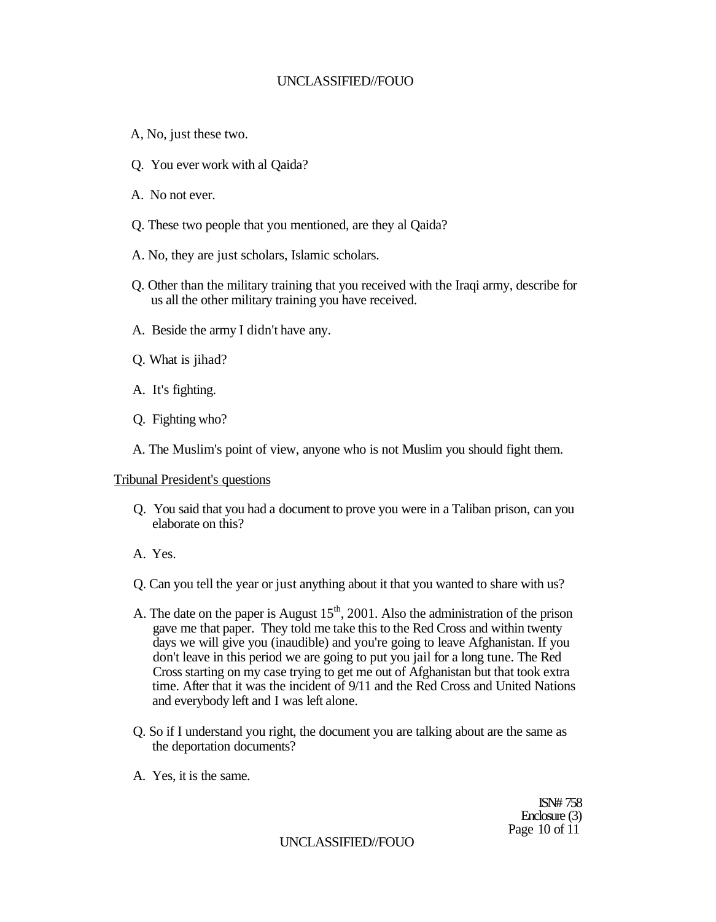A, No, just these two.

Q. You ever work with al Qaida?

A. No not ever.

Q. These two people that you mentioned, are they al Qaida?

A. No, they are just scholars, Islamic scholars.

Q. Other than the military training that you received with the Iraqi army, describe for us all the other military training you have received.

A. Beside the army I didn't have any.

Q. What is jihad?

A. It's fighting.

Q. Fighting who?

A. The Muslim's point of view, anyone who is not Muslim you should fight them.

Tribunal President's questions

Q. You said that you had a document to prove you were in a Taliban prison, can you elaborate on this?

A. Yes.

Q. Can you tell the year or just anything about it that you wanted to share with us?

A. The date on the paper is August 15th, 2001. Also the administration of the prison gave me that paper. They told me take this to the Red Cross and within twenty days we will give you (inaudible) and you're going to leave Afghanistan. If you don't leave in this period we are going to put you jail for a long tune. The Red Cross starting on my case trying to get me out of Afghanistan but that took extra time. After that it was the incident of 9/11 and the Red Cross and United Nations and everybody left and I was left alone.

Q. So if I understand you right, the document you are talking about are the same as the deportation documents?

A. Yes, it is the same.

ISN# 758
Enclosure (3)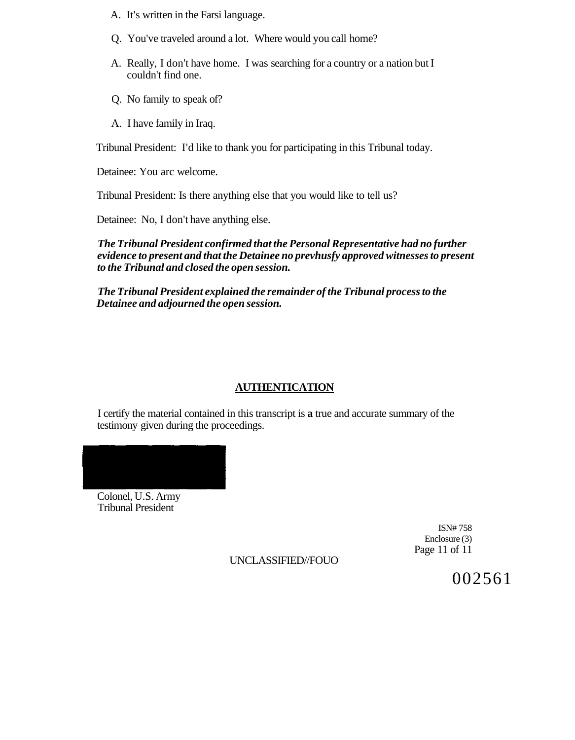A. It's written in the Farsi language.

Q. You've traveled around a lot. Where would you call home?

A. Really, I don't have home. I was searching for a country or a nation but I couldn't find one.

Q. No family to speak of?

A. I have family in Iraq.

Tribunal President: I'd like to thank you for participating in this Tribunal today.

Detainee: You arc welcome.

Tribunal President: Is there anything else that you would like to tell us?

Detainee: No, I don't have anything else.

***The Tribunal President confirmed that the Personal Representative had no further evidence to present and that the Detainee no prevhusfy approved witnesses to present to the Tribunal and closed the open session.***

***The Tribunal President explained the remainder of the Tribunal process to the Detainee and adjourned the open session.***

## AUTHENTICATION

I certify the material contained in this transcript is **a** true and accurate summary of the testimony given during the proceedings.

Colonel, U.S. Army
Tribunal President

ISN# 758
Enclosure (3)

UNCLASSIFIED//FOUO

002561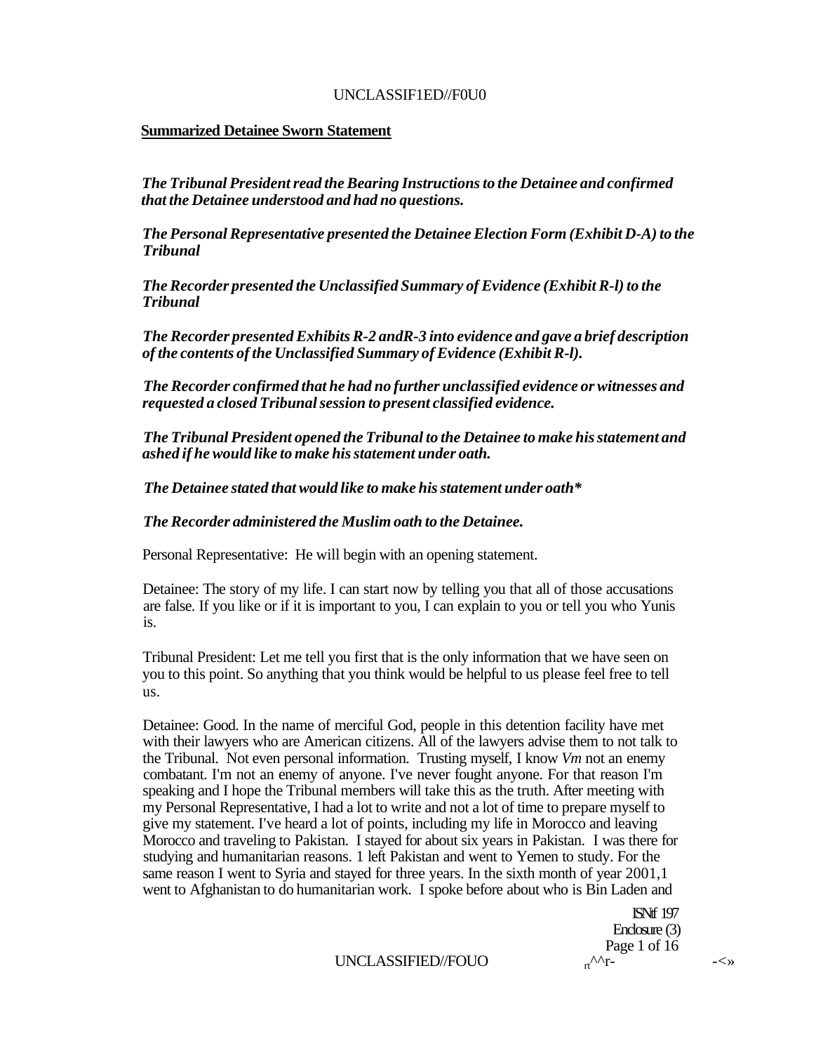**Summarized Detainee Sworn Statement**

*The Tribunal President read the Bearing Instructions to the Detainee and confirmed that the Detainee understood and had no questions.*

*The Personal Representative presented the Detainee Election Form (Exhibit D-A) to the Tribunal*

*The Recorder presented the Unclassified Summary of Evidence (Exhibit R-l) to the Tribunal*

*The Recorder presented Exhibits R-2 andR-3 into evidence and gave a brief description of the contents of the Unclassified Summary of Evidence (Exhibit R-l).*

*The Recorder confirmed that he had no further unclassified evidence or witnesses and requested a closed Tribunal session to present classified evidence.*

*The Tribunal President opened the Tribunal to the Detainee to make his statement and ashed if he would like to make his statement under oath.*

*The Detainee stated that would like to make his statement under oath**

*The Recorder administered the Muslim oath to the Detainee.*

Personal Representative: He will begin with an opening statement.

Detainee: The story of my life. I can start now by telling you that all of those accusations are false. If you like or if it is important to you, I can explain to you or tell you who Yunis is.

Tribunal President: Let me tell you first that is the only information that we have seen on you to this point. So anything that you think would be helpful to us please feel free to tell us.

Detainee: Good. In the name of merciful God, people in this detention facility have met with their lawyers who are American citizens. All of the lawyers advise them to not talk to the Tribunal. Not even personal information. Trusting myself, I know *Vm* not an enemy combatant. I'm not an enemy of anyone. I've never fought anyone. For that reason I'm speaking and I hope the Tribunal members will take this as the truth. After meeting with my Personal Representative, I had a lot to write and not a lot of time to prepare myself to give my statement. I've heard a lot of points, including my life in Morocco and leaving Morocco and traveling to Pakistan. I stayed for about six years in Pakistan. I was there for studying and humanitarian reasons. 1 left Pakistan and went to Yemen to study. For the same reason I went to Syria and stayed for three years. In the sixth month of year 2001,1 went to Afghanistan to do humanitarian work. I spoke before about who is Bin Laden and

ISN# 197
Enclosure (3)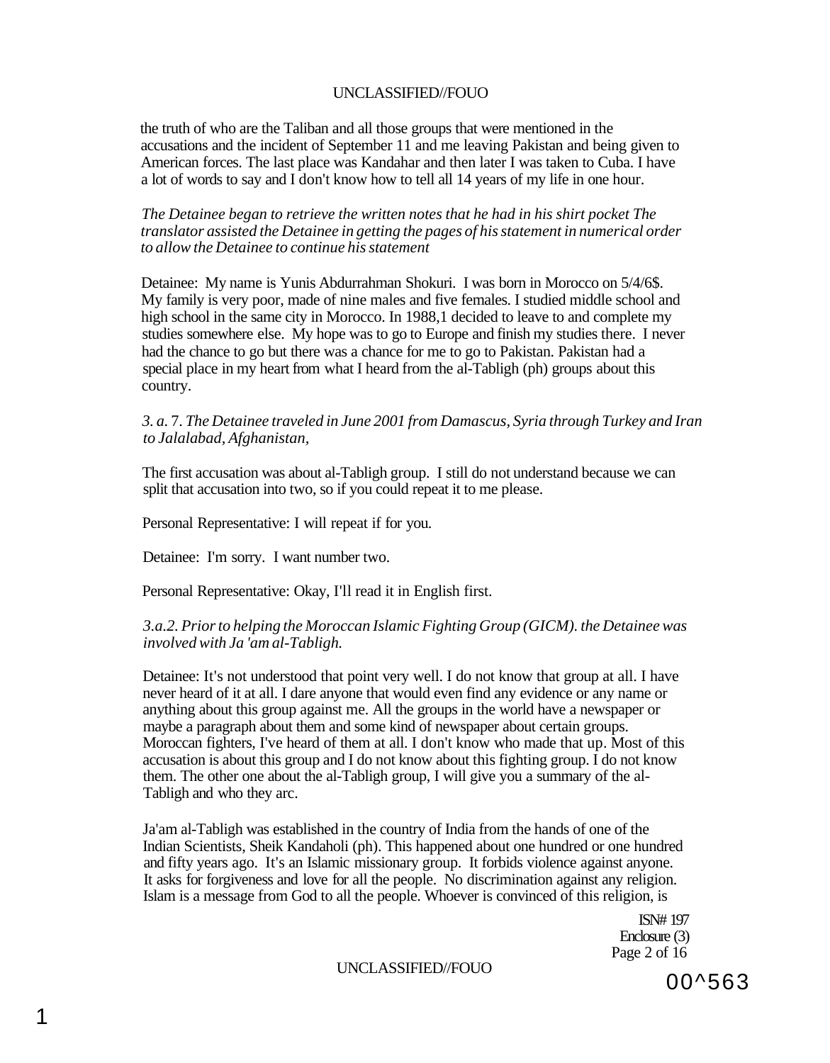the truth of who are the Taliban and all those groups that were mentioned in the accusations and the incident of September 11 and me leaving Pakistan and being given to American forces. The last place was Kandahar and then later I was taken to Cuba. I have a lot of words to say and I don't know how to tell all 14 years of my life in one hour.

*The Detainee began to retrieve the written notes that he had in his shirt pocket The translator assisted the Detainee in getting the pages of his statement in numerical order to allow the Detainee to continue his statement*

Detainee: My name is Yunis Abdurrahman Shokuri. I was born in Morocco on 5/4/6$. My family is very poor, made of nine males and five females. I studied middle school and high school in the same city in Morocco. In 1988,1 decided to leave to and complete my studies somewhere else. My hope was to go to Europe and finish my studies there. I never had the chance to go but there was a chance for me to go to Pakistan. Pakistan had a special place in my heart from what I heard from the al-Tabligh (ph) groups about this country.

*3. a. 7. The Detainee traveled in June 2001 from Damascus, Syria through Turkey and Iran to Jalalabad, Afghanistan,*

The first accusation was about al-Tabligh group. I still do not understand because we can split that accusation into two, so if you could repeat it to me please.

Personal Representative: I will repeat if for you.

Detainee: I'm sorry. I want number two.

Personal Representative: Okay, I'll read it in English first.

*3.a.2. Prior to helping the Moroccan Islamic Fighting Group (GICM). the Detainee was involved with Ja 'am al-Tabligh.*

Detainee: It's not understood that point very well. I do not know that group at all. I have never heard of it at all. I dare anyone that would even find any evidence or any name or anything about this group against me. All the groups in the world have a newspaper or maybe a paragraph about them and some kind of newspaper about certain groups. Moroccan fighters, I've heard of them at all. I don't know who made that up. Most of this accusation is about this group and I do not know about this fighting group. I do not know them. The other one about the al-Tabligh group, I will give you a summary of the al-Tabligh and who they arc.

Ja'am al-Tabligh was established in the country of India from the hands of one of the Indian Scientists, Sheik Kandaholi (ph). This happened about one hundred or one hundred and fifty years ago. It's an Islamic missionary group. It forbids violence against anyone. It asks for forgiveness and love for all the people. No discrimination against any religion. Islam is a message from God to all the people. Whoever is convinced of this religion, is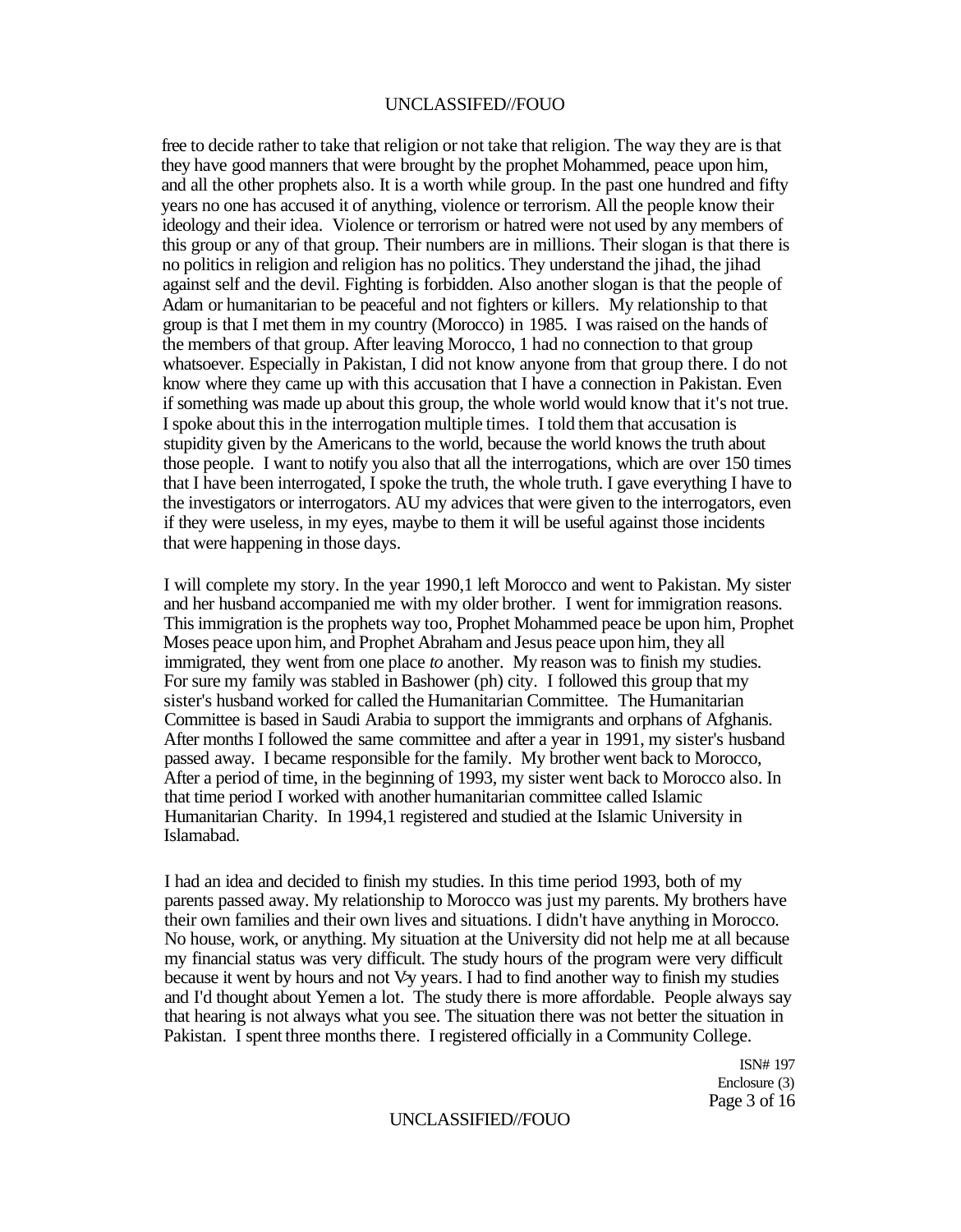free to decide rather to take that religion or not take that religion. The way they are is that they have good manners that were brought by the prophet Mohammed, peace upon him, and all the other prophets also. It is a worth while group. In the past one hundred and fifty years no one has accused it of anything, violence or terrorism. All the people know their ideology and their idea. Violence or terrorism or hatred were not used by any members of this group or any of that group. Their numbers are in millions. Their slogan is that there is no politics in religion and religion has no politics. They understand the jihad, the jihad against self and the devil. Fighting is forbidden. Also another slogan is that the people of Adam or humanitarian to be peaceful and not fighters or killers. My relationship to that group is that I met them in my country (Morocco) in 1985. I was raised on the hands of the members of that group. After leaving Morocco, 1 had no connection to that group whatsoever. Especially in Pakistan, I did not know anyone from that group there. I do not know where they came up with this accusation that I have a connection in Pakistan. Even if something was made up about this group, the whole world would know that it's not true. I spoke about this in the interrogation multiple times. I told them that accusation is stupidity given by the Americans to the world, because the world knows the truth about those people. I want to notify you also that all the interrogations, which are over 150 times that I have been interrogated, I spoke the truth, the whole truth. I gave everything I have to the investigators or interrogators. AU my advices that were given to the interrogators, even if they were useless, in my eyes, maybe to them it will be useful against those incidents that were happening in those days.

I will complete my story. In the year 1990,1 left Morocco and went to Pakistan. My sister and her husband accompanied me with my older brother. I went for immigration reasons. This immigration is the prophets way too, Prophet Mohammed peace be upon him, Prophet Moses peace upon him, and Prophet Abraham and Jesus peace upon him, they all immigrated, they went from one place *to* another. My reason was to finish my studies. For sure my family was stabled in Bashower (ph) city. I followed this group that my sister's husband worked for called the Humanitarian Committee. The Humanitarian Committee is based in Saudi Arabia to support the immigrants and orphans of Afghanis. After months I followed the same committee and after a year in 1991, my sister's husband passed away. I became responsible for the family. My brother went back to Morocco, After a period of time, in the beginning of 1993, my sister went back to Morocco also. In that time period I worked with another humanitarian committee called Islamic Humanitarian Charity. In 1994,1 registered and studied at the Islamic University in Islamabad.

I had an idea and decided to finish my studies. In this time period 1993, both of my parents passed away. My relationship to Morocco was just my parents. My brothers have their own families and their own lives and situations. I didn't have anything in Morocco. No house, work, or anything. My situation at the University did not help me at all because my financial status was very difficult. The study hours of the program were very difficult because it went by hours and not Vy years. I had to find another way to finish my studies and I'd thought about Yemen a lot. The study there is more affordable. People always say that hearing is not always what you see. The situation there was not better the situation in Pakistan. I spent three months there. I registered officially in a Community College.

ISN# 197
Enclosure (3)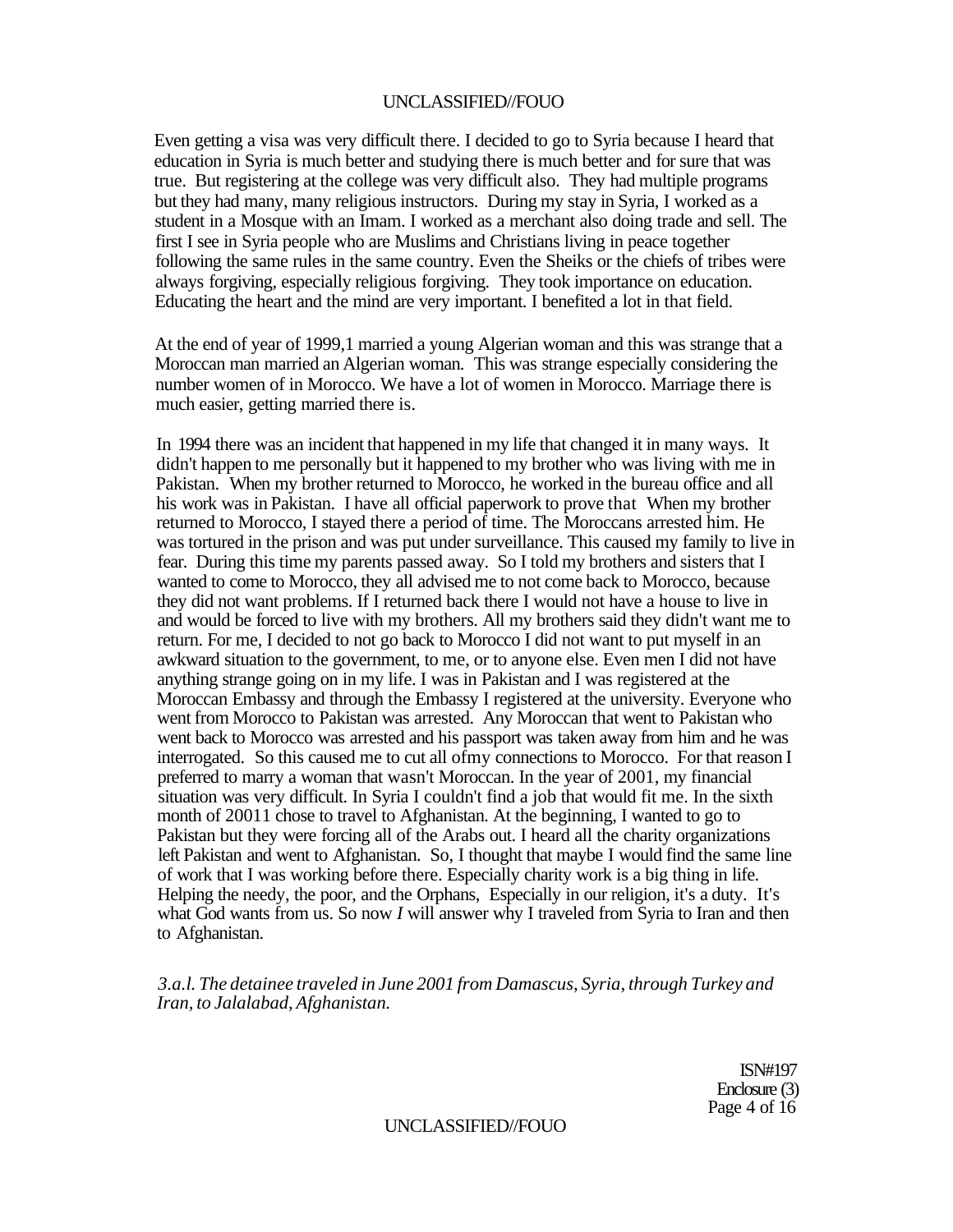Even getting a visa was very difficult there. I decided to go to Syria because I heard that education in Syria is much better and studying there is much better and for sure that was true. But registering at the college was very difficult also. They had multiple programs but they had many, many religious instructors. During my stay in Syria, I worked as a student in a Mosque with an Imam. I worked as a merchant also doing trade and sell. The first I see in Syria people who are Muslims and Christians living in peace together following the same rules in the same country. Even the Sheiks or the chiefs of tribes were always forgiving, especially religious forgiving. They took importance on education. Educating the heart and the mind are very important. I benefited a lot in that field.

At the end of year of 1999,1 married a young Algerian woman and this was strange that a Moroccan man married an Algerian woman. This was strange especially considering the number women of in Morocco. We have a lot of women in Morocco. Marriage there is much easier, getting married there is.

In 1994 there was an incident that happened in my life that changed it in many ways. It didn't happen to me personally but it happened to my brother who was living with me in Pakistan. When my brother returned to Morocco, he worked in the bureau office and all his work was in Pakistan. I have all official paperwork to prove that When my brother returned to Morocco, I stayed there a period of time. The Moroccans arrested him. He was tortured in the prison and was put under surveillance. This caused my family to live in fear. During this time my parents passed away. So I told my brothers and sisters that I wanted to come to Morocco, they all advised me to not come back to Morocco, because they did not want problems. If I returned back there I would not have a house to live in and would be forced to live with my brothers. All my brothers said they didn't want me to return. For me, I decided to not go back to Morocco I did not want to put myself in an awkward situation to the government, to me, or to anyone else. Even men I did not have anything strange going on in my life. I was in Pakistan and I was registered at the Moroccan Embassy and through the Embassy I registered at the university. Everyone who went from Morocco to Pakistan was arrested. Any Moroccan that went to Pakistan who went back to Morocco was arrested and his passport was taken away from him and he was interrogated. So this caused me to cut all ofmy connections to Morocco. For that reason I preferred to marry a woman that wasn't Moroccan. In the year of 2001, my financial situation was very difficult. In Syria I couldn't find a job that would fit me. In the sixth month of 20011 chose to travel to Afghanistan. At the beginning, I wanted to go to Pakistan but they were forcing all of the Arabs out. I heard all the charity organizations left Pakistan and went to Afghanistan. So, I thought that maybe I would find the same line of work that I was working before there. Especially charity work is a big thing in life. Helping the needy, the poor, and the Orphans, Especially in our religion, it's a duty. It's what God wants from us. So now *I* will answer why I traveled from Syria to Iran and then to Afghanistan.

*3.a.l. The detainee traveled in June 2001 from Damascus, Syria, through Turkey and Iran, to Jalalabad, Afghanistan.*

ISN#197
Enclosure (3)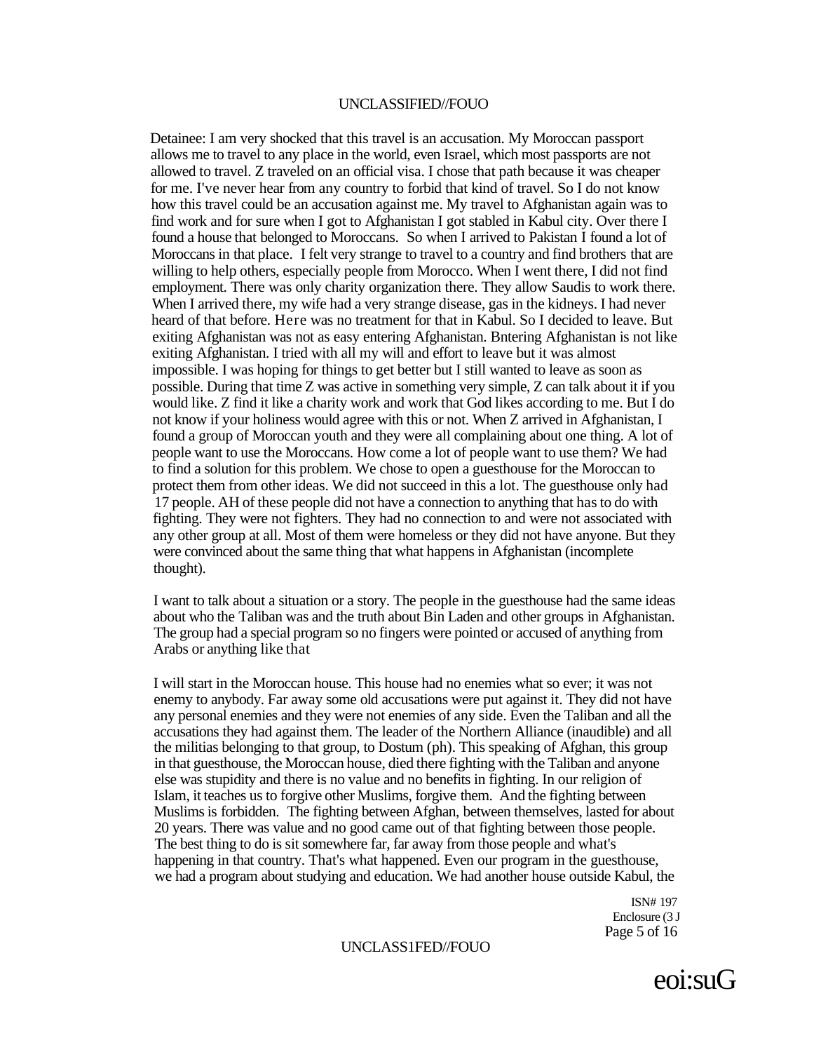Detainee: I am very shocked that this travel is an accusation. My Moroccan passport allows me to travel to any place in the world, even Israel, which most passports are not allowed to travel. Z traveled on an official visa. I chose that path because it was cheaper for me. I've never hear from any country to forbid that kind of travel. So I do not know how this travel could be an accusation against me. My travel to Afghanistan again was to find work and for sure when I got to Afghanistan I got stabled in Kabul city. Over there I found a house that belonged to Moroccans. So when I arrived to Pakistan I found a lot of Moroccans in that place. I felt very strange to travel to a country and find brothers that are willing to help others, especially people from Morocco. When I went there, I did not find employment. There was only charity organization there. They allow Saudis to work there. When I arrived there, my wife had a very strange disease, gas in the kidneys. I had never heard of that before. Here was no treatment for that in Kabul. So I decided to leave. But exiting Afghanistan was not as easy entering Afghanistan. Bntering Afghanistan is not like exiting Afghanistan. I tried with all my will and effort to leave but it was almost impossible. I was hoping for things to get better but I still wanted to leave as soon as possible. During that time Z was active in something very simple, Z can talk about it if you would like. Z find it like a charity work and work that God likes according to me. But I do not know if your holiness would agree with this or not. When Z arrived in Afghanistan, I found a group of Moroccan youth and they were all complaining about one thing. A lot of people want to use the Moroccans. How come a lot of people want to use them? We had to find a solution for this problem. We chose to open a guesthouse for the Moroccan to protect them from other ideas. We did not succeed in this a lot. The guesthouse only had 17 people. AH of these people did not have a connection to anything that has to do with fighting. They were not fighters. They had no connection to and were not associated with any other group at all. Most of them were homeless or they did not have anyone. But they were convinced about the same thing that what happens in Afghanistan (incomplete thought).

I want to talk about a situation or a story. The people in the guesthouse had the same ideas about who the Taliban was and the truth about Bin Laden and other groups in Afghanistan. The group had a special program so no fingers were pointed or accused of anything from Arabs or anything like that

I will start in the Moroccan house. This house had no enemies what so ever; it was not enemy to anybody. Far away some old accusations were put against it. They did not have any personal enemies and they were not enemies of any side. Even the Taliban and all the accusations they had against them. The leader of the Northern Alliance (inaudible) and all the militias belonging to that group, to Dostum (ph). This speaking of Afghan, this group in that guesthouse, the Moroccan house, died there fighting with the Taliban and anyone else was stupidity and there is no value and no benefits in fighting. In our religion of Islam, it teaches us to forgive other Muslims, forgive them. And the fighting between Muslims is forbidden. The fighting between Afghan, between themselves, lasted for about 20 years. There was value and no good came out of that fighting between those people. The best thing to do is sit somewhere far, far away from those people and what's happening in that country. That's what happened. Even our program in the guesthouse, we had a program about studying and education. We had another house outside Kabul, the

ISN# 197
Enclosure (3 J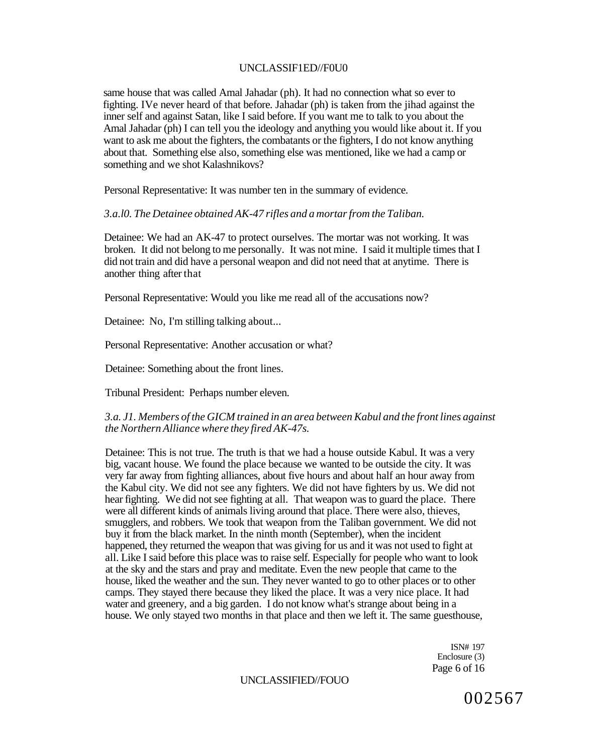same house that was called Amal Jahadar (ph). It had no connection what so ever to fighting. IVe never heard of that before. Jahadar (ph) is taken from the jihad against the inner self and against Satan, like I said before. If you want me to talk to you about the Amal Jahadar (ph) I can tell you the ideology and anything you would like about it. If you want to ask me about the fighters, the combatants or the fighters, I do not know anything about that. Something else also, something else was mentioned, like we had a camp or something and we shot Kalashnikovs?

Personal Representative: It was number ten in the summary of evidence.

*3.a.l0. The Detainee obtained AK-47 rifles and a mortar from the Taliban.*

Detainee: We had an AK-47 to protect ourselves. The mortar was not working. It was broken. It did not belong to me personally. It was not mine. I said it multiple times that I did not train and did have a personal weapon and did not need that at anytime. There is another thing after that

Personal Representative: Would you like me read all of the accusations now?

Detainee: No, I'm stilling talking about...

Personal Representative: Another accusation or what?

Detainee: Something about the front lines.

Tribunal President: Perhaps number eleven.

*3.a. J1. Members of the GICM trained in an area between Kabul and the front lines against the Northern Alliance where they fired AK-47s.*

Detainee: This is not true. The truth is that we had a house outside Kabul. It was a very big, vacant house. We found the place because we wanted to be outside the city. It was very far away from fighting alliances, about five hours and about half an hour away from the Kabul city. We did not see any fighters. We did not have fighters by us. We did not hear fighting. We did not see fighting at all. That weapon was to guard the place. There were all different kinds of animals living around that place. There were also, thieves, smugglers, and robbers. We took that weapon from the Taliban government. We did not buy it from the black market. In the ninth month (September), when the incident happened, they returned the weapon that was giving for us and it was not used to fight at all. Like I said before this place was to raise self. Especially for people who want to look at the sky and the stars and pray and meditate. Even the new people that came to the house, liked the weather and the sun. They never wanted to go to other places or to other camps. They stayed there because they liked the place. It was a very nice place. It had water and greenery, and a big garden. I do not know what's strange about being in a house. We only stayed two months in that place and then we left it. The same guesthouse,

ISN# 197
Enclosure (3)

002567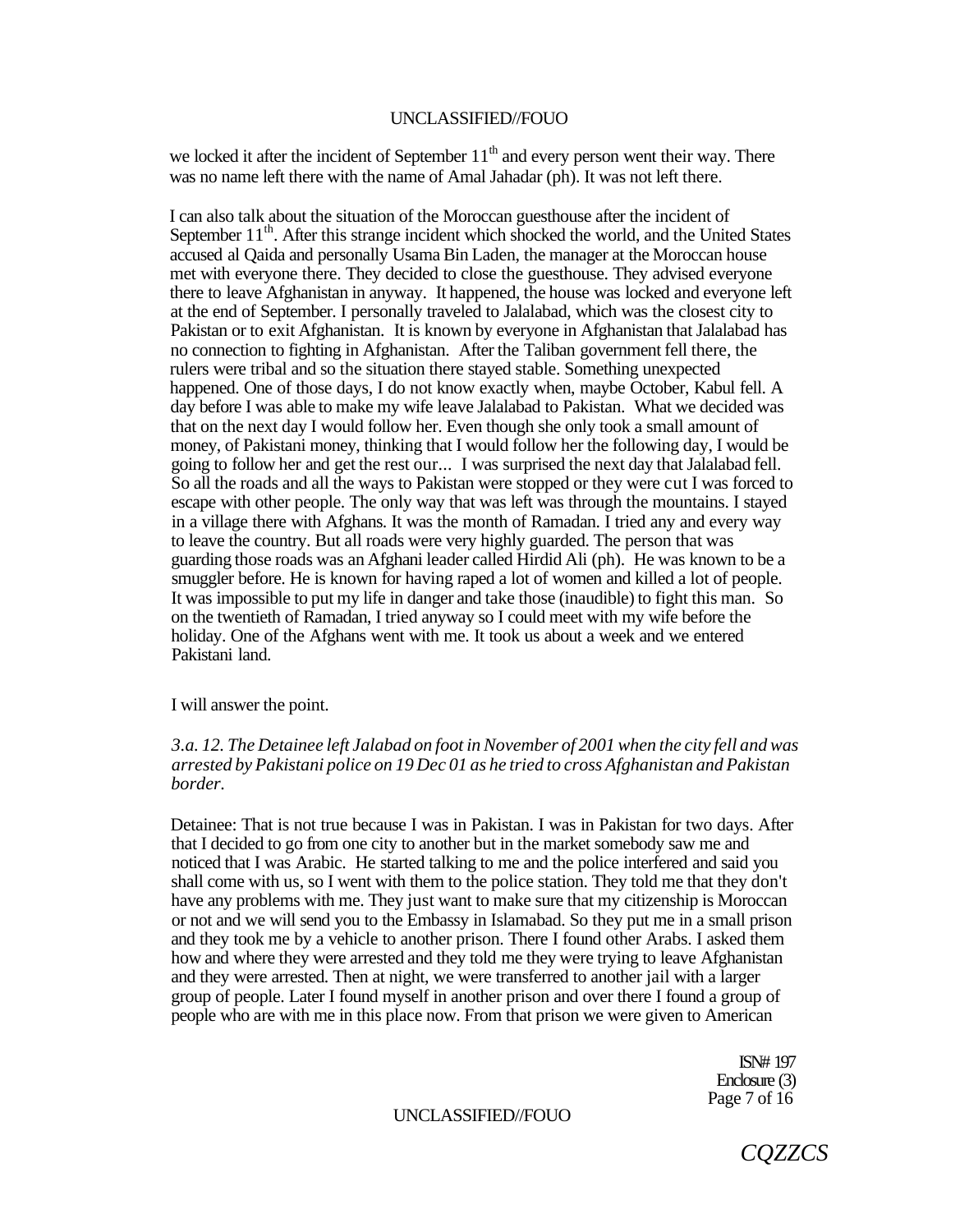we locked it after the incident of September 11th and every person went their way. There was no name left there with the name of Amal Jahadar (ph). It was not left there.

I can also talk about the situation of the Moroccan guesthouse after the incident of September 11th. After this strange incident which shocked the world, and the United States accused al Qaida and personally Usama Bin Laden, the manager at the Moroccan house met with everyone there. They decided to close the guesthouse. They advised everyone there to leave Afghanistan in anyway. It happened, the house was locked and everyone left at the end of September. I personally traveled to Jalalabad, which was the closest city to Pakistan or to exit Afghanistan. It is known by everyone in Afghanistan that Jalalabad has no connection to fighting in Afghanistan. After the Taliban government fell there, the rulers were tribal and so the situation there stayed stable. Something unexpected happened. One of those days, I do not know exactly when, maybe October, Kabul fell. A day before I was able to make my wife leave Jalalabad to Pakistan. What we decided was that on the next day I would follow her. Even though she only took a small amount of money, of Pakistani money, thinking that I would follow her the following day, I would be going to follow her and get the rest our... I was surprised the next day that Jalalabad fell. So all the roads and all the ways to Pakistan were stopped or they were cut I was forced to escape with other people. The only way that was left was through the mountains. I stayed in a village there with Afghans. It was the month of Ramadan. I tried any and every way to leave the country. But all roads were very highly guarded. The person that was guarding those roads was an Afghani leader called Hirdid Ali (ph). He was known to be a smuggler before. He is known for having raped a lot of women and killed a lot of people. It was impossible to put my life in danger and take those (inaudible) to fight this man. So on the twentieth of Ramadan, I tried anyway so I could meet with my wife before the holiday. One of the Afghans went with me. It took us about a week and we entered Pakistani land.

I will answer the point.

*3.a. 12. The Detainee left Jalabad on foot in November of 2001 when the city fell and was arrested by Pakistani police on 19 Dec 01 as he tried to cross Afghanistan and Pakistan border.*

Detainee: That is not true because I was in Pakistan. I was in Pakistan for two days. After that I decided to go from one city to another but in the market somebody saw me and noticed that I was Arabic. He started talking to me and the police interfered and said you shall come with us, so I went with them to the police station. They told me that they don't have any problems with me. They just want to make sure that my citizenship is Moroccan or not and we will send you to the Embassy in Islamabad. So they put me in a small prison and they took me by a vehicle to another prison. There I found other Arabs. I asked them how and where they were arrested and they told me they were trying to leave Afghanistan and they were arrested. Then at night, we were transferred to another jail with a larger group of people. Later I found myself in another prison and over there I found a group of people who are with me in this place now. From that prison we were given to American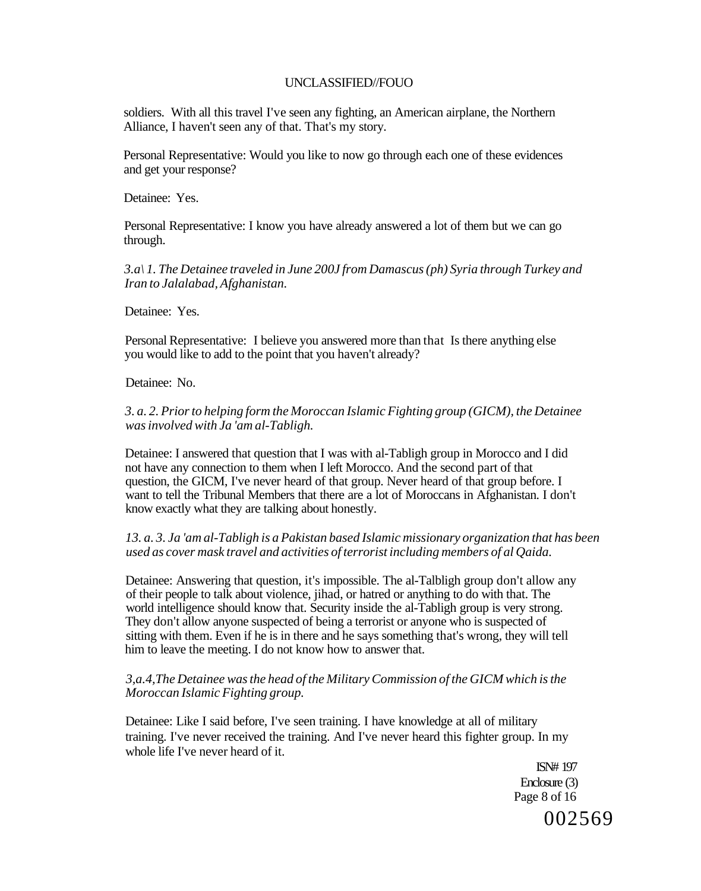soldiers. With all this travel I've seen any fighting, an American airplane, the Northern Alliance, I haven't seen any of that. That's my story.

Personal Representative: Would you like to now go through each one of these evidences and get your response?

Detainee: Yes.

Personal Representative: I know you have already answered a lot of them but we can go through.

*3.a\ 1. The Detainee traveled in June 200J from Damascus (ph) Syria through Turkey and Iran to Jalalabad, Afghanistan.*

Detainee: Yes.

Personal Representative: I believe you answered more than that Is there anything else you would like to add to the point that you haven't already?

Detainee: No.

*3. a. 2. Prior to helping form the Moroccan Islamic Fighting group (GICM), the Detainee was involved with Ja 'am al-Tabligh.*

Detainee: I answered that question that I was with al-Tabligh group in Morocco and I did not have any connection to them when I left Morocco. And the second part of that question, the GICM, I've never heard of that group. Never heard of that group before. I want to tell the Tribunal Members that there are a lot of Moroccans in Afghanistan. I don't know exactly what they are talking about honestly.

*13. a. 3. Ja 'am al-Tabligh is a Pakistan based Islamic missionary organization that has been used as cover mask travel and activities of terrorist including members of al Qaida.*

Detainee: Answering that question, it's impossible. The al-Talbligh group don't allow any of their people to talk about violence, jihad, or hatred or anything to do with that. The world intelligence should know that. Security inside the al-Tabligh group is very strong. They don't allow anyone suspected of being a terrorist or anyone who is suspected of sitting with them. Even if he is in there and he says something that's wrong, they will tell him to leave the meeting. I do not know how to answer that.

*3,a.4,The Detainee was the head of the Military Commission of the GICM which is the Moroccan Islamic Fighting group.*

Detainee: Like I said before, I've seen training. I have knowledge at all of military training. I've never received the training. And I've never heard this fighter group. In my whole life I've never heard of it.

ISN# 197
Enclosure (3)

002569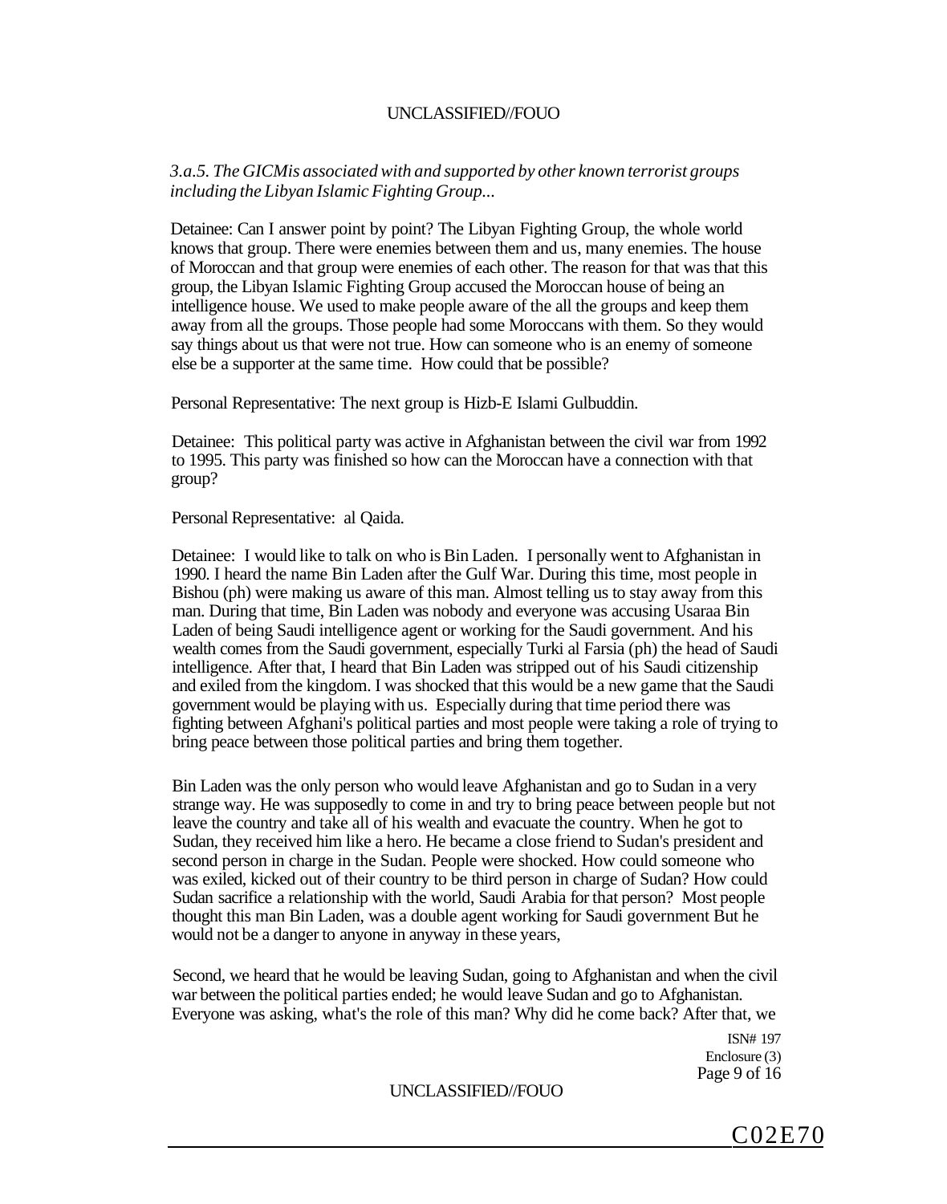*3.a.5. The GICMis associated with and supported by other known terrorist groups including the Libyan Islamic Fighting Group...*

Detainee: Can I answer point by point? The Libyan Fighting Group, the whole world knows that group. There were enemies between them and us, many enemies. The house of Moroccan and that group were enemies of each other. The reason for that was that this group, the Libyan Islamic Fighting Group accused the Moroccan house of being an intelligence house. We used to make people aware of the all the groups and keep them away from all the groups. Those people had some Moroccans with them. So they would say things about us that were not true. How can someone who is an enemy of someone else be a supporter at the same time. How could that be possible?

Personal Representative: The next group is Hizb-E Islami Gulbuddin.

Detainee: This political party was active in Afghanistan between the civil war from 1992 to 1995. This party was finished so how can the Moroccan have a connection with that group?

Personal Representative: al Qaida.

Detainee: I would like to talk on who is Bin Laden. I personally went to Afghanistan in 1990. I heard the name Bin Laden after the Gulf War. During this time, most people in Bishou (ph) were making us aware of this man. Almost telling us to stay away from this man. During that time, Bin Laden was nobody and everyone was accusing Usaraa Bin Laden of being Saudi intelligence agent or working for the Saudi government. And his wealth comes from the Saudi government, especially Turki al Farsia (ph) the head of Saudi intelligence. After that, I heard that Bin Laden was stripped out of his Saudi citizenship and exiled from the kingdom. I was shocked that this would be a new game that the Saudi government would be playing with us. Especially during that time period there was fighting between Afghani's political parties and most people were taking a role of trying to bring peace between those political parties and bring them together.

Bin Laden was the only person who would leave Afghanistan and go to Sudan in a very strange way. He was supposedly to come in and try to bring peace between people but not leave the country and take all of his wealth and evacuate the country. When he got to Sudan, they received him like a hero. He became a close friend to Sudan's president and second person in charge in the Sudan. People were shocked. How could someone who was exiled, kicked out of their country to be third person in charge of Sudan? How could Sudan sacrifice a relationship with the world, Saudi Arabia for that person? Most people thought this man Bin Laden, was a double agent working for Saudi government But he would not be a danger to anyone in anyway in these years,

Second, we heard that he would be leaving Sudan, going to Afghanistan and when the civil war between the political parties ended; he would leave Sudan and go to Afghanistan. Everyone was asking, what's the role of this man? Why did he come back? After that, we

ISN# 197
Enclosure (3)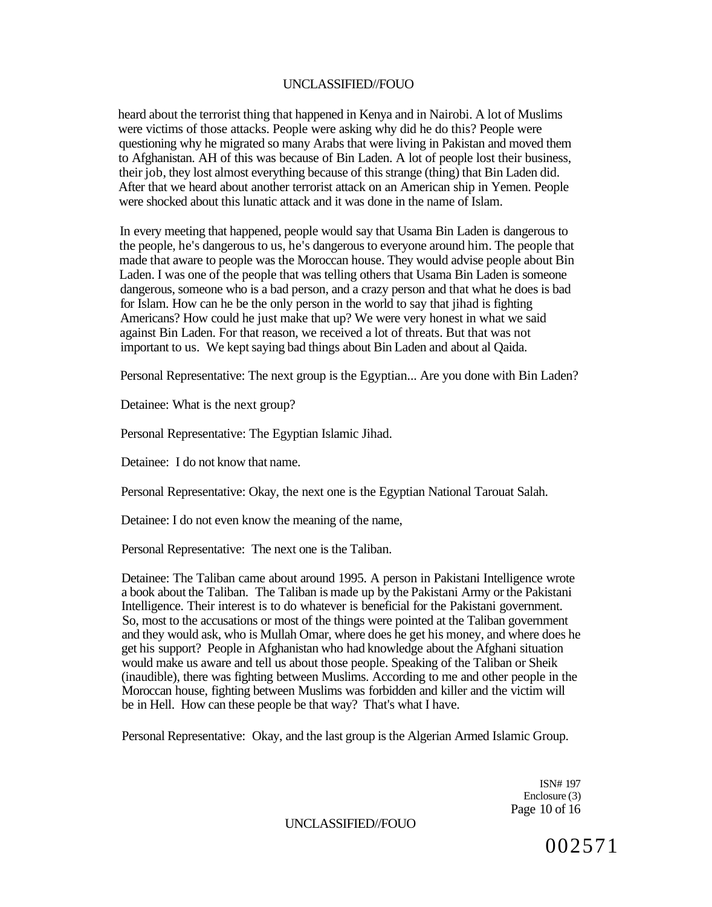heard about the terrorist thing that happened in Kenya and in Nairobi. A lot of Muslims were victims of those attacks. People were asking why did he do this? People were questioning why he migrated so many Arabs that were living in Pakistan and moved them to Afghanistan. AH of this was because of Bin Laden. A lot of people lost their business, their job, they lost almost everything because of this strange (thing) that Bin Laden did. After that we heard about another terrorist attack on an American ship in Yemen. People were shocked about this lunatic attack and it was done in the name of Islam.

In every meeting that happened, people would say that Usama Bin Laden is dangerous to the people, he's dangerous to us, he's dangerous to everyone around him. The people that made that aware to people was the Moroccan house. They would advise people about Bin Laden. I was one of the people that was telling others that Usama Bin Laden is someone dangerous, someone who is a bad person, and a crazy person and that what he does is bad for Islam. How can he be the only person in the world to say that jihad is fighting Americans? How could he just make that up? We were very honest in what we said against Bin Laden. For that reason, we received a lot of threats. But that was not important to us. We kept saying bad things about Bin Laden and about al Qaida.

Personal Representative: The next group is the Egyptian... Are you done with Bin Laden?

Detainee: What is the next group?

Personal Representative: The Egyptian Islamic Jihad.

Detainee: I do not know that name.

Personal Representative: Okay, the next one is the Egyptian National Tarouat Salah.

Detainee: I do not even know the meaning of the name,

Personal Representative: The next one is the Taliban.

Detainee: The Taliban came about around 1995. A person in Pakistani Intelligence wrote a book about the Taliban. The Taliban is made up by the Pakistani Army or the Pakistani Intelligence. Their interest is to do whatever is beneficial for the Pakistani government. So, most to the accusations or most of the things were pointed at the Taliban government and they would ask, who is Mullah Omar, where does he get his money, and where does he get his support? People in Afghanistan who had knowledge about the Afghani situation would make us aware and tell us about those people. Speaking of the Taliban or Sheik (inaudible), there was fighting between Muslims. According to me and other people in the Moroccan house, fighting between Muslims was forbidden and killer and the victim will be in Hell. How can these people be that way? That's what I have.

Personal Representative: Okay, and the last group is the Algerian Armed Islamic Group.

ISN# 197
Enclosure (3)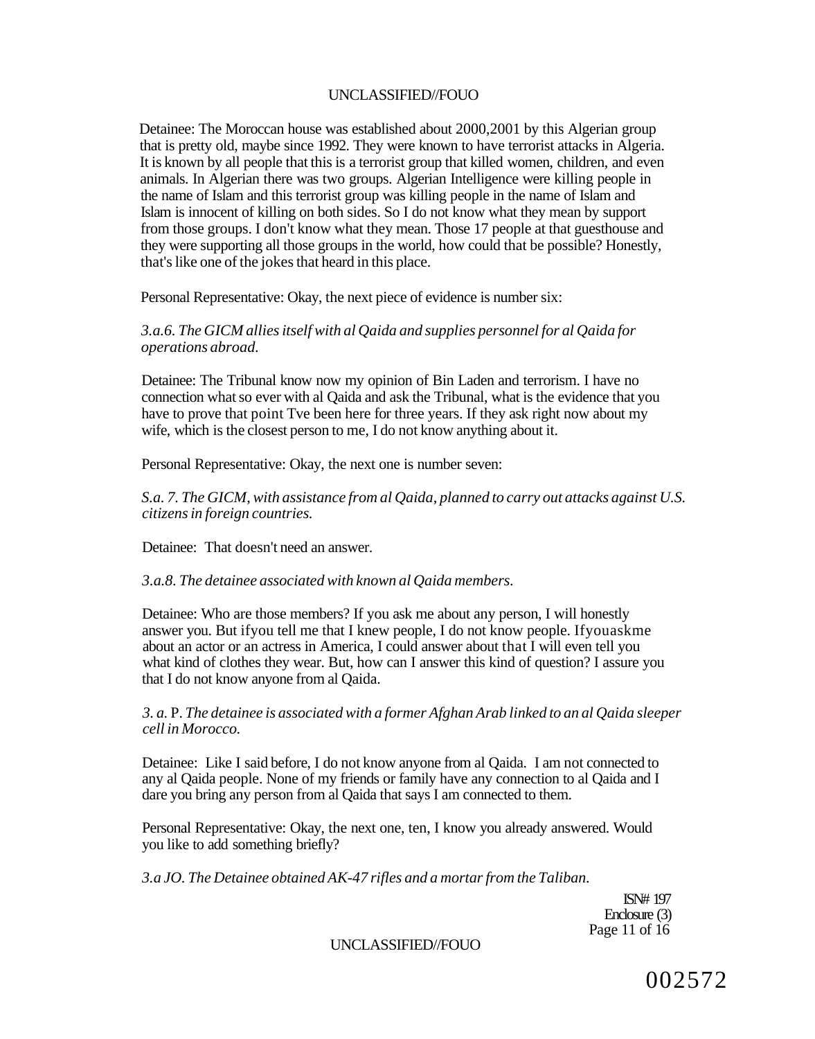Detainee: The Moroccan house was established about 2000,2001 by this Algerian group that is pretty old, maybe since 1992. They were known to have terrorist attacks in Algeria. It is known by all people that this is a terrorist group that killed women, children, and even animals. In Algerian there was two groups. Algerian Intelligence were killing people in the name of Islam and this terrorist group was killing people in the name of Islam and Islam is innocent of killing on both sides. So I do not know what they mean by support from those groups. I don't know what they mean. Those 17 people at that guesthouse and they were supporting all those groups in the world, how could that be possible? Honestly, that's like one of the jokes that heard in this place.

Personal Representative: Okay, the next piece of evidence is number six:

*3.a.6. The GICM allies itself with al Qaida and supplies personnel for al Qaida for operations abroad.*

Detainee: The Tribunal know now my opinion of Bin Laden and terrorism. I have no connection what so ever with al Qaida and ask the Tribunal, what is the evidence that you have to prove that point Tve been here for three years. If they ask right now about my wife, which is the closest person to me, I do not know anything about it.

Personal Representative: Okay, the next one is number seven:

*S.a. 7. The GICM, with assistance from al Qaida, planned to carry out attacks against U.S. citizens in foreign countries.*

Detainee: That doesn't need an answer.

*3.a.8. The detainee associated with known al Qaida members.*

Detainee: Who are those members? If you ask me about any person, I will honestly answer you. But ifyou tell me that I knew people, I do not know people. Ifyouaskme about an actor or an actress in America, I could answer about that I will even tell you what kind of clothes they wear. But, how can I answer this kind of question? I assure you that I do not know anyone from al Qaida.

*3. a.* P. *The detainee is associated with a former Afghan Arab linked to an al Qaida sleeper cell in Morocco.*

Detainee: Like I said before, I do not know anyone from al Qaida. I am not connected to any al Qaida people. None of my friends or family have any connection to al Qaida and I dare you bring any person from al Qaida that says I am connected to them.

Personal Representative: Okay, the next one, ten, I know you already answered. Would you like to add something briefly?

*3.a JO. The Detainee obtained AK-47 rifles and a mortar from the Taliban.*

ISN# 197
Enclosure (3)

002572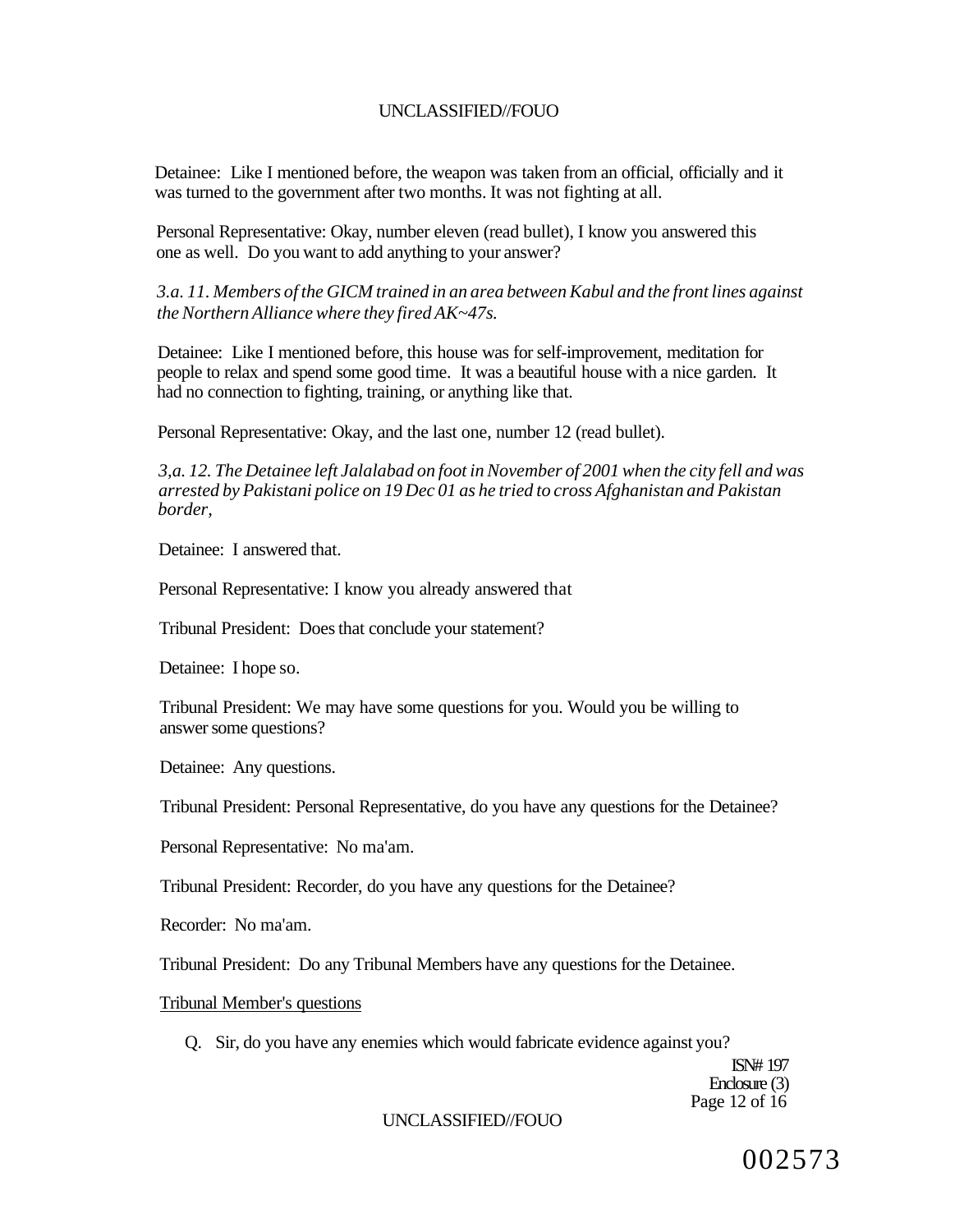Detainee: Like I mentioned before, the weapon was taken from an official, officially and it was turned to the government after two months. It was not fighting at all.

Personal Representative: Okay, number eleven (read bullet), I know you answered this one as well. Do you want to add anything to your answer?

*3.a. 11. Members of the GICM trained in an area between Kabul and the front lines against the Northern Alliance where they fired AK~47s.*

Detainee: Like I mentioned before, this house was for self-improvement, meditation for people to relax and spend some good time. It was a beautiful house with a nice garden. It had no connection to fighting, training, or anything like that.

Personal Representative: Okay, and the last one, number 12 (read bullet).

*3,a. 12. The Detainee left Jalalabad on foot in November of 2001 when the city fell and was arrested by Pakistani police on 19 Dec 01 as he tried to cross Afghanistan and Pakistan border,*

Detainee: I answered that.

Personal Representative: I know you already answered that

Tribunal President: Does that conclude your statement?

Detainee: I hope so.

Tribunal President: We may have some questions for you. Would you be willing to answer some questions?

Detainee: Any questions.

Tribunal President: Personal Representative, do you have any questions for the Detainee?

Personal Representative: No ma'am.

Tribunal President: Recorder, do you have any questions for the Detainee?

Recorder: No ma'am.

Tribunal President: Do any Tribunal Members have any questions for the Detainee.

<u>Tribunal Member's questions</u>

Q. Sir, do you have any enemies which would fabricate evidence against you?

ISN# 197
Enclosure (3)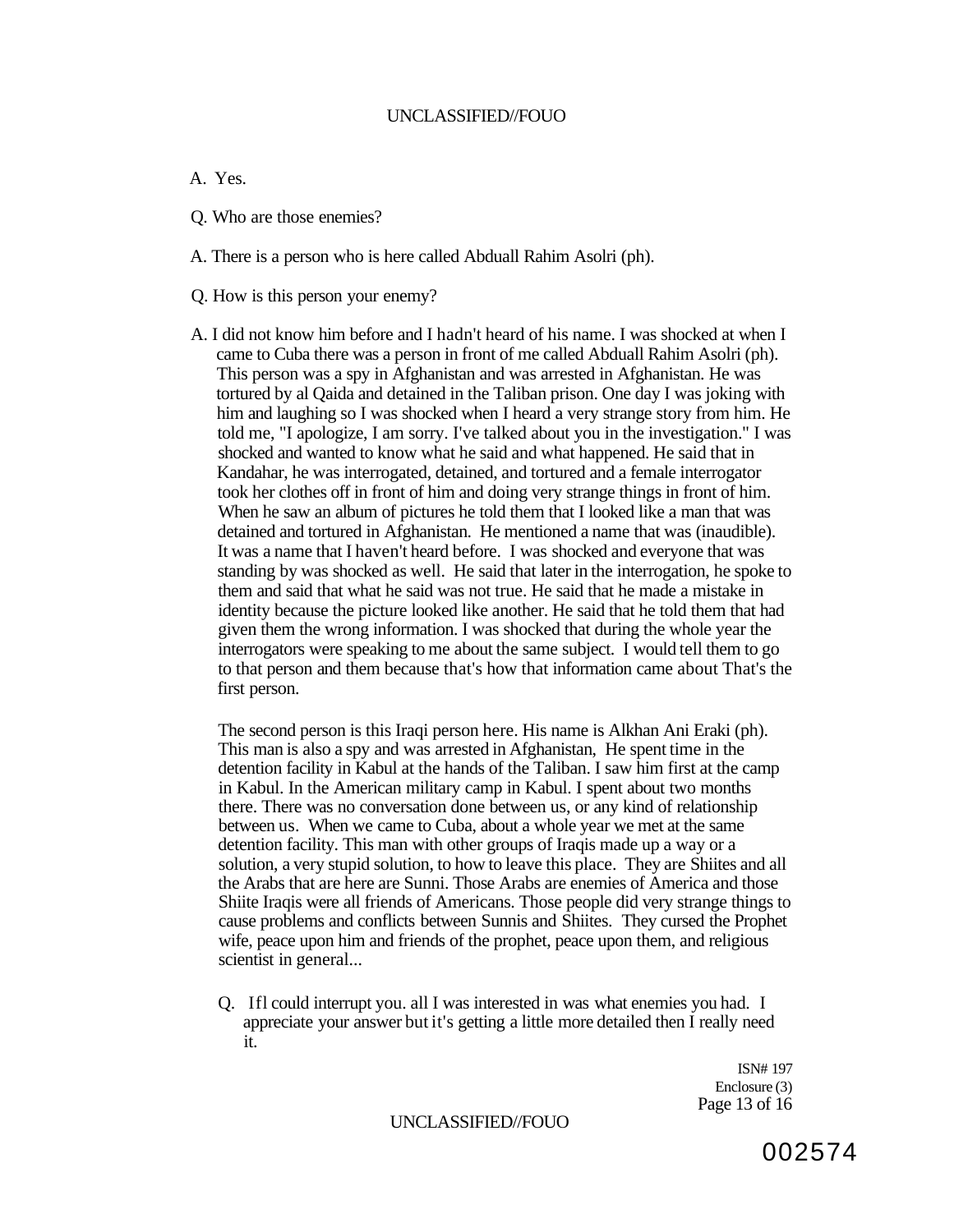A. Yes.

Q. Who are those enemies?

A. There is a person who is here called Abduall Rahim Asolri (ph).

Q. How is this person your enemy?

A. I did not know him before and I hadn't heard of his name. I was shocked at when I came to Cuba there was a person in front of me called Abduall Rahim Asolri (ph). This person was a spy in Afghanistan and was arrested in Afghanistan. He was tortured by al Qaida and detained in the Taliban prison. One day I was joking with him and laughing so I was shocked when I heard a very strange story from him. He told me, "I apologize, I am sorry. I've talked about you in the investigation." I was shocked and wanted to know what he said and what happened. He said that in Kandahar, he was interrogated, detained, and tortured and a female interrogator took her clothes off in front of him and doing very strange things in front of him. When he saw an album of pictures he told them that I looked like a man that was detained and tortured in Afghanistan. He mentioned a name that was (inaudible). It was a name that I haven't heard before. I was shocked and everyone that was standing by was shocked as well. He said that later in the interrogation, he spoke to them and said that what he said was not true. He said that he made a mistake in identity because the picture looked like another. He said that he told them that had given them the wrong information. I was shocked that during the whole year the interrogators were speaking to me about the same subject. I would tell them to go to that person and them because that's how that information came about That's the first person.

The second person is this Iraqi person here. His name is Alkhan Ani Eraki (ph). This man is also a spy and was arrested in Afghanistan, He spent time in the detention facility in Kabul at the hands of the Taliban. I saw him first at the camp in Kabul. In the American military camp in Kabul. I spent about two months there. There was no conversation done between us, or any kind of relationship between us. When we came to Cuba, about a whole year we met at the same detention facility. This man with other groups of Iraqis made up a way or a solution, a very stupid solution, to how to leave this place. They are Shiites and all the Arabs that are here are Sunni. Those Arabs are enemies of America and those Shiite Iraqis were all friends of Americans. Those people did very strange things to cause problems and conflicts between Sunnis and Shiites. They cursed the Prophet wife, peace upon him and friends of the prophet, peace upon them, and religious scientist in general...

Q. Ifl could interrupt you. all I was interested in was what enemies you had. I appreciate your answer but it's getting a little more detailed then I really need it.

ISN# 197
Enclosure (3)

002574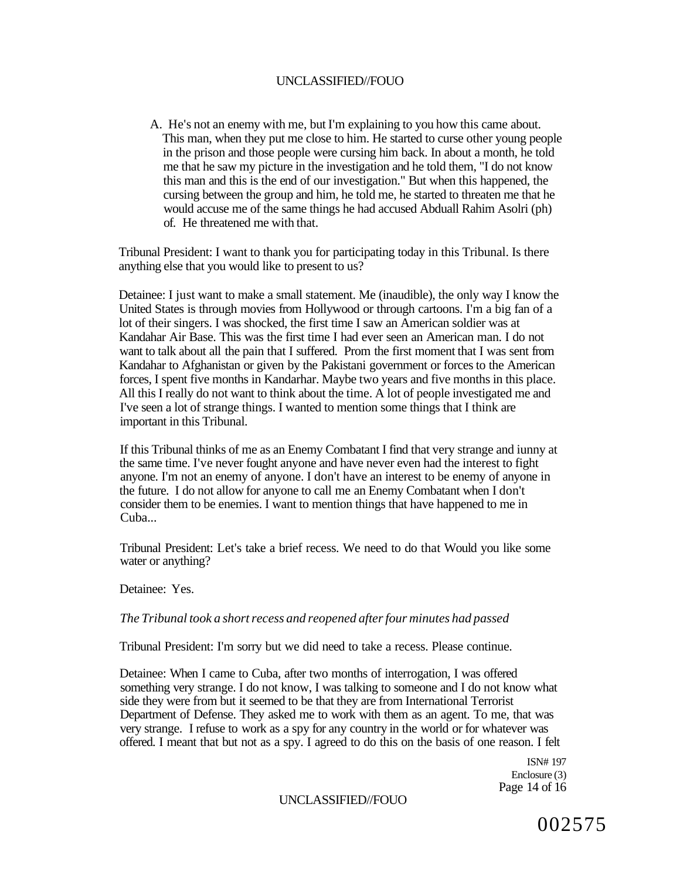A. He's not an enemy with me, but I'm explaining to you how this came about. This man, when they put me close to him. He started to curse other young people in the prison and those people were cursing him back. In about a month, he told me that he saw my picture in the investigation and he told them, "I do not know this man and this is the end of our investigation." But when this happened, the cursing between the group and him, he told me, he started to threaten me that he would accuse me of the same things he had accused Abduall Rahim Asolri (ph) of. He threatened me with that.

Tribunal President: I want to thank you for participating today in this Tribunal. Is there anything else that you would like to present to us?

Detainee: I just want to make a small statement. Me (inaudible), the only way I know the United States is through movies from Hollywood or through cartoons. I'm a big fan of a lot of their singers. I was shocked, the first time I saw an American soldier was at Kandahar Air Base. This was the first time I had ever seen an American man. I do not want to talk about all the pain that I suffered. Prom the first moment that I was sent from Kandahar to Afghanistan or given by the Pakistani government or forces to the American forces, I spent five months in Kandarhar. Maybe two years and five months in this place. All this I really do not want to think about the time. A lot of people investigated me and I've seen a lot of strange things. I wanted to mention some things that I think are important in this Tribunal.

If this Tribunal thinks of me as an Enemy Combatant I find that very strange and iunny at the same time. I've never fought anyone and have never even had the interest to fight anyone. I'm not an enemy of anyone. I don't have an interest to be enemy of anyone in the future. I do not allow for anyone to call me an Enemy Combatant when I don't consider them to be enemies. I want to mention things that have happened to me in Cuba...

Tribunal President: Let's take a brief recess. We need to do that Would you like some water or anything?

Detainee: Yes.

*The Tribunal took a short recess and reopened after four minutes had passed*

Tribunal President: I'm sorry but we did need to take a recess. Please continue.

Detainee: When I came to Cuba, after two months of interrogation, I was offered something very strange. I do not know, I was talking to someone and I do not know what side they were from but it seemed to be that they are from International Terrorist Department of Defense. They asked me to work with them as an agent. To me, that was very strange. I refuse to work as a spy for any country in the world or for whatever was offered. I meant that but not as a spy. I agreed to do this on the basis of one reason. I felt

ISN# 197
Enclosure (3)

002575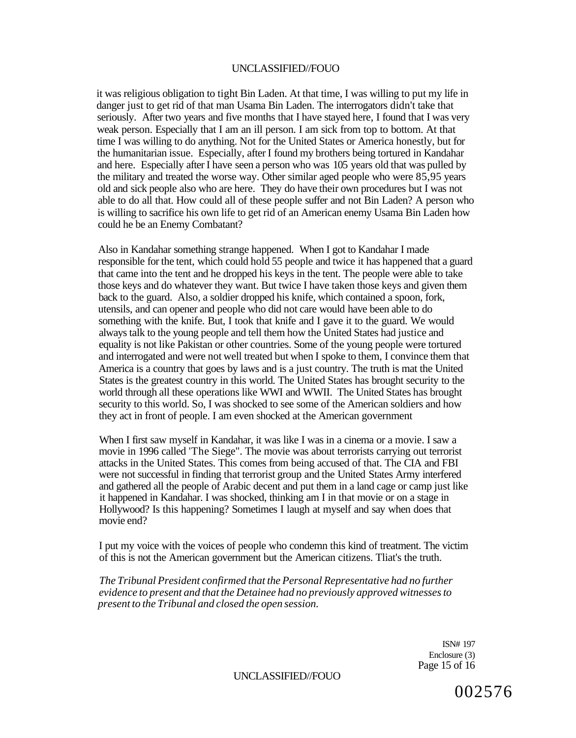it was religious obligation to tight Bin Laden. At that time, I was willing to put my life in danger just to get rid of that man Usama Bin Laden. The interrogators didn't take that seriously. After two years and five months that I have stayed here, I found that I was very weak person. Especially that I am an ill person. I am sick from top to bottom. At that time I was willing to do anything. Not for the United States or America honestly, but for the humanitarian issue. Especially, after I found my brothers being tortured in Kandahar and here. Especially after I have seen a person who was 105 years old that was pulled by the military and treated the worse way. Other similar aged people who were 85,95 years old and sick people also who are here. They do have their own procedures but I was not able to do all that. How could all of these people suffer and not Bin Laden? A person who is willing to sacrifice his own life to get rid of an American enemy Usama Bin Laden how could he be an Enemy Combatant?

Also in Kandahar something strange happened. When I got to Kandahar I made responsible for the tent, which could hold 55 people and twice it has happened that a guard that came into the tent and he dropped his keys in the tent. The people were able to take those keys and do whatever they want. But twice I have taken those keys and given them back to the guard. Also, a soldier dropped his knife, which contained a spoon, fork, utensils, and can opener and people who did not care would have been able to do something with the knife. But, I took that knife and I gave it to the guard. We would always talk to the young people and tell them how the United States had justice and equality is not like Pakistan or other countries. Some of the young people were tortured and interrogated and were not well treated but when I spoke to them, I convince them that America is a country that goes by laws and is a just country. The truth is mat the United States is the greatest country in this world. The United States has brought security to the world through all these operations like WWI and WWII. The United States has brought security to this world. So, I was shocked to see some of the American soldiers and how they act in front of people. I am even shocked at the American government

When I first saw myself in Kandahar, it was like I was in a cinema or a movie. I saw a movie in 1996 called 'The Siege". The movie was about terrorists carrying out terrorist attacks in the United States. This comes from being accused of that. The CIA and FBI were not successful in finding that terrorist group and the United States Army interfered and gathered all the people of Arabic decent and put them in a land cage or camp just like it happened in Kandahar. I was shocked, thinking am I in that movie or on a stage in Hollywood? Is this happening? Sometimes I laugh at myself and say when does that movie end?

I put my voice with the voices of people who condemn this kind of treatment. The victim of this is not the American government but the American citizens. Tliat's the truth.

*The Tribunal President confirmed that the Personal Representative had no further evidence to present and that the Detainee had no previously approved witnesses to present to the Tribunal and closed the open session.*

ISN# 197
Enclosure (3)

002576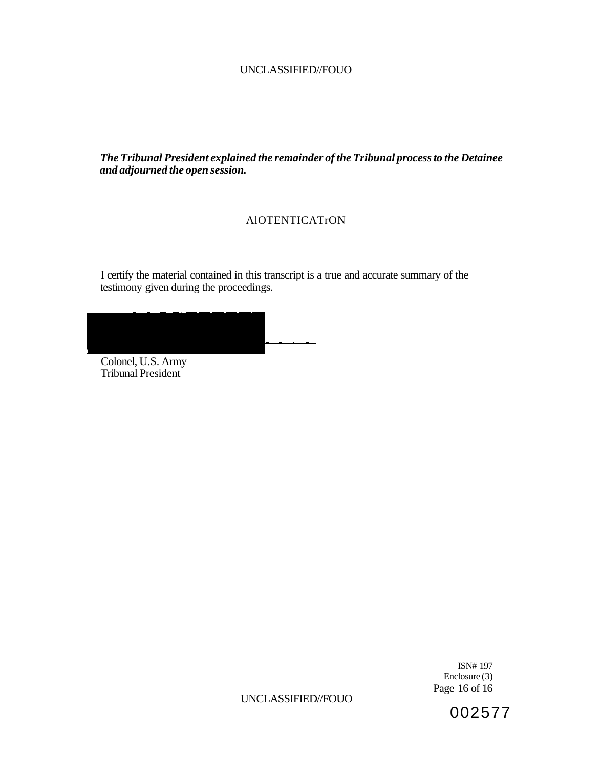*The Tribunal President explained the remainder of the Tribunal process to the Detainee and adjourned the open session.*

AlOTENTICATrON

I certify the material contained in this transcript is a true and accurate summary of the testimony given during the proceedings.

Colonel, U.S. Army
Tribunal President

ISN# 197
Enclosure (3)

002577